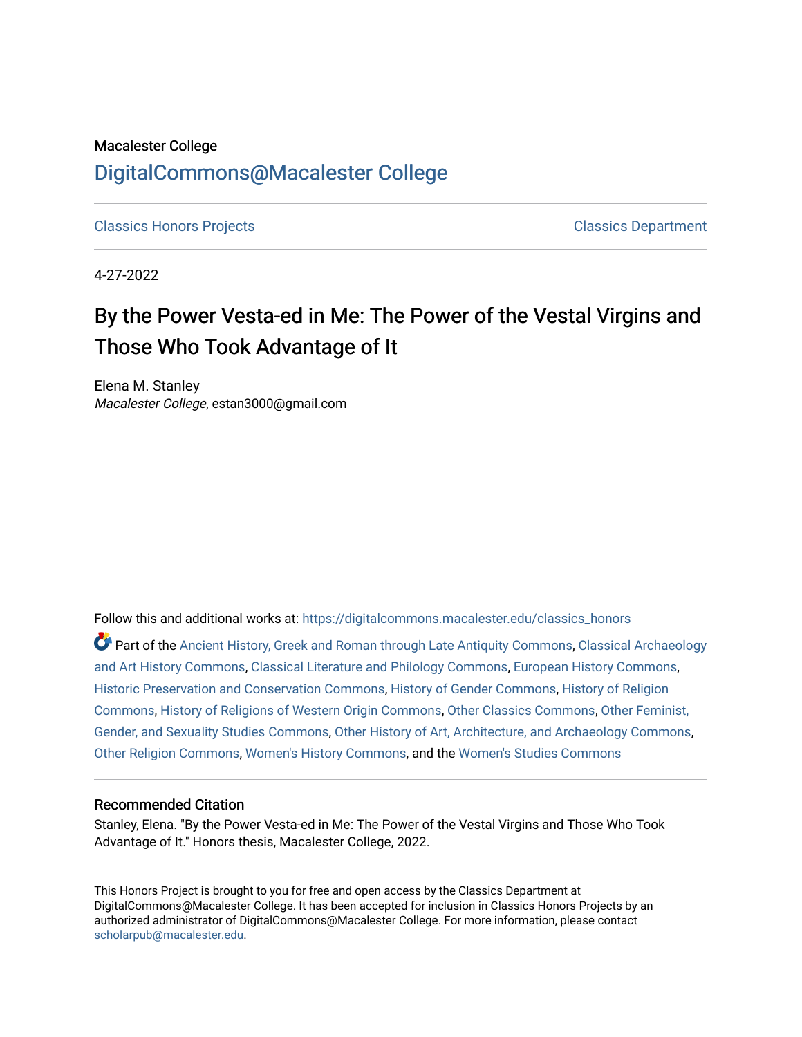Macalester College

# DigitalCommons@Macalester College

Classics Honors Projects | Classics Department

4-27-2022

# By the Power Vesta-ed in Me: The Power of the Vestal Virgins and Those Who Took Advantage of It

Elena M. Stanley
*Macalester College*, estan3000@gmail.com

Follow this and additional works at: https://digitalcommons.macalester.edu/classics_honors

Part of the Ancient History, Greek and Roman through Late Antiquity Commons, Classical Archaeology and Art History Commons, Classical Literature and Philology Commons, European History Commons, Historic Preservation and Conservation Commons, History of Gender Commons, History of Religion Commons, History of Religions of Western Origin Commons, Other Classics Commons, Other Feminist, Gender, and Sexuality Studies Commons, Other History of Art, Architecture, and Archaeology Commons, Other Religion Commons, Women's History Commons, and the Women's Studies Commons

### Recommended Citation

Stanley, Elena. "By the Power Vesta-ed in Me: The Power of the Vestal Virgins and Those Who Took Advantage of It." Honors thesis, Macalester College, 2022.

This Honors Project is brought to you for free and open access by the Classics Department at DigitalCommons@Macalester College. It has been accepted for inclusion in Classics Honors Projects by an authorized administrator of DigitalCommons@Macalester College. For more information, please contact scholarpub@macalester.edu.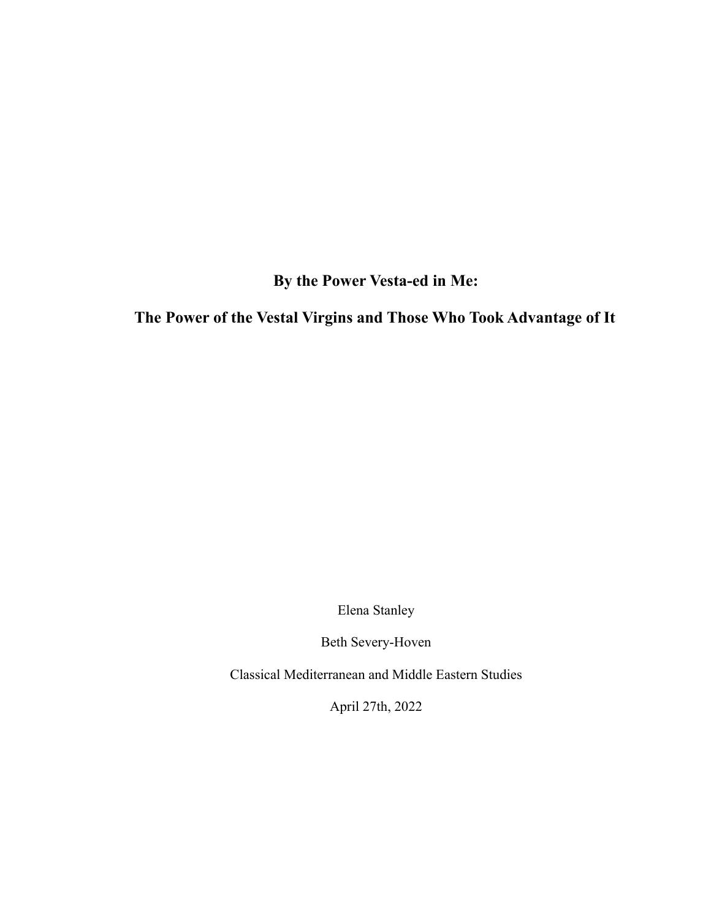# By the Power Vesta-ed in Me:

# The Power of the Vestal Virgins and Those Who Took Advantage of It

Elena Stanley

Beth Severy-Hoven

Classical Mediterranean and Middle Eastern Studies

April 27th, 2022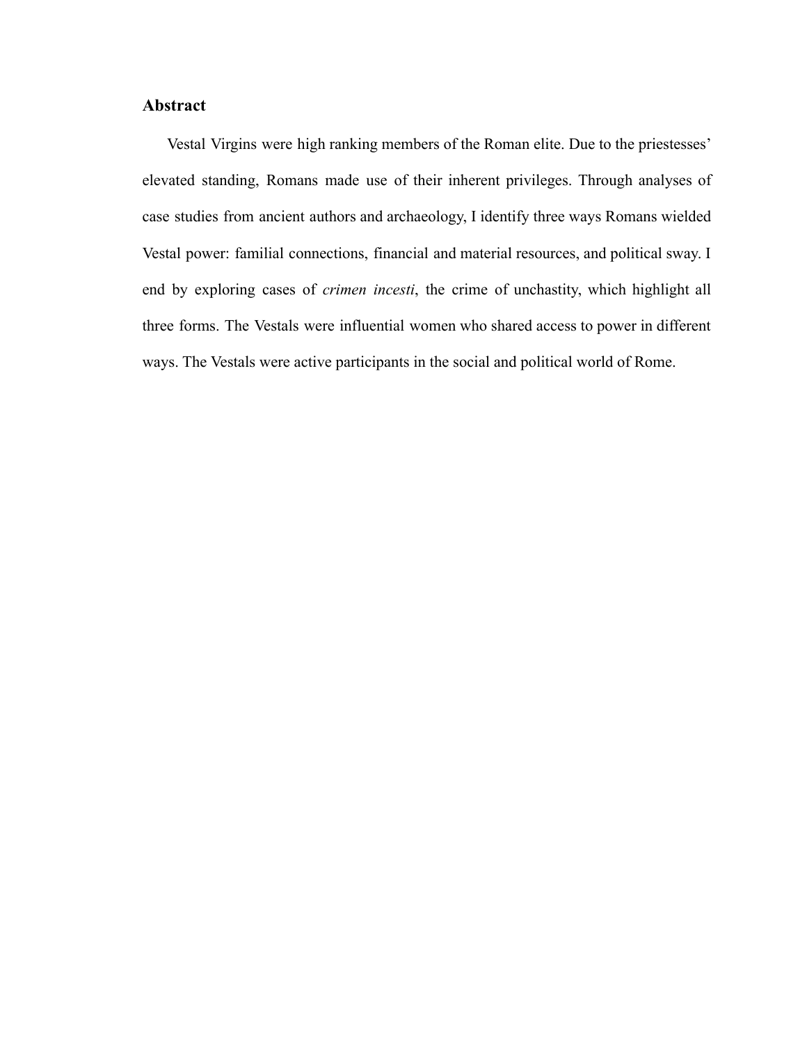## Abstract

Vestal Virgins were high ranking members of the Roman elite. Due to the priestesses' elevated standing, Romans made use of their inherent privileges. Through analyses of case studies from ancient authors and archaeology, I identify three ways Romans wielded Vestal power: familial connections, financial and material resources, and political sway. I end by exploring cases of *crimen incesti*, the crime of unchastity, which highlight all three forms. The Vestals were influential women who shared access to power in different ways. The Vestals were active participants in the social and political world of Rome.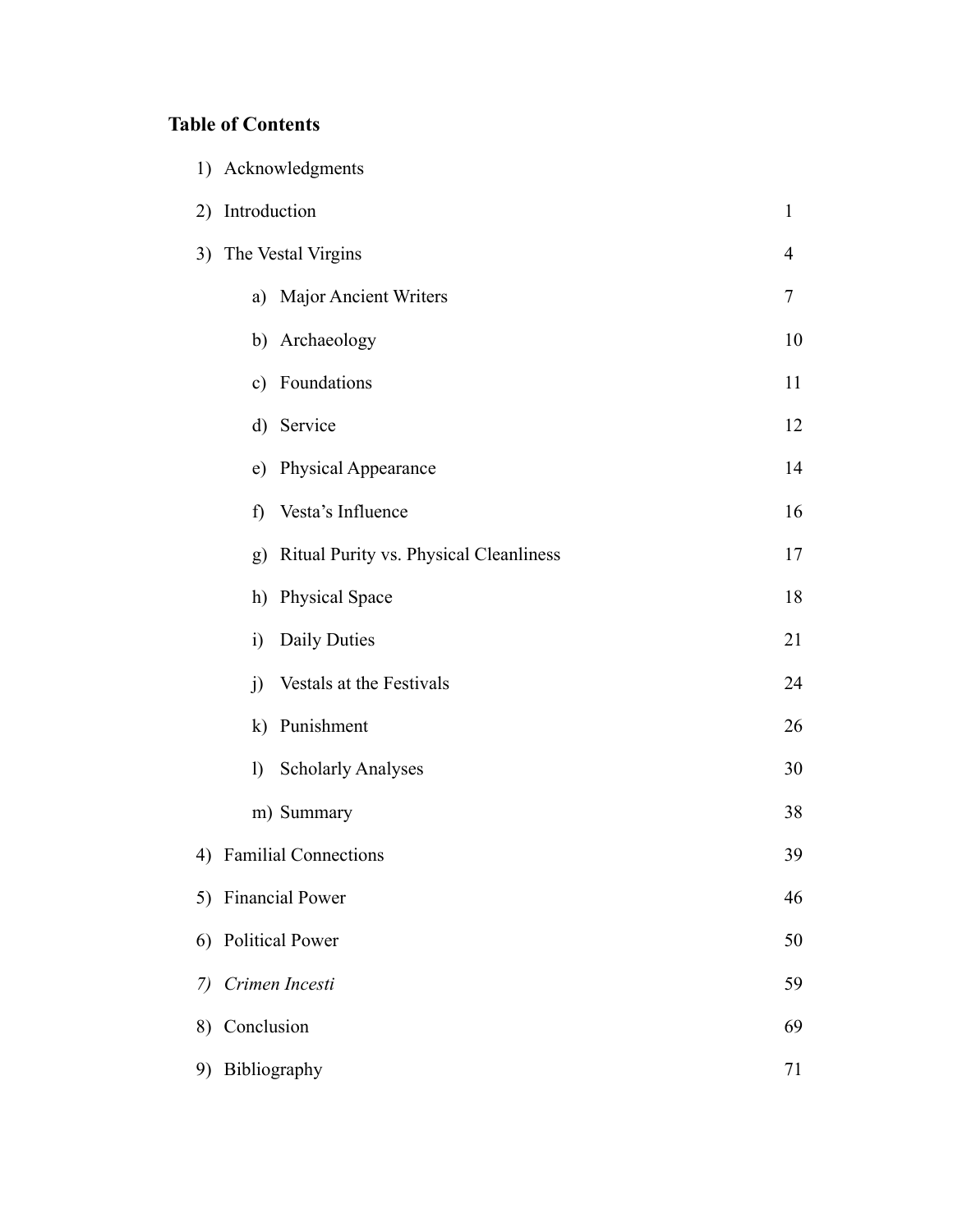**Table of Contents**

1) Acknowledgments
2) Introduction 1
3) The Vestal Virgins 4
   a) Major Ancient Writers 7
   b) Archaeology 10
   c) Foundations 11
   d) Service 12
   e) Physical Appearance 14
   f) Vesta's Influence 16
   g) Ritual Purity vs. Physical Cleanliness 17
   h) Physical Space 18
   i) Daily Duties 21
   j) Vestals at the Festivals 24
   k) Punishment 26
   l) Scholarly Analyses 30
   m) Summary 38
4) Familial Connections 39
5) Financial Power 46
6) Political Power 50
7) *Crimen Incesti* 59
8) Conclusion 69
9) Bibliography 71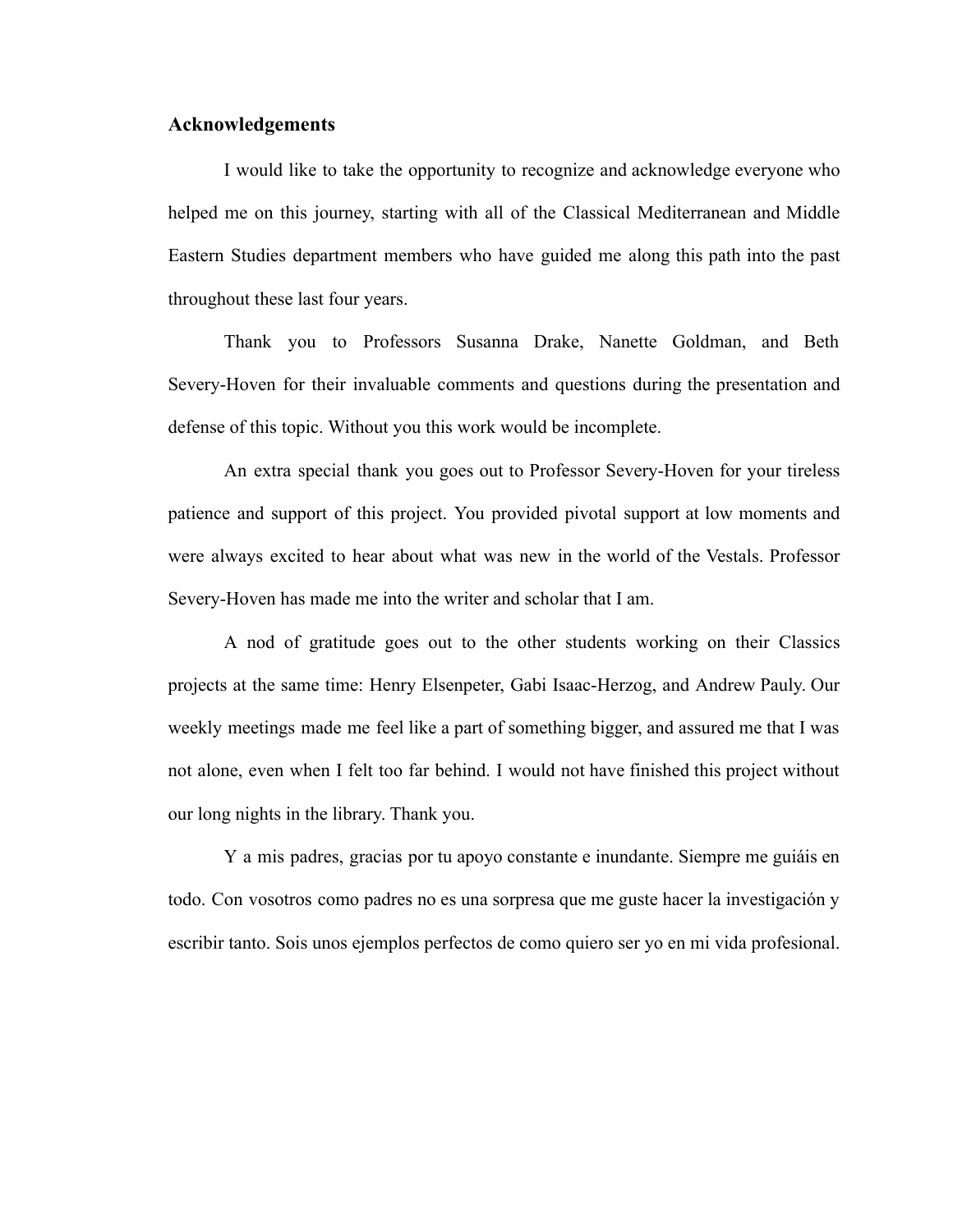## Acknowledgements

I would like to take the opportunity to recognize and acknowledge everyone who helped me on this journey, starting with all of the Classical Mediterranean and Middle Eastern Studies department members who have guided me along this path into the past throughout these last four years.

Thank you to Professors Susanna Drake, Nanette Goldman, and Beth Severy-Hoven for their invaluable comments and questions during the presentation and defense of this topic. Without you this work would be incomplete.

An extra special thank you goes out to Professor Severy-Hoven for your tireless patience and support of this project. You provided pivotal support at low moments and were always excited to hear about what was new in the world of the Vestals. Professor Severy-Hoven has made me into the writer and scholar that I am.

A nod of gratitude goes out to the other students working on their Classics projects at the same time: Henry Elsenpeter, Gabi Isaac-Herzog, and Andrew Pauly. Our weekly meetings made me feel like a part of something bigger, and assured me that I was not alone, even when I felt too far behind. I would not have finished this project without our long nights in the library. Thank you.

Y a mis padres, gracias por tu apoyo constante e inundante. Siempre me guiáis en todo. Con vosotros como padres no es una sorpresa que me guste hacer la investigación y escribir tanto. Sois unos ejemplos perfectos de como quiero ser yo en mi vida profesional.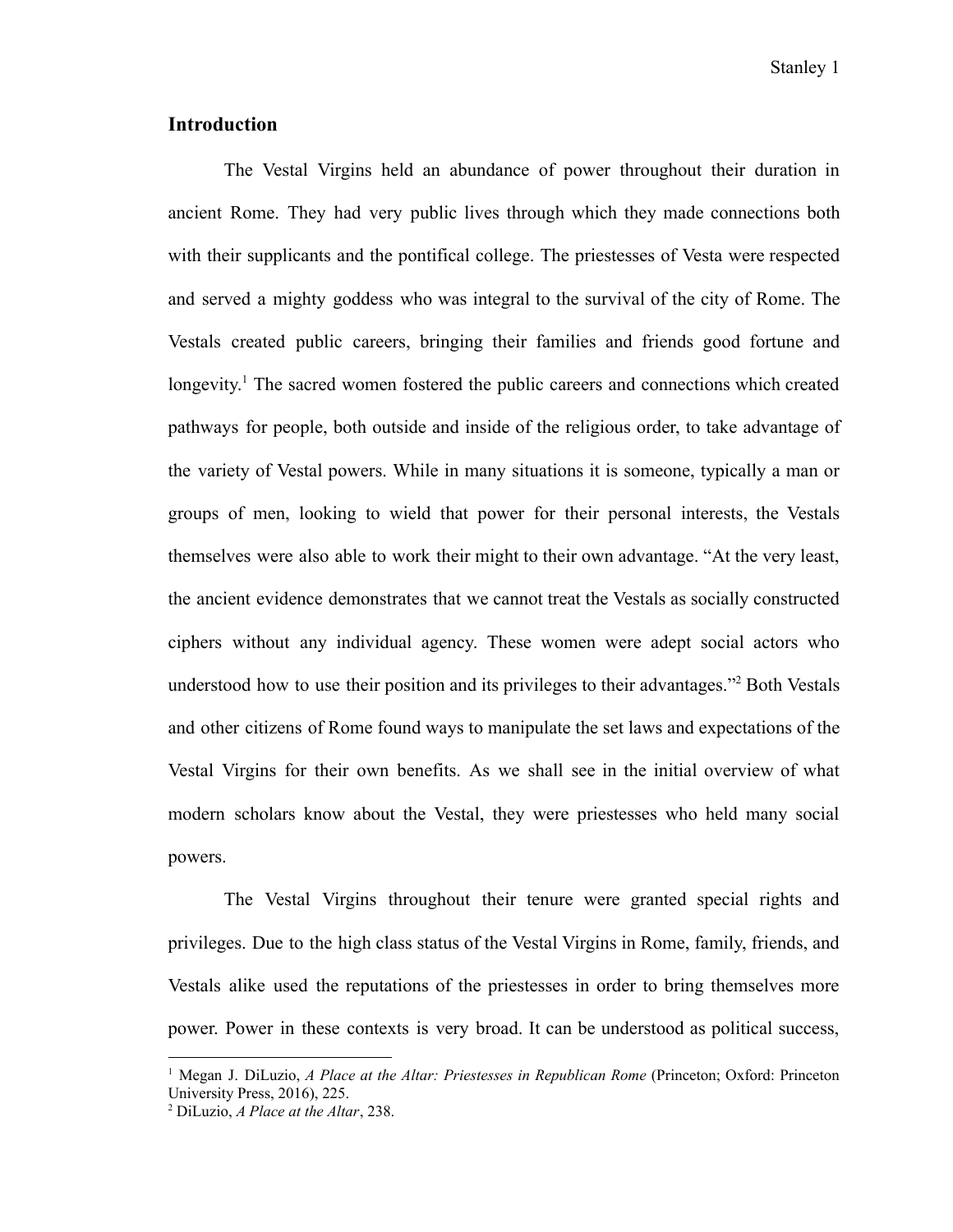## Introduction

The Vestal Virgins held an abundance of power throughout their duration in ancient Rome. They had very public lives through which they made connections both with their supplicants and the pontifical college. The priestesses of Vesta were respected and served a mighty goddess who was integral to the survival of the city of Rome. The Vestals created public careers, bringing their families and friends good fortune and longevity.[1] The sacred women fostered the public careers and connections which created pathways for people, both outside and inside of the religious order, to take advantage of the variety of Vestal powers. While in many situations it is someone, typically a man or groups of men, looking to wield that power for their personal interests, the Vestals themselves were also able to work their might to their own advantage. "At the very least, the ancient evidence demonstrates that we cannot treat the Vestals as socially constructed ciphers without any individual agency. These women were adept social actors who understood how to use their position and its privileges to their advantages."[2] Both Vestals and other citizens of Rome found ways to manipulate the set laws and expectations of the Vestal Virgins for their own benefits. As we shall see in the initial overview of what modern scholars know about the Vestal, they were priestesses who held many social powers.

The Vestal Virgins throughout their tenure were granted special rights and privileges. Due to the high class status of the Vestal Virgins in Rome, family, friends, and Vestals alike used the reputations of the priestesses in order to bring themselves more power. Power in these contexts is very broad. It can be understood as political success,

---

[1] Megan J. DiLuzio, *A Place at the Altar: Priestesses in Republican Rome* (Princeton; Oxford: Princeton University Press, 2016), 225.

[2] DiLuzio, *A Place at the Altar*, 238.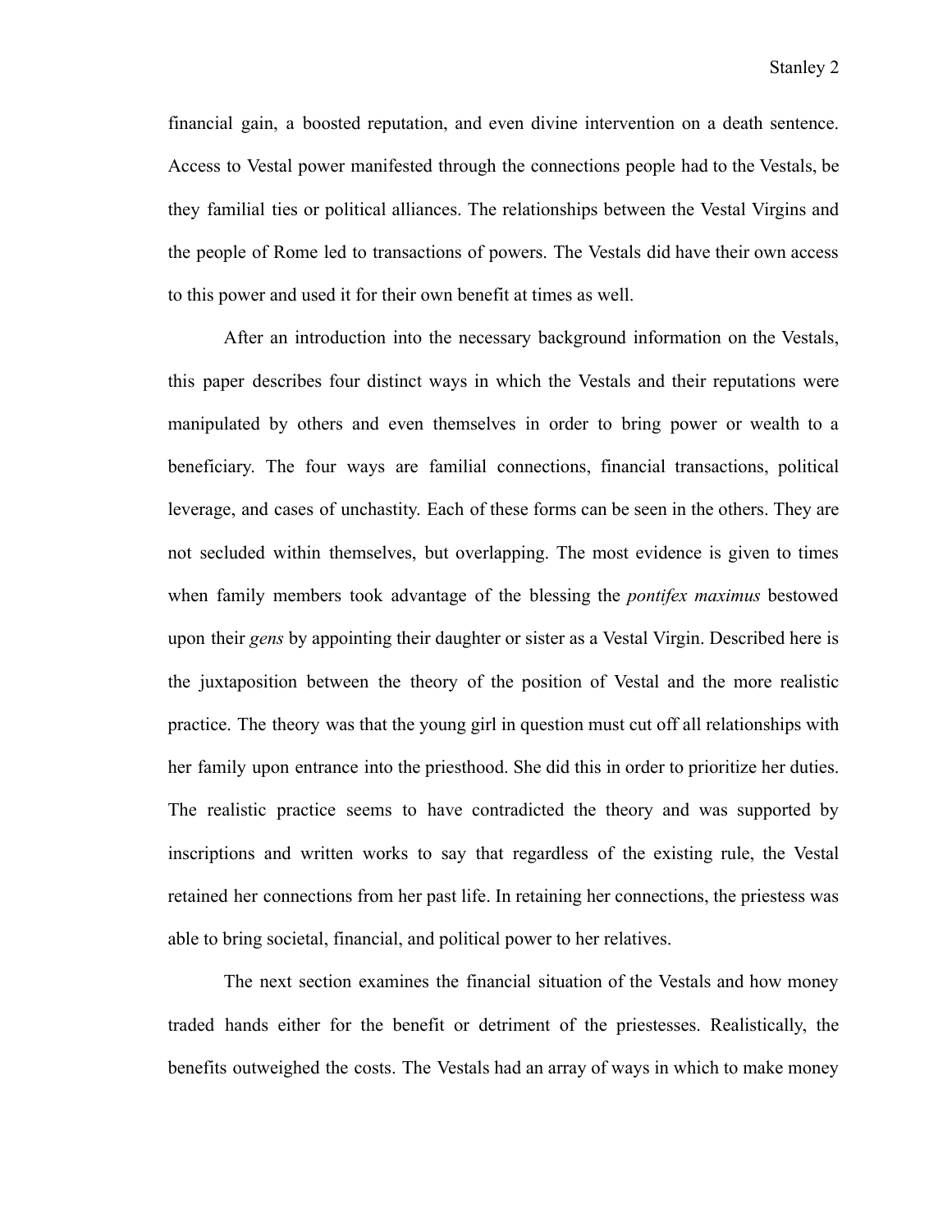financial gain, a boosted reputation, and even divine intervention on a death sentence. Access to Vestal power manifested through the connections people had to the Vestals, be they familial ties or political alliances. The relationships between the Vestal Virgins and the people of Rome led to transactions of powers. The Vestals did have their own access to this power and used it for their own benefit at times as well.

After an introduction into the necessary background information on the Vestals, this paper describes four distinct ways in which the Vestals and their reputations were manipulated by others and even themselves in order to bring power or wealth to a beneficiary. The four ways are familial connections, financial transactions, political leverage, and cases of unchastity. Each of these forms can be seen in the others. They are not secluded within themselves, but overlapping. The most evidence is given to times when family members took advantage of the blessing the *pontifex maximus* bestowed upon their *gens* by appointing their daughter or sister as a Vestal Virgin. Described here is the juxtaposition between the theory of the position of Vestal and the more realistic practice. The theory was that the young girl in question must cut off all relationships with her family upon entrance into the priesthood. She did this in order to prioritize her duties. The realistic practice seems to have contradicted the theory and was supported by inscriptions and written works to say that regardless of the existing rule, the Vestal retained her connections from her past life. In retaining her connections, the priestess was able to bring societal, financial, and political power to her relatives.

The next section examines the financial situation of the Vestals and how money traded hands either for the benefit or detriment of the priestesses. Realistically, the benefits outweighed the costs. The Vestals had an array of ways in which to make money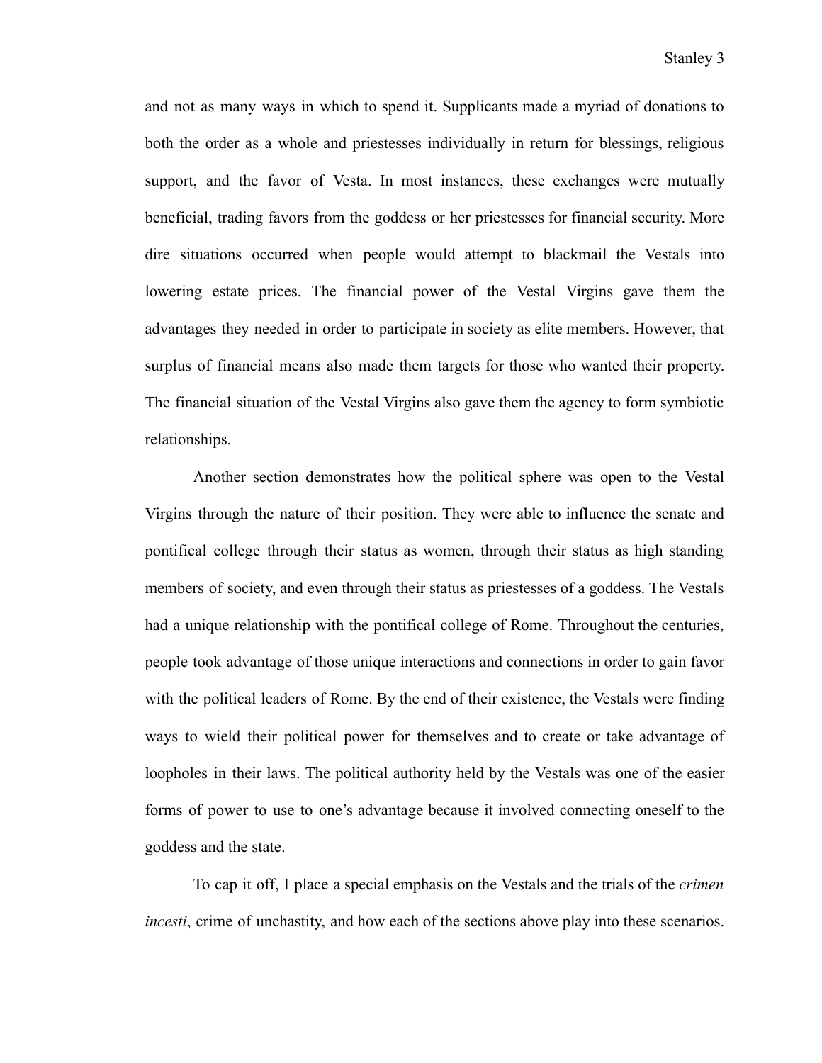and not as many ways in which to spend it. Supplicants made a myriad of donations to both the order as a whole and priestesses individually in return for blessings, religious support, and the favor of Vesta. In most instances, these exchanges were mutually beneficial, trading favors from the goddess or her priestesses for financial security. More dire situations occurred when people would attempt to blackmail the Vestals into lowering estate prices. The financial power of the Vestal Virgins gave them the advantages they needed in order to participate in society as elite members. However, that surplus of financial means also made them targets for those who wanted their property. The financial situation of the Vestal Virgins also gave them the agency to form symbiotic relationships.

Another section demonstrates how the political sphere was open to the Vestal Virgins through the nature of their position. They were able to influence the senate and pontifical college through their status as women, through their status as high standing members of society, and even through their status as priestesses of a goddess. The Vestals had a unique relationship with the pontifical college of Rome. Throughout the centuries, people took advantage of those unique interactions and connections in order to gain favor with the political leaders of Rome. By the end of their existence, the Vestals were finding ways to wield their political power for themselves and to create or take advantage of loopholes in their laws. The political authority held by the Vestals was one of the easier forms of power to use to one's advantage because it involved connecting oneself to the goddess and the state.

To cap it off, I place a special emphasis on the Vestals and the trials of the *crimen incesti*, crime of unchastity, and how each of the sections above play into these scenarios.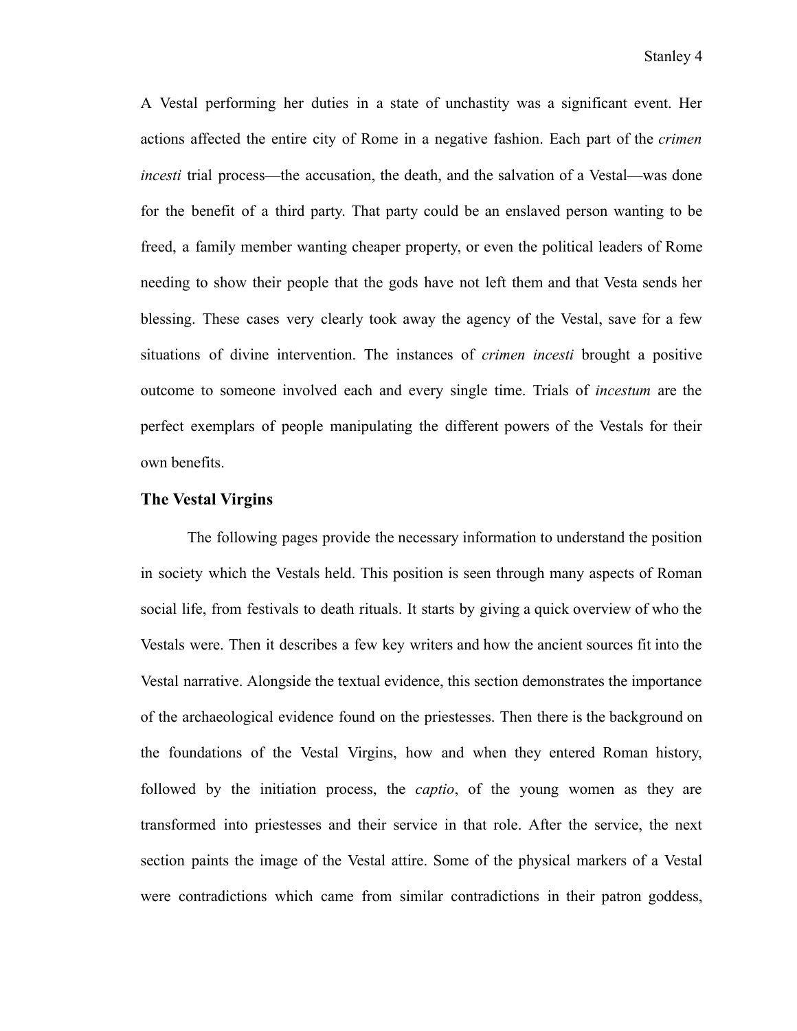A Vestal performing her duties in a state of unchastity was a significant event. Her actions affected the entire city of Rome in a negative fashion. Each part of the *crimen incesti* trial process—the accusation, the death, and the salvation of a Vestal—was done for the benefit of a third party. That party could be an enslaved person wanting to be freed, a family member wanting cheaper property, or even the political leaders of Rome needing to show their people that the gods have not left them and that Vesta sends her blessing. These cases very clearly took away the agency of the Vestal, save for a few situations of divine intervention. The instances of *crimen incesti* brought a positive outcome to someone involved each and every single time. Trials of *incestum* are the perfect exemplars of people manipulating the different powers of the Vestals for their own benefits.

## The Vestal Virgins

The following pages provide the necessary information to understand the position in society which the Vestals held. This position is seen through many aspects of Roman social life, from festivals to death rituals. It starts by giving a quick overview of who the Vestals were. Then it describes a few key writers and how the ancient sources fit into the Vestal narrative. Alongside the textual evidence, this section demonstrates the importance of the archaeological evidence found on the priestesses. Then there is the background on the foundations of the Vestal Virgins, how and when they entered Roman history, followed by the initiation process, the *captio*, of the young women as they are transformed into priestesses and their service in that role. After the service, the next section paints the image of the Vestal attire. Some of the physical markers of a Vestal were contradictions which came from similar contradictions in their patron goddess,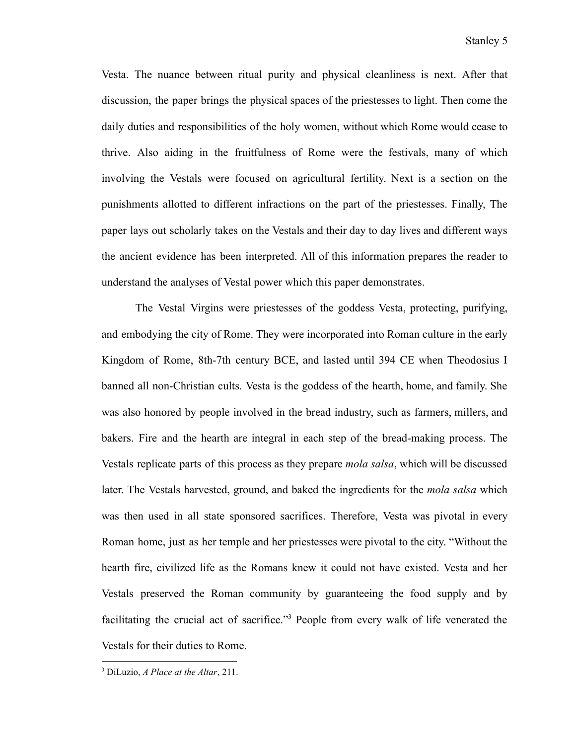Vesta. The nuance between ritual purity and physical cleanliness is next. After that discussion, the paper brings the physical spaces of the priestesses to light. Then come the daily duties and responsibilities of the holy women, without which Rome would cease to thrive. Also aiding in the fruitfulness of Rome were the festivals, many of which involving the Vestals were focused on agricultural fertility. Next is a section on the punishments allotted to different infractions on the part of the priestesses. Finally, The paper lays out scholarly takes on the Vestals and their day to day lives and different ways the ancient evidence has been interpreted. All of this information prepares the reader to understand the analyses of Vestal power which this paper demonstrates.

The Vestal Virgins were priestesses of the goddess Vesta, protecting, purifying, and embodying the city of Rome. They were incorporated into Roman culture in the early Kingdom of Rome, 8th-7th century BCE, and lasted until 394 CE when Theodosius I banned all non-Christian cults. Vesta is the goddess of the hearth, home, and family. She was also honored by people involved in the bread industry, such as farmers, millers, and bakers. Fire and the hearth are integral in each step of the bread-making process. The Vestals replicate parts of this process as they prepare *mola salsa*, which will be discussed later. The Vestals harvested, ground, and baked the ingredients for the *mola salsa* which was then used in all state sponsored sacrifices. Therefore, Vesta was pivotal in every Roman home, just as her temple and her priestesses were pivotal to the city. "Without the hearth fire, civilized life as the Romans knew it could not have existed. Vesta and her Vestals preserved the Roman community by guaranteeing the food supply and by facilitating the crucial act of sacrifice."[3] People from every walk of life venerated the Vestals for their duties to Rome.

---

[3] DiLuzio, *A Place at the Altar*, 211.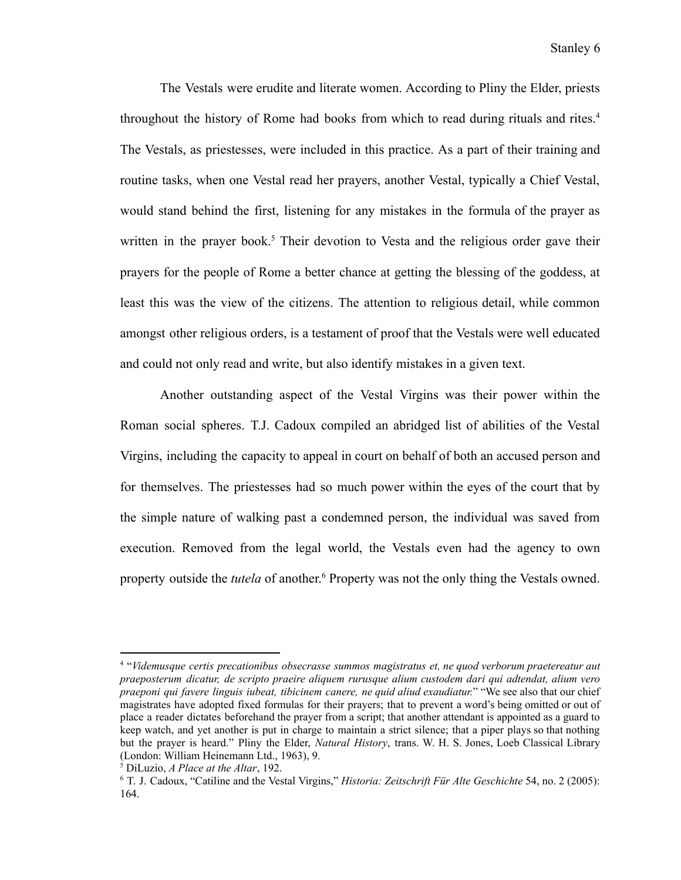The Vestals were erudite and literate women. According to Pliny the Elder, priests throughout the history of Rome had books from which to read during rituals and rites.[4] The Vestals, as priestesses, were included in this practice. As a part of their training and routine tasks, when one Vestal read her prayers, another Vestal, typically a Chief Vestal, would stand behind the first, listening for any mistakes in the formula of the prayer as written in the prayer book.[5] Their devotion to Vesta and the religious order gave their prayers for the people of Rome a better chance at getting the blessing of the goddess, at least this was the view of the citizens. The attention to religious detail, while common amongst other religious orders, is a testament of proof that the Vestals were well educated and could not only read and write, but also identify mistakes in a given text.

Another outstanding aspect of the Vestal Virgins was their power within the Roman social spheres. T.J. Cadoux compiled an abridged list of abilities of the Vestal Virgins, including the capacity to appeal in court on behalf of both an accused person and for themselves. The priestesses had so much power within the eyes of the court that by the simple nature of walking past a condemned person, the individual was saved from execution. Removed from the legal world, the Vestals even had the agency to own property outside the *tutela* of another.[6] Property was not the only thing the Vestals owned.

---

[4] "*Videmusque certis precationibus obsecrasse summos magistratus et, ne quod verborum praetereatur aut praeposterum dicatur, de scripto praeire aliquem rurusque alium custodem dari qui adtendat, alium vero praeponi qui favere linguis iubeat, tibicinem canere, ne quid aliud exaudiatur.*" "We see also that our chief magistrates have adopted fixed formulas for their prayers; that to prevent a word's being omitted or out of place a reader dictates beforehand the prayer from a script; that another attendant is appointed as a guard to keep watch, and yet another is put in charge to maintain a strict silence; that a piper plays so that nothing but the prayer is heard." Pliny the Elder, *Natural History*, trans. W. H. S. Jones, Loeb Classical Library (London: William Heinemann Ltd., 1963), 9.

[5] DiLuzio, *A Place at the Altar*, 192.

[6] T. J. Cadoux, "Catiline and the Vestal Virgins," *Historia: Zeitschrift Für Alte Geschichte* 54, no. 2 (2005): 164.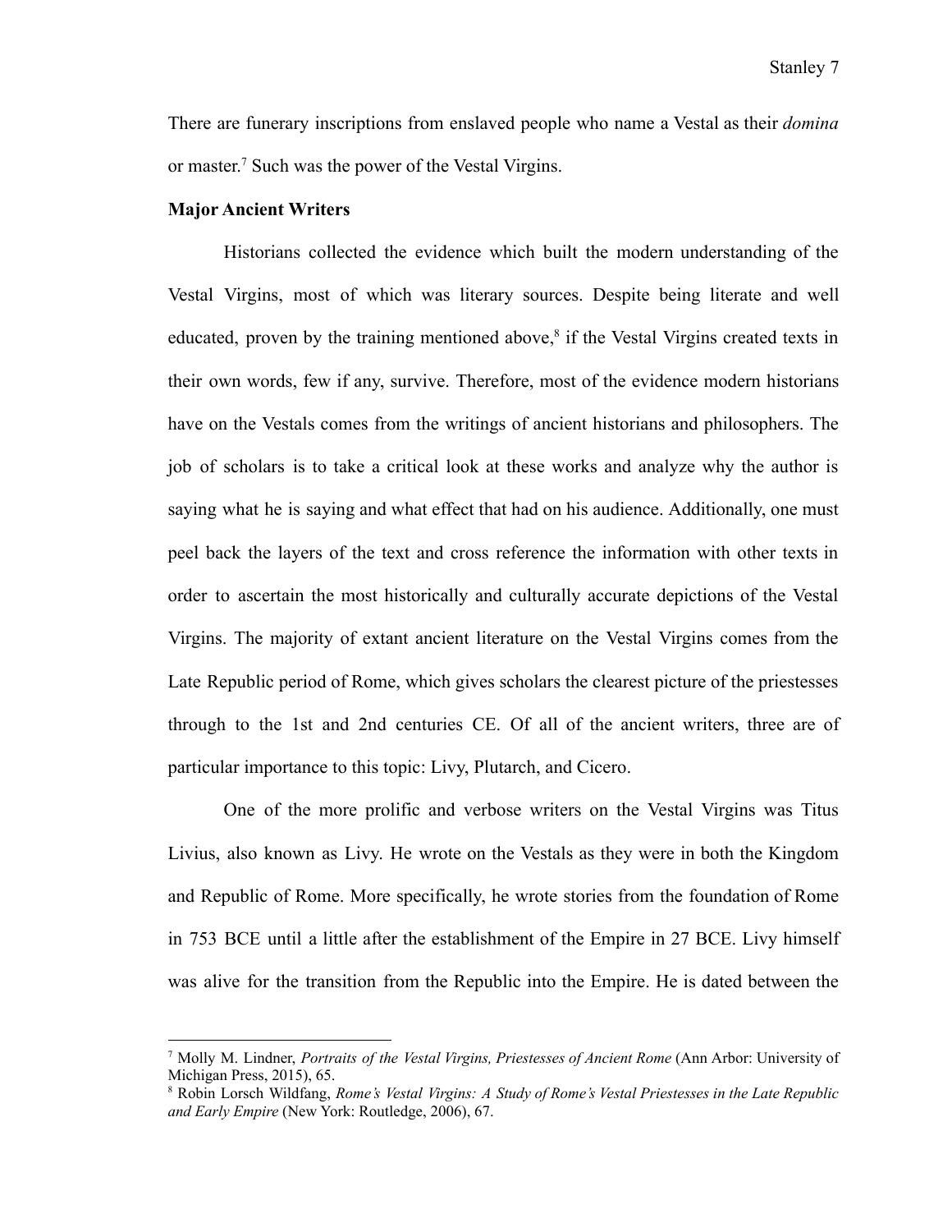There are funerary inscriptions from enslaved people who name a Vestal as their *domina* or master.[7] Such was the power of the Vestal Virgins.

**Major Ancient Writers**

Historians collected the evidence which built the modern understanding of the Vestal Virgins, most of which was literary sources. Despite being literate and well educated, proven by the training mentioned above,[8] if the Vestal Virgins created texts in their own words, few if any, survive. Therefore, most of the evidence modern historians have on the Vestals comes from the writings of ancient historians and philosophers. The job of scholars is to take a critical look at these works and analyze why the author is saying what he is saying and what effect that had on his audience. Additionally, one must peel back the layers of the text and cross reference the information with other texts in order to ascertain the most historically and culturally accurate depictions of the Vestal Virgins. The majority of extant ancient literature on the Vestal Virgins comes from the Late Republic period of Rome, which gives scholars the clearest picture of the priestesses through to the 1st and 2nd centuries CE. Of all of the ancient writers, three are of particular importance to this topic: Livy, Plutarch, and Cicero.

One of the more prolific and verbose writers on the Vestal Virgins was Titus Livius, also known as Livy. He wrote on the Vestals as they were in both the Kingdom and Republic of Rome. More specifically, he wrote stories from the foundation of Rome in 753 BCE until a little after the establishment of the Empire in 27 BCE. Livy himself was alive for the transition from the Republic into the Empire. He is dated between the

---

[7] Molly M. Lindner, *Portraits of the Vestal Virgins, Priestesses of Ancient Rome* (Ann Arbor: University of Michigan Press, 2015), 65.

[8] Robin Lorsch Wildfang, *Rome's Vestal Virgins: A Study of Rome's Vestal Priestesses in the Late Republic and Early Empire* (New York: Routledge, 2006), 67.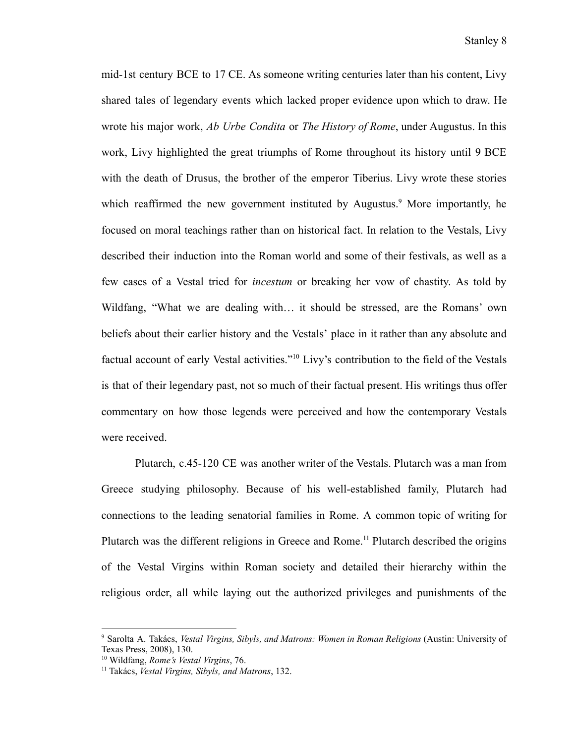mid-1st century BCE to 17 CE. As someone writing centuries later than his content, Livy shared tales of legendary events which lacked proper evidence upon which to draw. He wrote his major work, *Ab Urbe Condita* or *The History of Rome*, under Augustus. In this work, Livy highlighted the great triumphs of Rome throughout its history until 9 BCE with the death of Drusus, the brother of the emperor Tiberius. Livy wrote these stories which reaffirmed the new government instituted by Augustus.[9] More importantly, he focused on moral teachings rather than on historical fact. In relation to the Vestals, Livy described their induction into the Roman world and some of their festivals, as well as a few cases of a Vestal tried for *incestum* or breaking her vow of chastity. As told by Wildfang, "What we are dealing with… it should be stressed, are the Romans' own beliefs about their earlier history and the Vestals' place in it rather than any absolute and factual account of early Vestal activities."[10] Livy's contribution to the field of the Vestals is that of their legendary past, not so much of their factual present. His writings thus offer commentary on how those legends were perceived and how the contemporary Vestals were received.

Plutarch, c.45-120 CE was another writer of the Vestals. Plutarch was a man from Greece studying philosophy. Because of his well-established family, Plutarch had connections to the leading senatorial families in Rome. A common topic of writing for Plutarch was the different religions in Greece and Rome.[11] Plutarch described the origins of the Vestal Virgins within Roman society and detailed their hierarchy within the religious order, all while laying out the authorized privileges and punishments of the

---

[9] Sarolta A. Takács, *Vestal Virgins, Sibyls, and Matrons: Women in Roman Religions* (Austin: University of Texas Press, 2008), 130.

[10] Wildfang, *Rome's Vestal Virgins*, 76.

[11] Takács, *Vestal Virgins, Sibyls, and Matrons*, 132.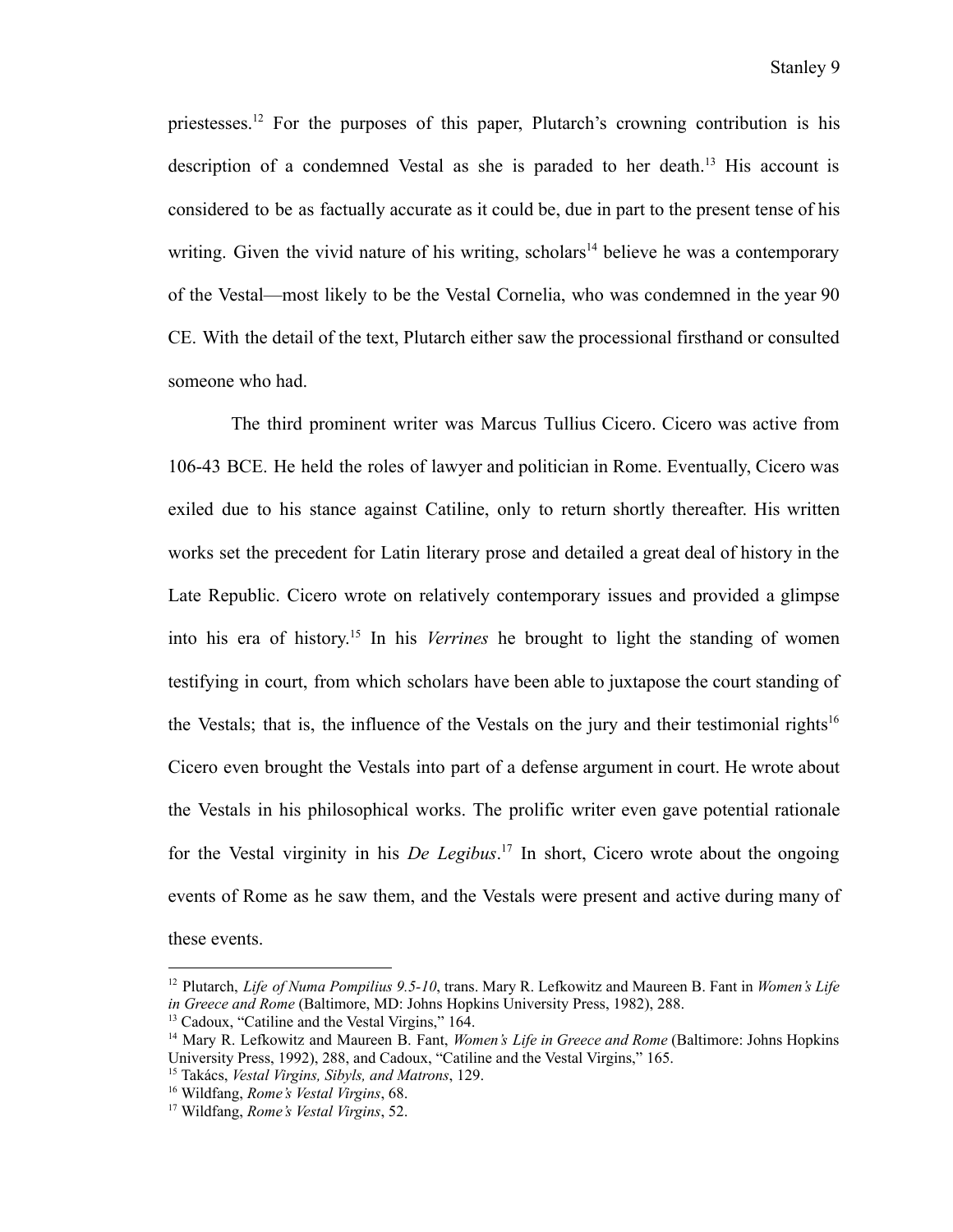priestesses.[12] For the purposes of this paper, Plutarch's crowning contribution is his description of a condemned Vestal as she is paraded to her death.[13] His account is considered to be as factually accurate as it could be, due in part to the present tense of his writing. Given the vivid nature of his writing, scholars[14] believe he was a contemporary of the Vestal—most likely to be the Vestal Cornelia, who was condemned in the year 90 CE. With the detail of the text, Plutarch either saw the processional firsthand or consulted someone who had.

The third prominent writer was Marcus Tullius Cicero. Cicero was active from 106-43 BCE. He held the roles of lawyer and politician in Rome. Eventually, Cicero was exiled due to his stance against Catiline, only to return shortly thereafter. His written works set the precedent for Latin literary prose and detailed a great deal of history in the Late Republic. Cicero wrote on relatively contemporary issues and provided a glimpse into his era of history.[15] In his *Verrines* he brought to light the standing of women testifying in court, from which scholars have been able to juxtapose the court standing of the Vestals; that is, the influence of the Vestals on the jury and their testimonial rights[16] Cicero even brought the Vestals into part of a defense argument in court. He wrote about the Vestals in his philosophical works. The prolific writer even gave potential rationale for the Vestal virginity in his *De Legibus*.[17] In short, Cicero wrote about the ongoing events of Rome as he saw them, and the Vestals were present and active during many of these events.

---

[12] Plutarch, *Life of Numa Pompilius 9.5-10*, trans. Mary R. Lefkowitz and Maureen B. Fant in *Women's Life in Greece and Rome* (Baltimore, MD: Johns Hopkins University Press, 1982), 288.

[13] Cadoux, "Catiline and the Vestal Virgins," 164.

[14] Mary R. Lefkowitz and Maureen B. Fant, *Women's Life in Greece and Rome* (Baltimore: Johns Hopkins University Press, 1992), 288, and Cadoux, "Catiline and the Vestal Virgins," 165.

[15] Takács, *Vestal Virgins, Sibyls, and Matrons*, 129.

[16] Wildfang, *Rome's Vestal Virgins*, 68.

[17] Wildfang, *Rome's Vestal Virgins*, 52.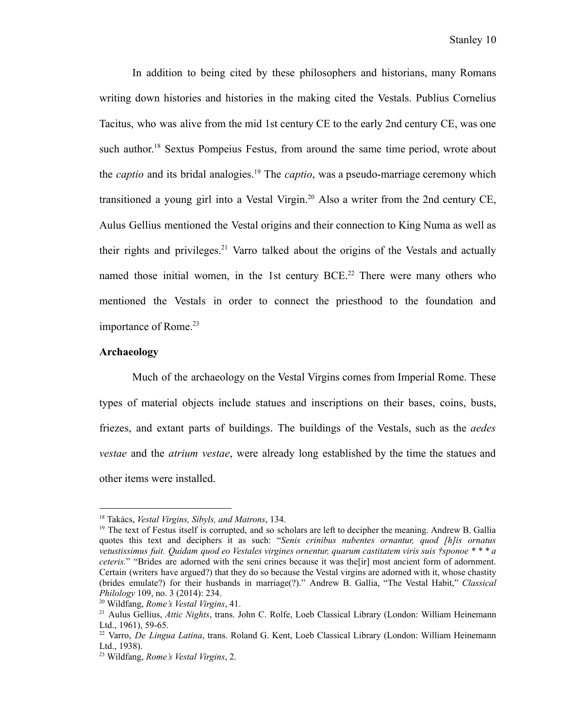In addition to being cited by these philosophers and historians, many Romans writing down histories and histories in the making cited the Vestals. Publius Cornelius Tacitus, who was alive from the mid 1st century CE to the early 2nd century CE, was one such author.[18] Sextus Pompeius Festus, from around the same time period, wrote about the *captio* and its bridal analogies.[19] The *captio*, was a pseudo-marriage ceremony which transitioned a young girl into a Vestal Virgin.[20] Also a writer from the 2nd century CE, Aulus Gellius mentioned the Vestal origins and their connection to King Numa as well as their rights and privileges.[21] Varro talked about the origins of the Vestals and actually named those initial women, in the 1st century BCE.[22] There were many others who mentioned the Vestals in order to connect the priesthood to the foundation and importance of Rome.[23]

**Archaeology**

Much of the archaeology on the Vestal Virgins comes from Imperial Rome. These types of material objects include statues and inscriptions on their bases, coins, busts, friezes, and extant parts of buildings. The buildings of the Vestals, such as the *aedes vestae* and the *atrium vestae*, were already long established by the time the statues and other items were installed.

---

[18] Takács, *Vestal Virgins, Sibyls, and Matrons*, 134.

[19] The text of Festus itself is corrupted, and so scholars are left to decipher the meaning. Andrew B. Gallia quotes this text and deciphers it as such: "*Senis crinibus nubentes ornantur, quod [h]is ornatus vetustissimus fuit. Quidam quod eo Vestales virgines ornentur, quarum castitatem viris suis †sponoe * * * a ceteris.*" "Brides are adorned with the seni crines because it was the[ir] most ancient form of adornment. Certain (writers have argued?) that they do so because the Vestal virgins are adorned with it, whose chastity (brides emulate?) for their husbands in marriage(?)." Andrew B. Gallia, "The Vestal Habit," *Classical Philology* 109, no. 3 (2014): 234.

[20] Wildfang, *Rome's Vestal Virgins*, 41.

[21] Aulus Gellius, *Attic Nights*, trans. John C. Rolfe, Loeb Classical Library (London: William Heinemann Ltd., 1961), 59-65.

[22] Varro, *De Lingua Latina*, trans. Roland G. Kent, Loeb Classical Library (London: William Heinemann Ltd., 1938).

[23] Wildfang, *Rome's Vestal Virgins*, 2.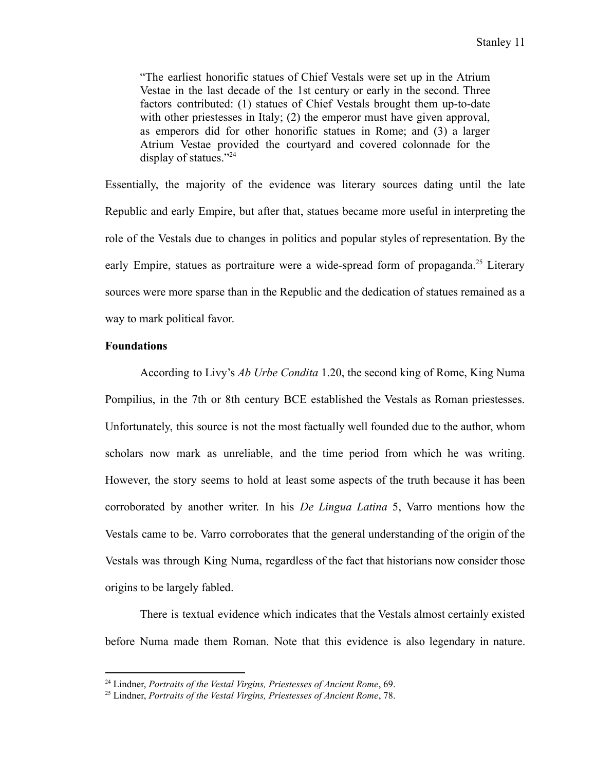> "The earliest honorific statues of Chief Vestals were set up in the Atrium Vestae in the last decade of the 1st century or early in the second. Three factors contributed: (1) statues of Chief Vestals brought them up-to-date with other priestesses in Italy; (2) the emperor must have given approval, as emperors did for other honorific statues in Rome; and (3) a larger Atrium Vestae provided the courtyard and covered colonnade for the display of statues."[24]

Essentially, the majority of the evidence was literary sources dating until the late Republic and early Empire, but after that, statues became more useful in interpreting the role of the Vestals due to changes in politics and popular styles of representation. By the early Empire, statues as portraiture were a wide-spread form of propaganda.[25] Literary sources were more sparse than in the Republic and the dedication of statues remained as a way to mark political favor.

**Foundations**

According to Livy's *Ab Urbe Condita* 1.20, the second king of Rome, King Numa Pompilius, in the 7th or 8th century BCE established the Vestals as Roman priestesses. Unfortunately, this source is not the most factually well founded due to the author, whom scholars now mark as unreliable, and the time period from which he was writing. However, the story seems to hold at least some aspects of the truth because it has been corroborated by another writer. In his *De Lingua Latina* 5, Varro mentions how the Vestals came to be. Varro corroborates that the general understanding of the origin of the Vestals was through King Numa, regardless of the fact that historians now consider those origins to be largely fabled.

There is textual evidence which indicates that the Vestals almost certainly existed before Numa made them Roman. Note that this evidence is also legendary in nature.

---

[24] Lindner, *Portraits of the Vestal Virgins, Priestesses of Ancient Rome*, 69.

[25] Lindner, *Portraits of the Vestal Virgins, Priestesses of Ancient Rome*, 78.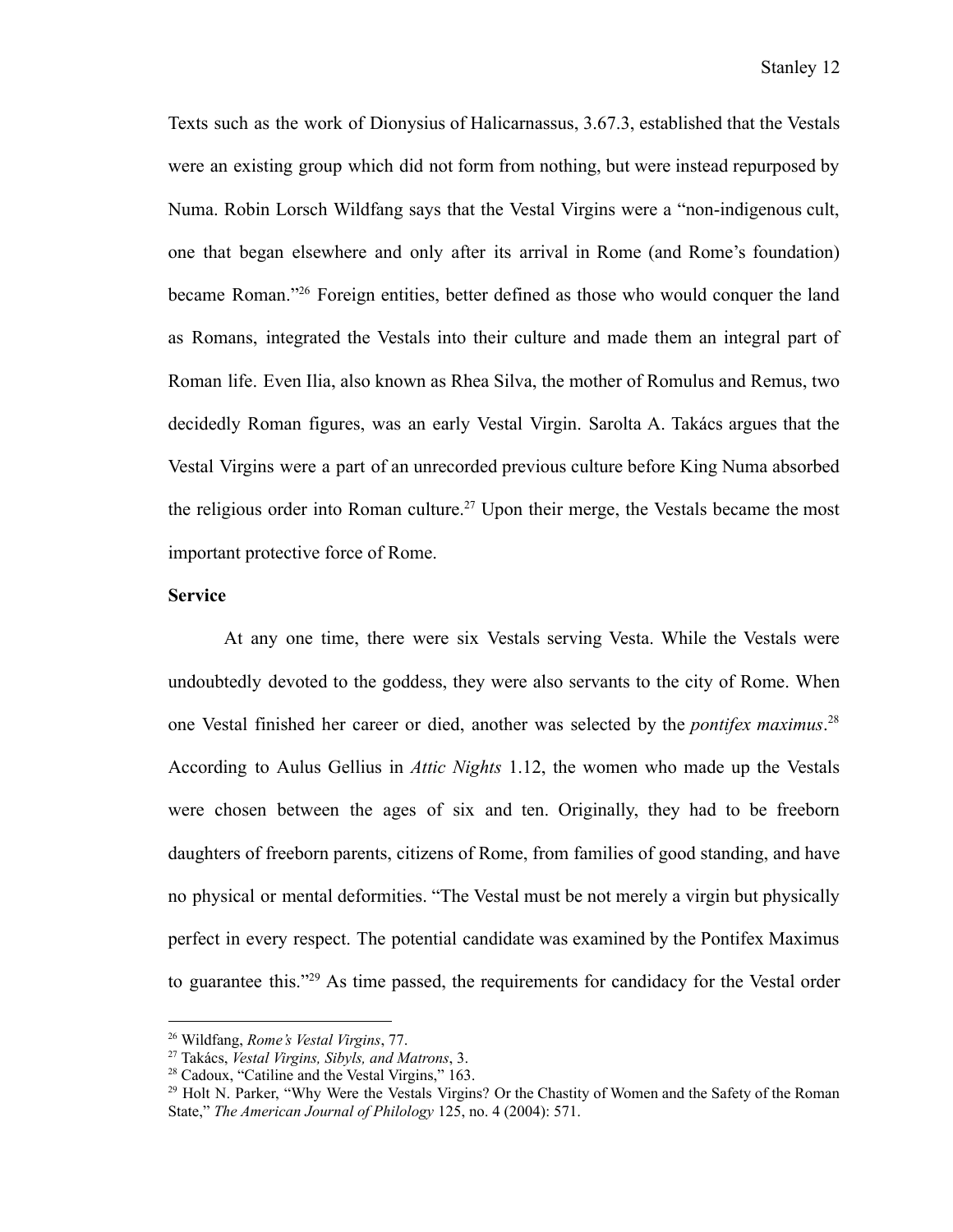Texts such as the work of Dionysius of Halicarnassus, 3.67.3, established that the Vestals were an existing group which did not form from nothing, but were instead repurposed by Numa. Robin Lorsch Wildfang says that the Vestal Virgins were a "non-indigenous cult, one that began elsewhere and only after its arrival in Rome (and Rome's foundation) became Roman."[26] Foreign entities, better defined as those who would conquer the land as Romans, integrated the Vestals into their culture and made them an integral part of Roman life. Even Ilia, also known as Rhea Silva, the mother of Romulus and Remus, two decidedly Roman figures, was an early Vestal Virgin. Sarolta A. Takács argues that the Vestal Virgins were a part of an unrecorded previous culture before King Numa absorbed the religious order into Roman culture.[27] Upon their merge, the Vestals became the most important protective force of Rome.

**Service**

At any one time, there were six Vestals serving Vesta. While the Vestals were undoubtedly devoted to the goddess, they were also servants to the city of Rome. When one Vestal finished her career or died, another was selected by the *pontifex maximus*.[28] According to Aulus Gellius in *Attic Nights* 1.12, the women who made up the Vestals were chosen between the ages of six and ten. Originally, they had to be freeborn daughters of freeborn parents, citizens of Rome, from families of good standing, and have no physical or mental deformities. "The Vestal must be not merely a virgin but physically perfect in every respect. The potential candidate was examined by the Pontifex Maximus to guarantee this."[29] As time passed, the requirements for candidacy for the Vestal order

---

[26] Wildfang, *Rome's Vestal Virgins*, 77.

[27] Takács, *Vestal Virgins, Sibyls, and Matrons*, 3.

[28] Cadoux, "Catiline and the Vestal Virgins," 163.

[29] Holt N. Parker, "Why Were the Vestals Virgins? Or the Chastity of Women and the Safety of the Roman State," *The American Journal of Philology* 125, no. 4 (2004): 571.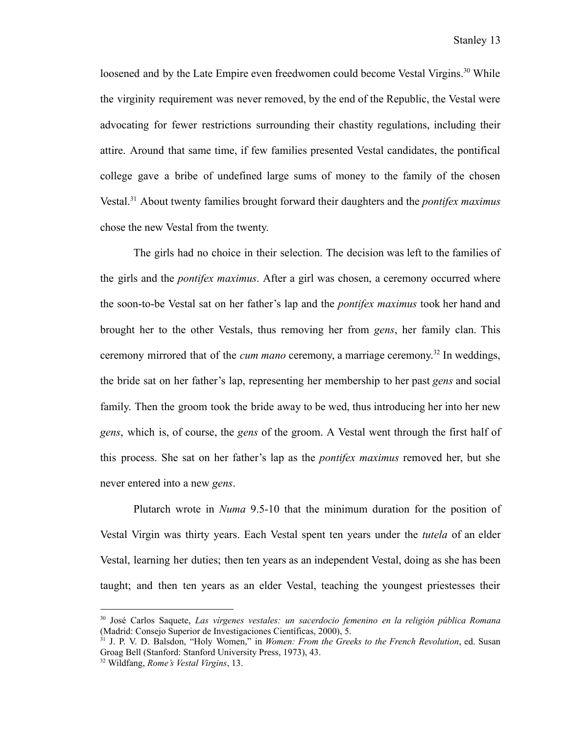loosened and by the Late Empire even freedwomen could become Vestal Virgins.[30] While the virginity requirement was never removed, by the end of the Republic, the Vestal were advocating for fewer restrictions surrounding their chastity regulations, including their attire. Around that same time, if few families presented Vestal candidates, the pontifical college gave a bribe of undefined large sums of money to the family of the chosen Vestal.[31] About twenty families brought forward their daughters and the *pontifex maximus* chose the new Vestal from the twenty.

The girls had no choice in their selection. The decision was left to the families of the girls and the *pontifex maximus*. After a girl was chosen, a ceremony occurred where the soon-to-be Vestal sat on her father's lap and the *pontifex maximus* took her hand and brought her to the other Vestals, thus removing her from *gens*, her family clan. This ceremony mirrored that of the *cum mano* ceremony, a marriage ceremony.[32] In weddings, the bride sat on her father's lap, representing her membership to her past *gens* and social family. Then the groom took the bride away to be wed, thus introducing her into her new *gens*, which is, of course, the *gens* of the groom. A Vestal went through the first half of this process. She sat on her father's lap as the *pontifex maximus* removed her, but she never entered into a new *gens*.

Plutarch wrote in *Numa* 9.5-10 that the minimum duration for the position of Vestal Virgin was thirty years. Each Vestal spent ten years under the *tutela* of an elder Vestal, learning her duties; then ten years as an independent Vestal, doing as she has been taught; and then ten years as an elder Vestal, teaching the youngest priestesses their

---

[30] José Carlos Saquete, *Las vírgenes vestales: un sacerdocio femenino en la religión pública Romana* (Madrid: Consejo Superior de Investigaciones Científicas, 2000), 5.

[31] J. P. V. D. Balsdon, "Holy Women," in *Women: From the Greeks to the French Revolution*, ed. Susan Groag Bell (Stanford: Stanford University Press, 1973), 43.

[32] Wildfang, *Rome's Vestal Virgins*, 13.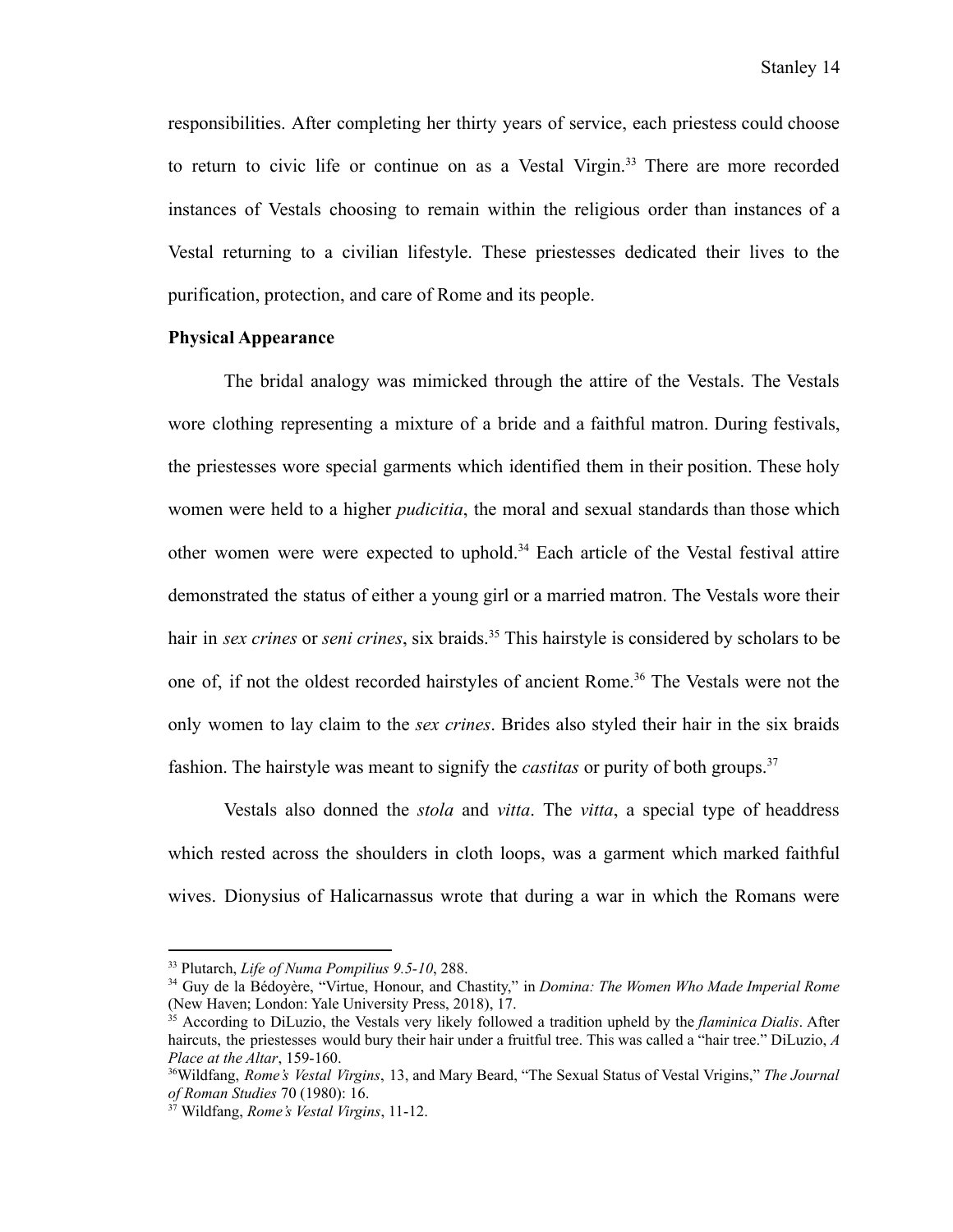responsibilities. After completing her thirty years of service, each priestess could choose to return to civic life or continue on as a Vestal Virgin.[33] There are more recorded instances of Vestals choosing to remain within the religious order than instances of a Vestal returning to a civilian lifestyle. These priestesses dedicated their lives to the purification, protection, and care of Rome and its people.

**Physical Appearance**

The bridal analogy was mimicked through the attire of the Vestals. The Vestals wore clothing representing a mixture of a bride and a faithful matron. During festivals, the priestesses wore special garments which identified them in their position. These holy women were held to a higher *pudicitia*, the moral and sexual standards than those which other women were were expected to uphold.[34] Each article of the Vestal festival attire demonstrated the status of either a young girl or a married matron. The Vestals wore their hair in *sex crines* or *seni crines*, six braids.[35] This hairstyle is considered by scholars to be one of, if not the oldest recorded hairstyles of ancient Rome.[36] The Vestals were not the only women to lay claim to the *sex crines*. Brides also styled their hair in the six braids fashion. The hairstyle was meant to signify the *castitas* or purity of both groups.[37]

Vestals also donned the *stola* and *vitta*. The *vitta*, a special type of headdress which rested across the shoulders in cloth loops, was a garment which marked faithful wives. Dionysius of Halicarnassus wrote that during a war in which the Romans were

---

[33] Plutarch, *Life of Numa Pompilius 9.5-10*, 288.

[34] Guy de la Bédoyère, "Virtue, Honour, and Chastity," in *Domina: The Women Who Made Imperial Rome* (New Haven; London: Yale University Press, 2018), 17.

[35] According to DiLuzio, the Vestals very likely followed a tradition upheld by the *flaminica Dialis*. After haircuts, the priestesses would bury their hair under a fruitful tree. This was called a "hair tree." DiLuzio, *A Place at the Altar*, 159-160.

[36] Wildfang, *Rome's Vestal Virgins*, 13, and Mary Beard, "The Sexual Status of Vestal Vrigins," *The Journal of Roman Studies* 70 (1980): 16.

[37] Wildfang, *Rome's Vestal Virgins*, 11-12.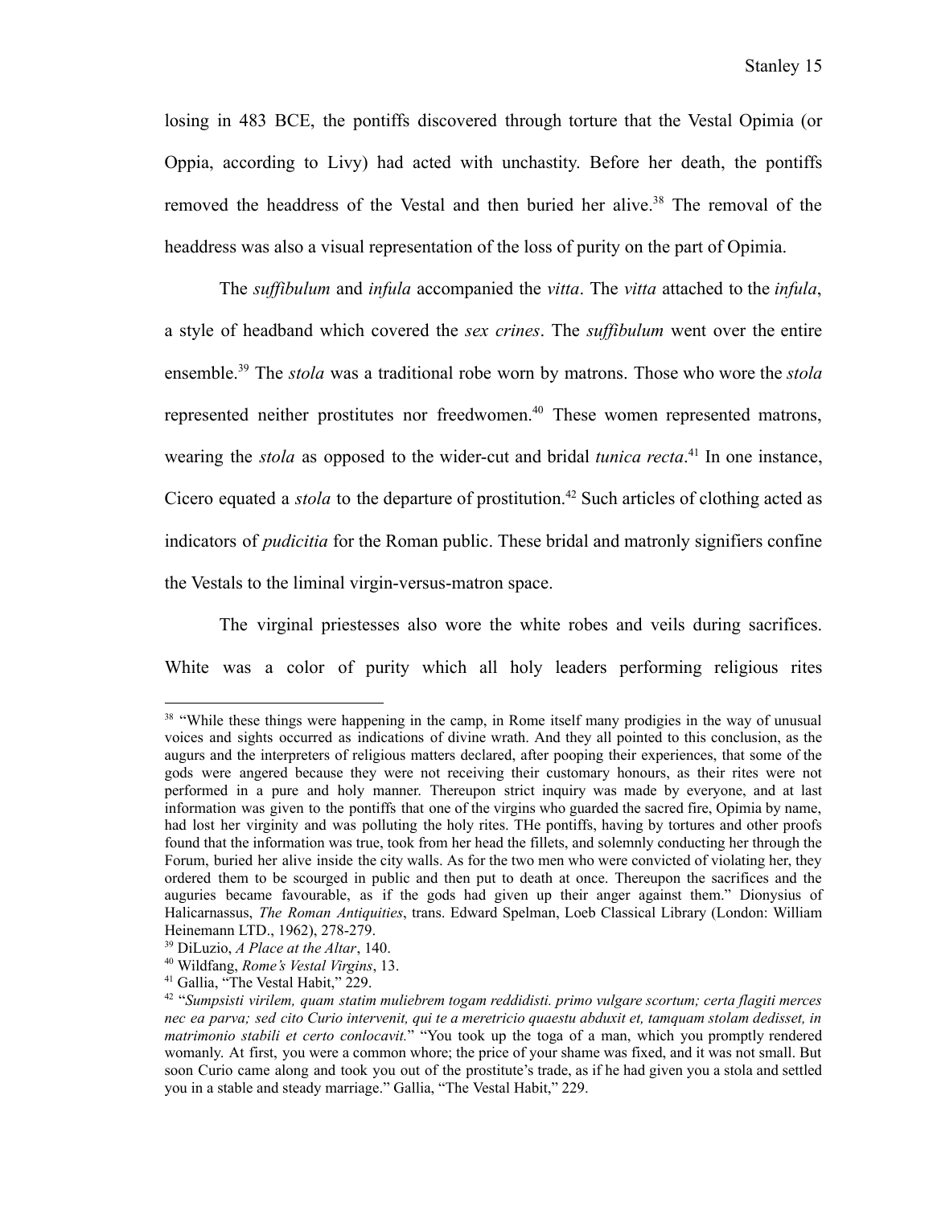losing in 483 BCE, the pontiffs discovered through torture that the Vestal Opimia (or Oppia, according to Livy) had acted with unchastity. Before her death, the pontiffs removed the headdress of the Vestal and then buried her alive.[38] The removal of the headdress was also a visual representation of the loss of purity on the part of Opimia.

The *suffibulum* and *infula* accompanied the *vitta*. The *vitta* attached to the *infula*, a style of headband which covered the *sex crines*. The *suffibulum* went over the entire ensemble.[39] The *stola* was a traditional robe worn by matrons. Those who wore the *stola* represented neither prostitutes nor freedwomen.[40] These women represented matrons, wearing the *stola* as opposed to the wider-cut and bridal *tunica recta*.[41] In one instance, Cicero equated a *stola* to the departure of prostitution.[42] Such articles of clothing acted as indicators of *pudicitia* for the Roman public. These bridal and matronly signifiers confine the Vestals to the liminal virgin-versus-matron space.

The virginal priestesses also wore the white robes and veils during sacrifices. White was a color of purity which all holy leaders performing religious rites

---

[38] "While these things were happening in the camp, in Rome itself many prodigies in the way of unusual voices and sights occurred as indications of divine wrath. And they all pointed to this conclusion, as the augurs and the interpreters of religious matters declared, after pooping their experiences, that some of the gods were angered because they were not receiving their customary honours, as their rites were not performed in a pure and holy manner. Thereupon strict inquiry was made by everyone, and at last information was given to the pontiffs that one of the virgins who guarded the sacred fire, Opimia by name, had lost her virginity and was polluting the holy rites. THe pontiffs, having by tortures and other proofs found that the information was true, took from her head the fillets, and solemnly conducting her through the Forum, buried her alive inside the city walls. As for the two men who were convicted of violating her, they ordered them to be scourged in public and then put to death at once. Thereupon the sacrifices and the auguries became favourable, as if the gods had given up their anger against them." Dionysius of Halicarnassus, *The Roman Antiquities*, trans. Edward Spelman, Loeb Classical Library (London: William Heinemann LTD., 1962), 278-279.

[39] DiLuzio, *A Place at the Altar*, 140.

[40] Wildfang, *Rome's Vestal Virgins*, 13.

[41] Gallia, "The Vestal Habit," 229.

[42] "*Sumpsisti virilem, quam statim muliebrem togam reddidisti. primo vulgare scortum; certa flagiti merces nec ea parva; sed cito Curio intervenit, qui te a meretricio quaestu abduxit et, tamquam stolam dedisset, in matrimonio stabili et certo conlocavit.*" "You took up the toga of a man, which you promptly rendered womanly. At first, you were a common whore; the price of your shame was fixed, and it was not small. But soon Curio came along and took you out of the prostitute's trade, as if he had given you a stola and settled you in a stable and steady marriage." Gallia, "The Vestal Habit," 229.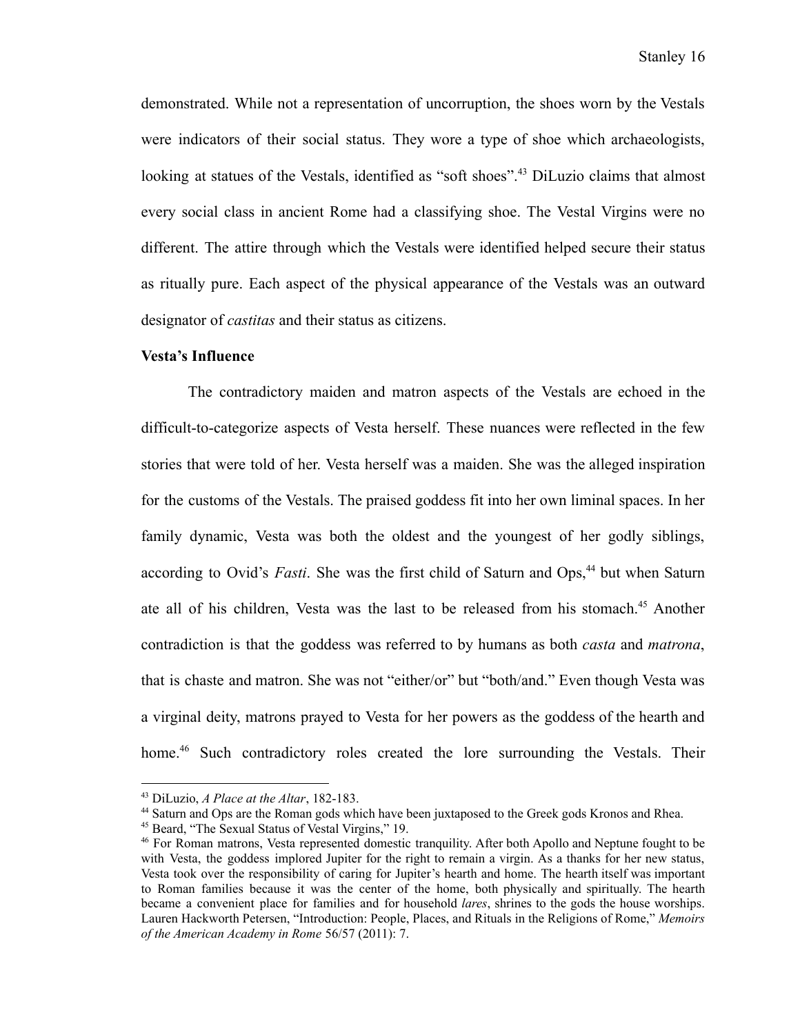demonstrated. While not a representation of uncorruption, the shoes worn by the Vestals were indicators of their social status. They wore a type of shoe which archaeologists, looking at statues of the Vestals, identified as "soft shoes".[43] DiLuzio claims that almost every social class in ancient Rome had a classifying shoe. The Vestal Virgins were no different. The attire through which the Vestals were identified helped secure their status as ritually pure. Each aspect of the physical appearance of the Vestals was an outward designator of *castitas* and their status as citizens.

**Vesta's Influence**

The contradictory maiden and matron aspects of the Vestals are echoed in the difficult-to-categorize aspects of Vesta herself. These nuances were reflected in the few stories that were told of her. Vesta herself was a maiden. She was the alleged inspiration for the customs of the Vestals. The praised goddess fit into her own liminal spaces. In her family dynamic, Vesta was both the oldest and the youngest of her godly siblings, according to Ovid's *Fasti*. She was the first child of Saturn and Ops,[44] but when Saturn ate all of his children, Vesta was the last to be released from his stomach.[45] Another contradiction is that the goddess was referred to by humans as both *casta* and *matrona*, that is chaste and matron. She was not "either/or" but "both/and." Even though Vesta was a virginal deity, matrons prayed to Vesta for her powers as the goddess of the hearth and home.[46] Such contradictory roles created the lore surrounding the Vestals. Their

---

[43] DiLuzio, *A Place at the Altar*, 182-183.

[44] Saturn and Ops are the Roman gods which have been juxtaposed to the Greek gods Kronos and Rhea.

[45] Beard, "The Sexual Status of Vestal Virgins," 19.

[46] For Roman matrons, Vesta represented domestic tranquility. After both Apollo and Neptune fought to be with Vesta, the goddess implored Jupiter for the right to remain a virgin. As a thanks for her new status, Vesta took over the responsibility of caring for Jupiter's hearth and home. The hearth itself was important to Roman families because it was the center of the home, both physically and spiritually. The hearth became a convenient place for families and for household *lares*, shrines to the gods the house worships. Lauren Hackworth Petersen, "Introduction: People, Places, and Rituals in the Religions of Rome," *Memoirs of the American Academy in Rome* 56/57 (2011): 7.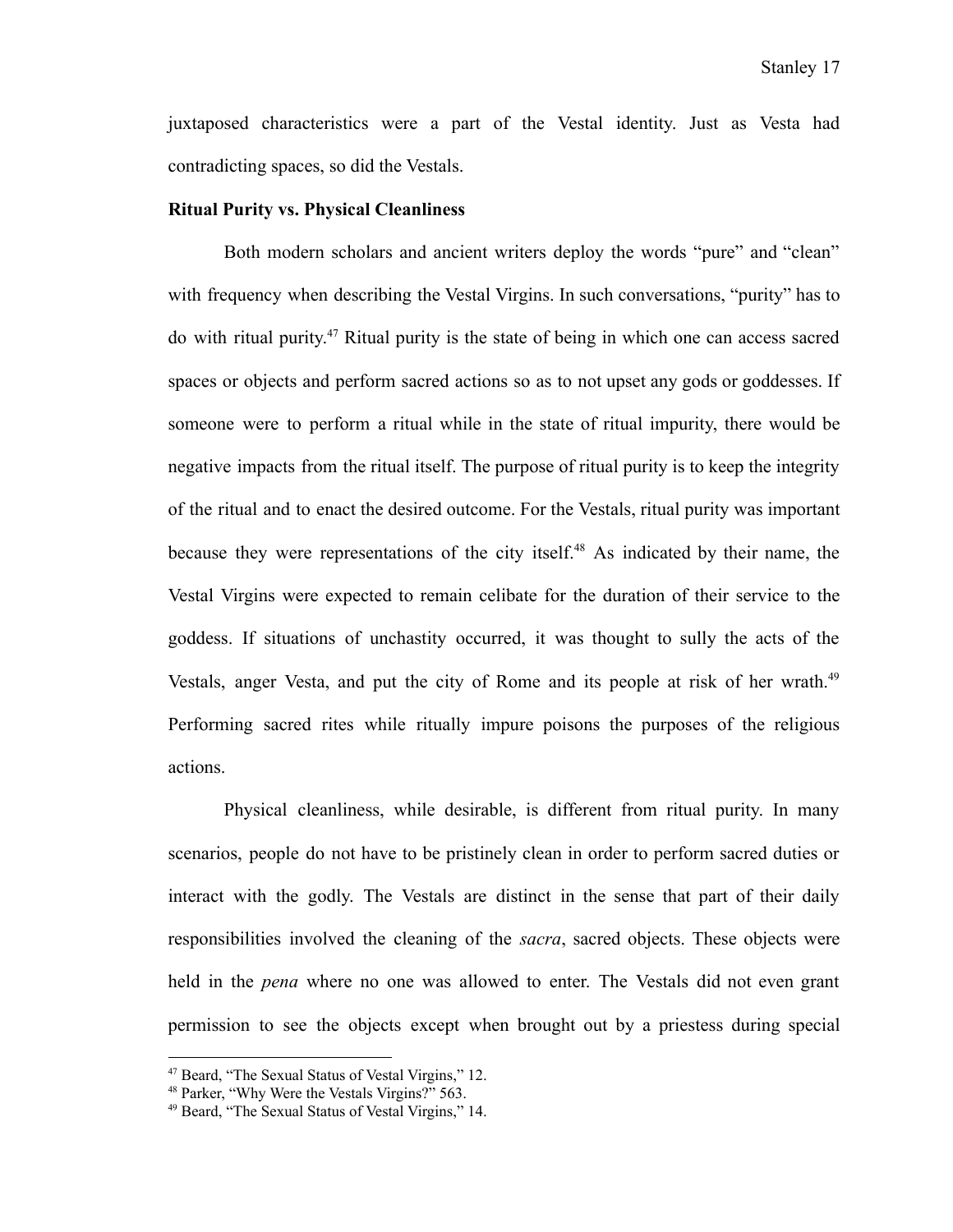juxtaposed characteristics were a part of the Vestal identity. Just as Vesta had contradicting spaces, so did the Vestals.

**Ritual Purity vs. Physical Cleanliness**

Both modern scholars and ancient writers deploy the words "pure" and "clean" with frequency when describing the Vestal Virgins. In such conversations, "purity" has to do with ritual purity.[47] Ritual purity is the state of being in which one can access sacred spaces or objects and perform sacred actions so as to not upset any gods or goddesses. If someone were to perform a ritual while in the state of ritual impurity, there would be negative impacts from the ritual itself. The purpose of ritual purity is to keep the integrity of the ritual and to enact the desired outcome. For the Vestals, ritual purity was important because they were representations of the city itself.[48] As indicated by their name, the Vestal Virgins were expected to remain celibate for the duration of their service to the goddess. If situations of unchastity occurred, it was thought to sully the acts of the Vestals, anger Vesta, and put the city of Rome and its people at risk of her wrath.[49] Performing sacred rites while ritually impure poisons the purposes of the religious actions.

Physical cleanliness, while desirable, is different from ritual purity. In many scenarios, people do not have to be pristinely clean in order to perform sacred duties or interact with the godly. The Vestals are distinct in the sense that part of their daily responsibilities involved the cleaning of the *sacra*, sacred objects. These objects were held in the *pena* where no one was allowed to enter. The Vestals did not even grant permission to see the objects except when brought out by a priestess during special

---

[47] Beard, "The Sexual Status of Vestal Virgins," 12.

[48] Parker, "Why Were the Vestals Virgins?" 563.

[49] Beard, "The Sexual Status of Vestal Virgins," 14.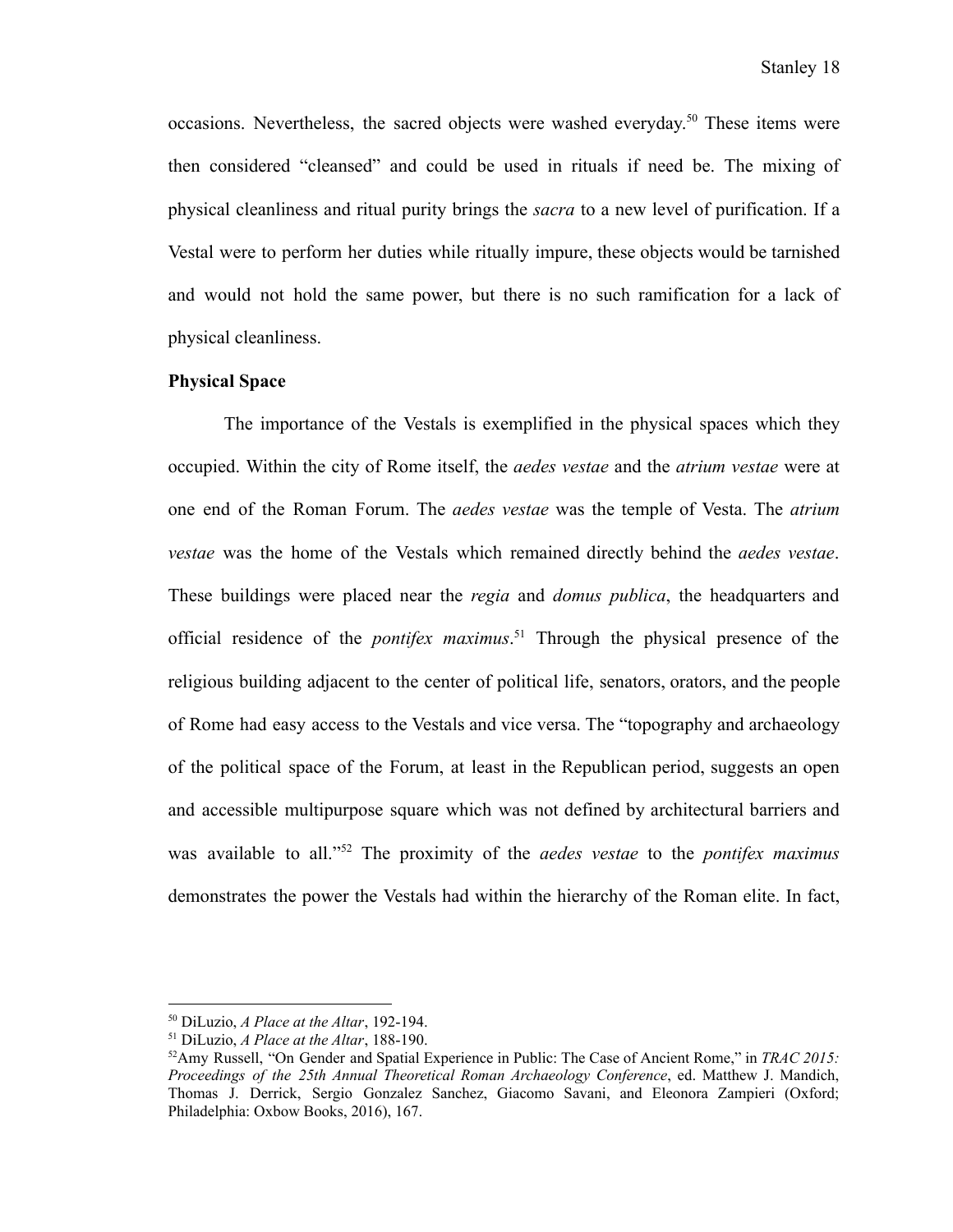occasions. Nevertheless, the sacred objects were washed everyday.[50] These items were then considered "cleansed" and could be used in rituals if need be. The mixing of physical cleanliness and ritual purity brings the *sacra* to a new level of purification. If a Vestal were to perform her duties while ritually impure, these objects would be tarnished and would not hold the same power, but there is no such ramification for a lack of physical cleanliness.

**Physical Space**

The importance of the Vestals is exemplified in the physical spaces which they occupied. Within the city of Rome itself, the *aedes vestae* and the *atrium vestae* were at one end of the Roman Forum. The *aedes vestae* was the temple of Vesta. The *atrium vestae* was the home of the Vestals which remained directly behind the *aedes vestae*. These buildings were placed near the *regia* and *domus publica*, the headquarters and official residence of the *pontifex maximus*.[51] Through the physical presence of the religious building adjacent to the center of political life, senators, orators, and the people of Rome had easy access to the Vestals and vice versa. The "topography and archaeology of the political space of the Forum, at least in the Republican period, suggests an open and accessible multipurpose square which was not defined by architectural barriers and was available to all."[52] The proximity of the *aedes vestae* to the *pontifex maximus* demonstrates the power the Vestals had within the hierarchy of the Roman elite. In fact,

---

[50] DiLuzio, *A Place at the Altar*, 192-194.

[51] DiLuzio, *A Place at the Altar*, 188-190.

[52] Amy Russell, "On Gender and Spatial Experience in Public: The Case of Ancient Rome," in *TRAC 2015: Proceedings of the 25th Annual Theoretical Roman Archaeology Conference*, ed. Matthew J. Mandich, Thomas J. Derrick, Sergio Gonzalez Sanchez, Giacomo Savani, and Eleonora Zampieri (Oxford; Philadelphia: Oxbow Books, 2016), 167.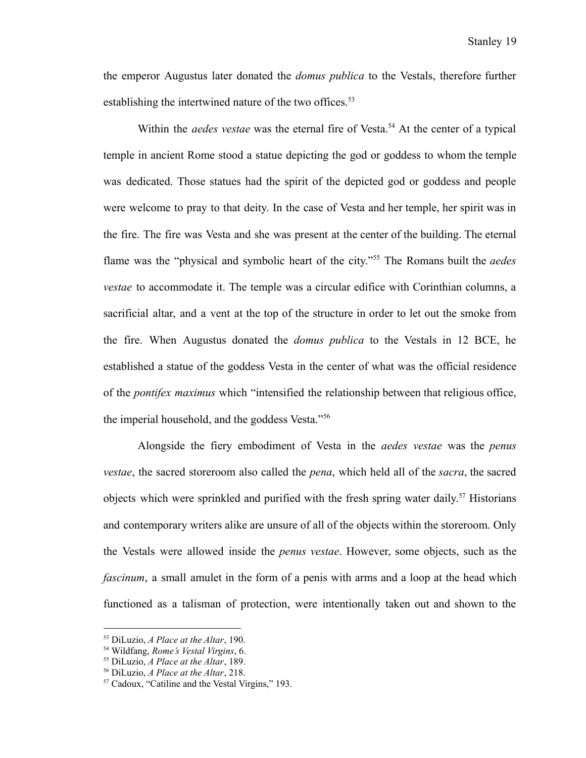the emperor Augustus later donated the *domus publica* to the Vestals, therefore further establishing the intertwined nature of the two offices.[53]

Within the *aedes vestae* was the eternal fire of Vesta.[54] At the center of a typical temple in ancient Rome stood a statue depicting the god or goddess to whom the temple was dedicated. Those statues had the spirit of the depicted god or goddess and people were welcome to pray to that deity. In the case of Vesta and her temple, her spirit was in the fire. The fire was Vesta and she was present at the center of the building. The eternal flame was the "physical and symbolic heart of the city."[55] The Romans built the *aedes vestae* to accommodate it. The temple was a circular edifice with Corinthian columns, a sacrificial altar, and a vent at the top of the structure in order to let out the smoke from the fire. When Augustus donated the *domus publica* to the Vestals in 12 BCE, he established a statue of the goddess Vesta in the center of what was the official residence of the *pontifex maximus* which "intensified the relationship between that religious office, the imperial household, and the goddess Vesta."[56]

Alongside the fiery embodiment of Vesta in the *aedes vestae* was the *penus vestae*, the sacred storeroom also called the *pena*, which held all of the *sacra*, the sacred objects which were sprinkled and purified with the fresh spring water daily.[57] Historians and contemporary writers alike are unsure of all of the objects within the storeroom. Only the Vestals were allowed inside the *penus vestae*. However, some objects, such as the *fascinum*, a small amulet in the form of a penis with arms and a loop at the head which functioned as a talisman of protection, were intentionally taken out and shown to the

---

[53] DiLuzio, *A Place at the Altar*, 190.

[54] Wildfang, *Rome's Vestal Virgins*, 6.

[55] DiLuzio, *A Place at the Altar*, 189.

[56] DiLuzio, *A Place at the Altar*, 218.

[57] Cadoux, "Catiline and the Vestal Virgins," 193.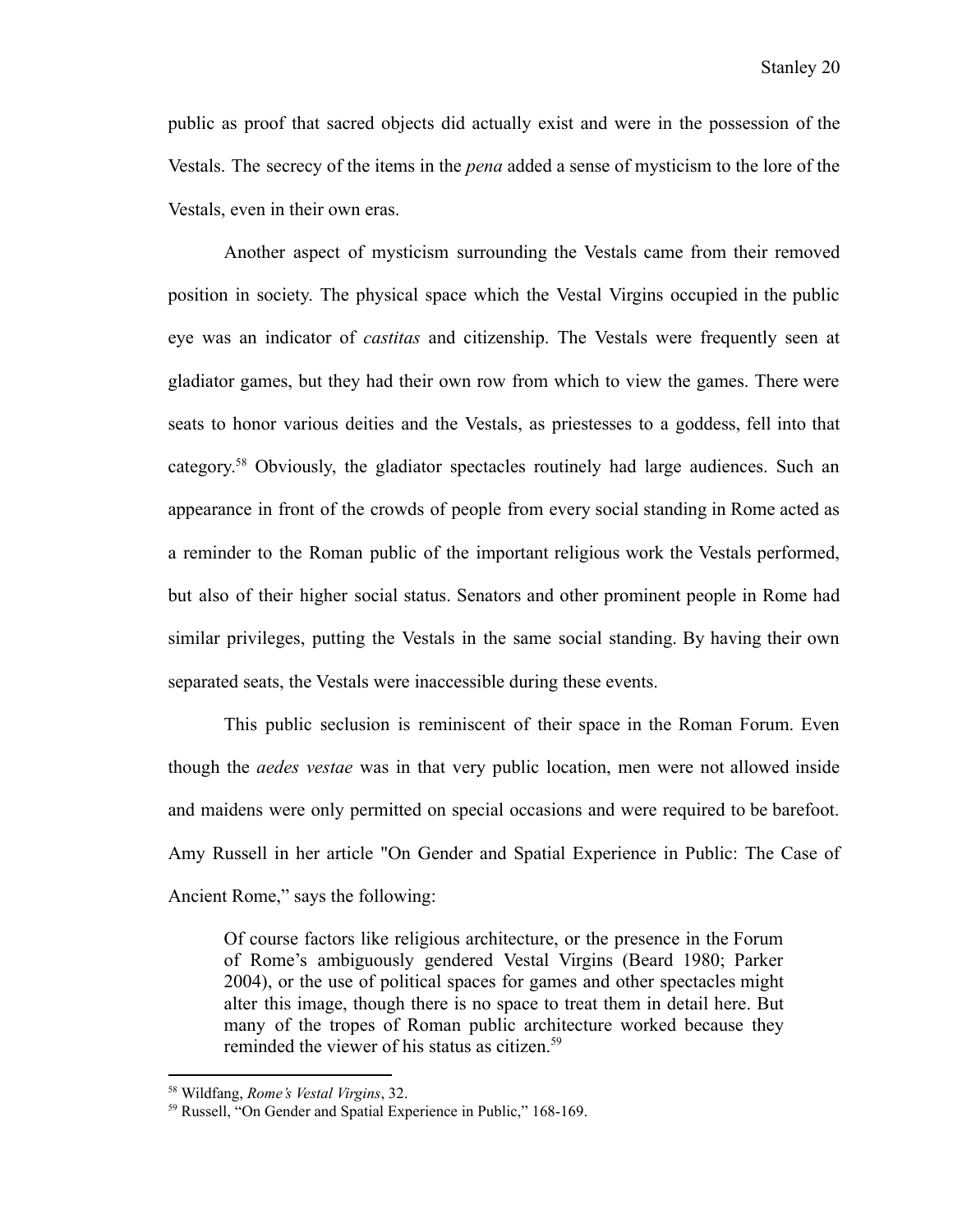public as proof that sacred objects did actually exist and were in the possession of the Vestals. The secrecy of the items in the *pena* added a sense of mysticism to the lore of the Vestals, even in their own eras.

Another aspect of mysticism surrounding the Vestals came from their removed position in society. The physical space which the Vestal Virgins occupied in the public eye was an indicator of *castitas* and citizenship. The Vestals were frequently seen at gladiator games, but they had their own row from which to view the games. There were seats to honor various deities and the Vestals, as priestesses to a goddess, fell into that category.[58] Obviously, the gladiator spectacles routinely had large audiences. Such an appearance in front of the crowds of people from every social standing in Rome acted as a reminder to the Roman public of the important religious work the Vestals performed, but also of their higher social status. Senators and other prominent people in Rome had similar privileges, putting the Vestals in the same social standing. By having their own separated seats, the Vestals were inaccessible during these events.

This public seclusion is reminiscent of their space in the Roman Forum. Even though the *aedes vestae* was in that very public location, men were not allowed inside and maidens were only permitted on special occasions and were required to be barefoot. Amy Russell in her article "On Gender and Spatial Experience in Public: The Case of Ancient Rome," says the following:

> Of course factors like religious architecture, or the presence in the Forum of Rome's ambiguously gendered Vestal Virgins (Beard 1980; Parker 2004), or the use of political spaces for games and other spectacles might alter this image, though there is no space to treat them in detail here. But many of the tropes of Roman public architecture worked because they reminded the viewer of his status as citizen.[59]

---

[58] Wildfang, *Rome's Vestal Virgins*, 32.

[59] Russell, "On Gender and Spatial Experience in Public," 168-169.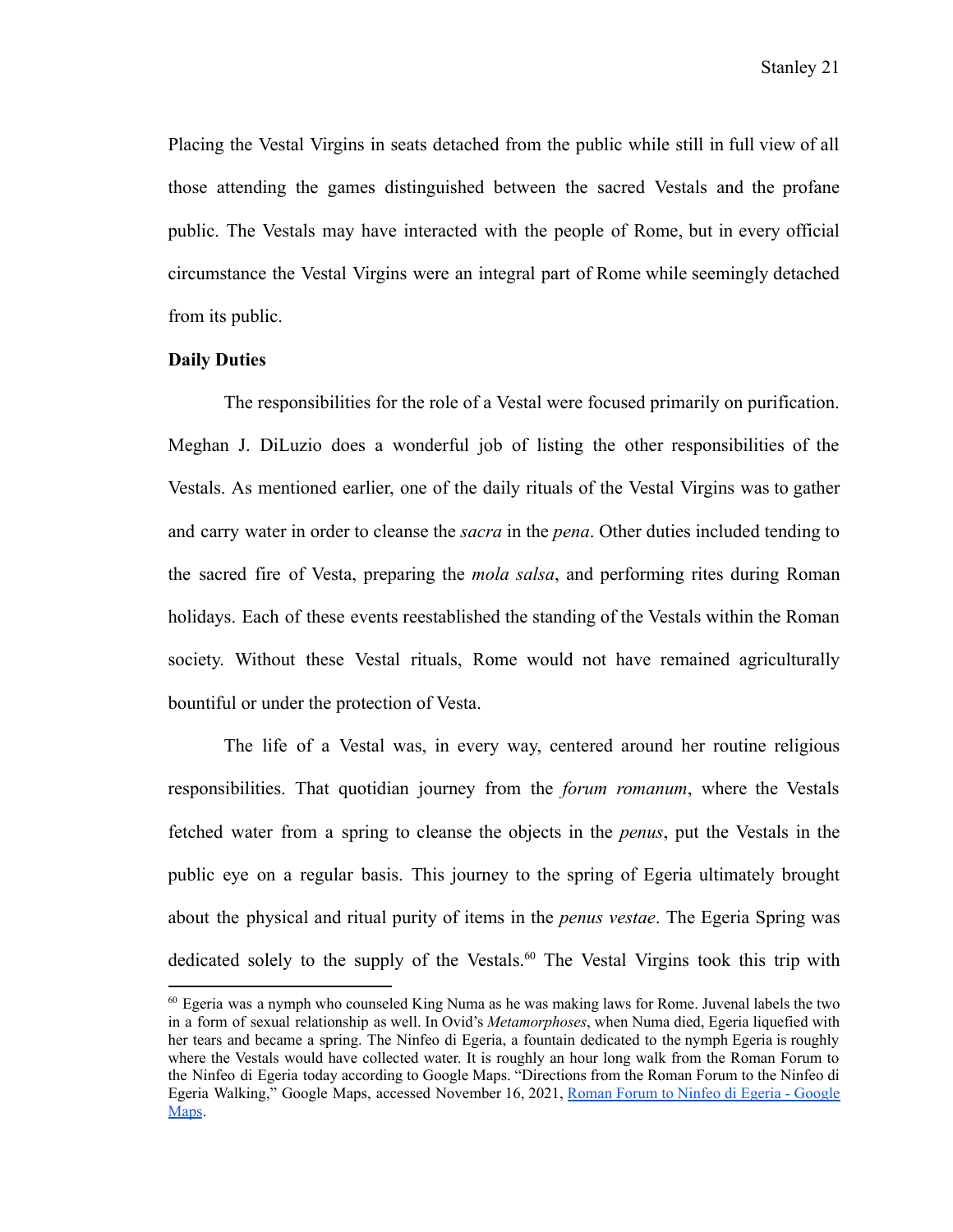Placing the Vestal Virgins in seats detached from the public while still in full view of all those attending the games distinguished between the sacred Vestals and the profane public. The Vestals may have interacted with the people of Rome, but in every official circumstance the Vestal Virgins were an integral part of Rome while seemingly detached from its public.

**Daily Duties**

The responsibilities for the role of a Vestal were focused primarily on purification. Meghan J. DiLuzio does a wonderful job of listing the other responsibilities of the Vestals. As mentioned earlier, one of the daily rituals of the Vestal Virgins was to gather and carry water in order to cleanse the *sacra* in the *pena*. Other duties included tending to the sacred fire of Vesta, preparing the *mola salsa*, and performing rites during Roman holidays. Each of these events reestablished the standing of the Vestals within the Roman society. Without these Vestal rituals, Rome would not have remained agriculturally bountiful or under the protection of Vesta.

The life of a Vestal was, in every way, centered around her routine religious responsibilities. That quotidian journey from the *forum romanum*, where the Vestals fetched water from a spring to cleanse the objects in the *penus*, put the Vestals in the public eye on a regular basis. This journey to the spring of Egeria ultimately brought about the physical and ritual purity of items in the *penus vestae*. The Egeria Spring was dedicated solely to the supply of the Vestals.[60] The Vestal Virgins took this trip with

[60] Egeria was a nymph who counseled King Numa as he was making laws for Rome. Juvenal labels the two in a form of sexual relationship as well. In Ovid's *Metamorphoses*, when Numa died, Egeria liquefied with her tears and became a spring. The Ninfeo di Egeria, a fountain dedicated to the nymph Egeria is roughly where the Vestals would have collected water. It is roughly an hour long walk from the Roman Forum to the Ninfeo di Egeria today according to Google Maps. "Directions from the Roman Forum to the Ninfeo di Egeria Walking," Google Maps, accessed November 16, 2021, [Roman Forum to Ninfeo di Egeria - Google Maps].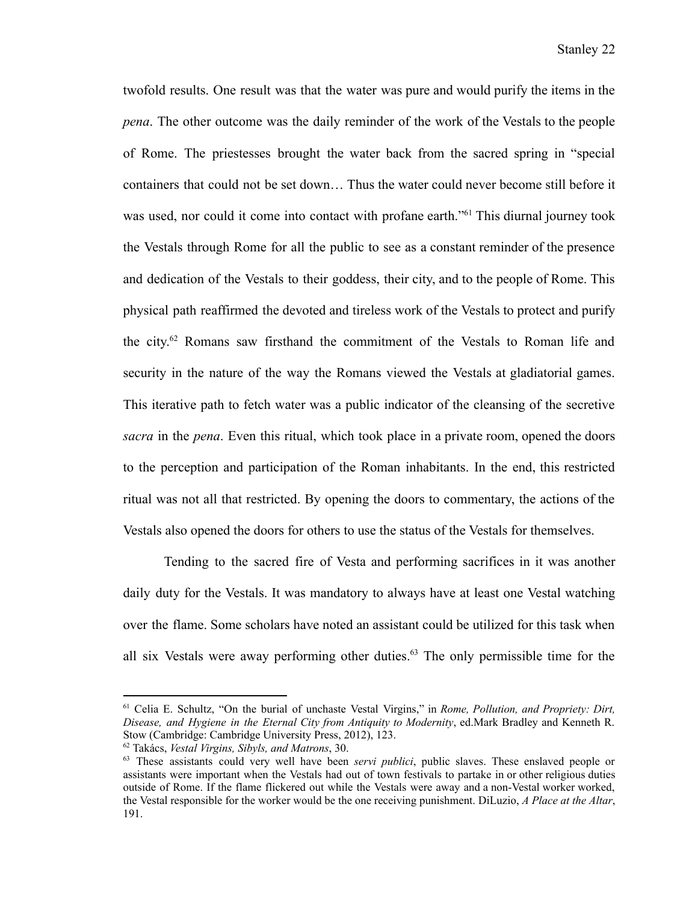twofold results. One result was that the water was pure and would purify the items in the *pena*. The other outcome was the daily reminder of the work of the Vestals to the people of Rome. The priestesses brought the water back from the sacred spring in "special containers that could not be set down… Thus the water could never become still before it was used, nor could it come into contact with profane earth."[61] This diurnal journey took the Vestals through Rome for all the public to see as a constant reminder of the presence and dedication of the Vestals to their goddess, their city, and to the people of Rome. This physical path reaffirmed the devoted and tireless work of the Vestals to protect and purify the city.[62] Romans saw firsthand the commitment of the Vestals to Roman life and security in the nature of the way the Romans viewed the Vestals at gladiatorial games. This iterative path to fetch water was a public indicator of the cleansing of the secretive *sacra* in the *pena*. Even this ritual, which took place in a private room, opened the doors to the perception and participation of the Roman inhabitants. In the end, this restricted ritual was not all that restricted. By opening the doors to commentary, the actions of the Vestals also opened the doors for others to use the status of the Vestals for themselves.

Tending to the sacred fire of Vesta and performing sacrifices in it was another daily duty for the Vestals. It was mandatory to always have at least one Vestal watching over the flame. Some scholars have noted an assistant could be utilized for this task when all six Vestals were away performing other duties.[63] The only permissible time for the

---

[61] Celia E. Schultz, "On the burial of unchaste Vestal Virgins," in *Rome, Pollution, and Propriety: Dirt, Disease, and Hygiene in the Eternal City from Antiquity to Modernity*, ed.Mark Bradley and Kenneth R. Stow (Cambridge: Cambridge University Press, 2012), 123.

[62] Takács, *Vestal Virgins, Sibyls, and Matrons*, 30.

[63] These assistants could very well have been *servi publici*, public slaves. These enslaved people or assistants were important when the Vestals had out of town festivals to partake in or other religious duties outside of Rome. If the flame flickered out while the Vestals were away and a non-Vestal worker worked, the Vestal responsible for the worker would be the one receiving punishment. DiLuzio, *A Place at the Altar*, 191.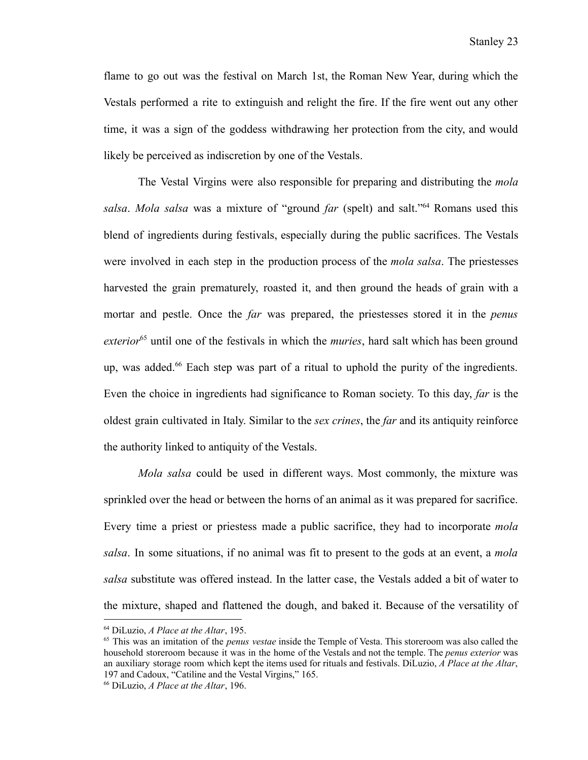flame to go out was the festival on March 1st, the Roman New Year, during which the Vestals performed a rite to extinguish and relight the fire. If the fire went out any other time, it was a sign of the goddess withdrawing her protection from the city, and would likely be perceived as indiscretion by one of the Vestals.

The Vestal Virgins were also responsible for preparing and distributing the *mola salsa*. *Mola salsa* was a mixture of "ground *far* (spelt) and salt."[64] Romans used this blend of ingredients during festivals, especially during the public sacrifices. The Vestals were involved in each step in the production process of the *mola salsa*. The priestesses harvested the grain prematurely, roasted it, and then ground the heads of grain with a mortar and pestle. Once the *far* was prepared, the priestesses stored it in the *penus exterior*[65] until one of the festivals in which the *muries*, hard salt which has been ground up, was added.[66] Each step was part of a ritual to uphold the purity of the ingredients. Even the choice in ingredients had significance to Roman society. To this day, *far* is the oldest grain cultivated in Italy. Similar to the *sex crines*, the *far* and its antiquity reinforce the authority linked to antiquity of the Vestals.

*Mola salsa* could be used in different ways. Most commonly, the mixture was sprinkled over the head or between the horns of an animal as it was prepared for sacrifice. Every time a priest or priestess made a public sacrifice, they had to incorporate *mola salsa*. In some situations, if no animal was fit to present to the gods at an event, a *mola salsa* substitute was offered instead. In the latter case, the Vestals added a bit of water to the mixture, shaped and flattened the dough, and baked it. Because of the versatility of

---

[64] DiLuzio, *A Place at the Altar*, 195.

[65] This was an imitation of the *penus vestae* inside the Temple of Vesta. This storeroom was also called the household storeroom because it was in the home of the Vestals and not the temple. The *penus exterior* was an auxiliary storage room which kept the items used for rituals and festivals. DiLuzio, *A Place at the Altar*, 197 and Cadoux, "Catiline and the Vestal Virgins," 165.

[66] DiLuzio, *A Place at the Altar*, 196.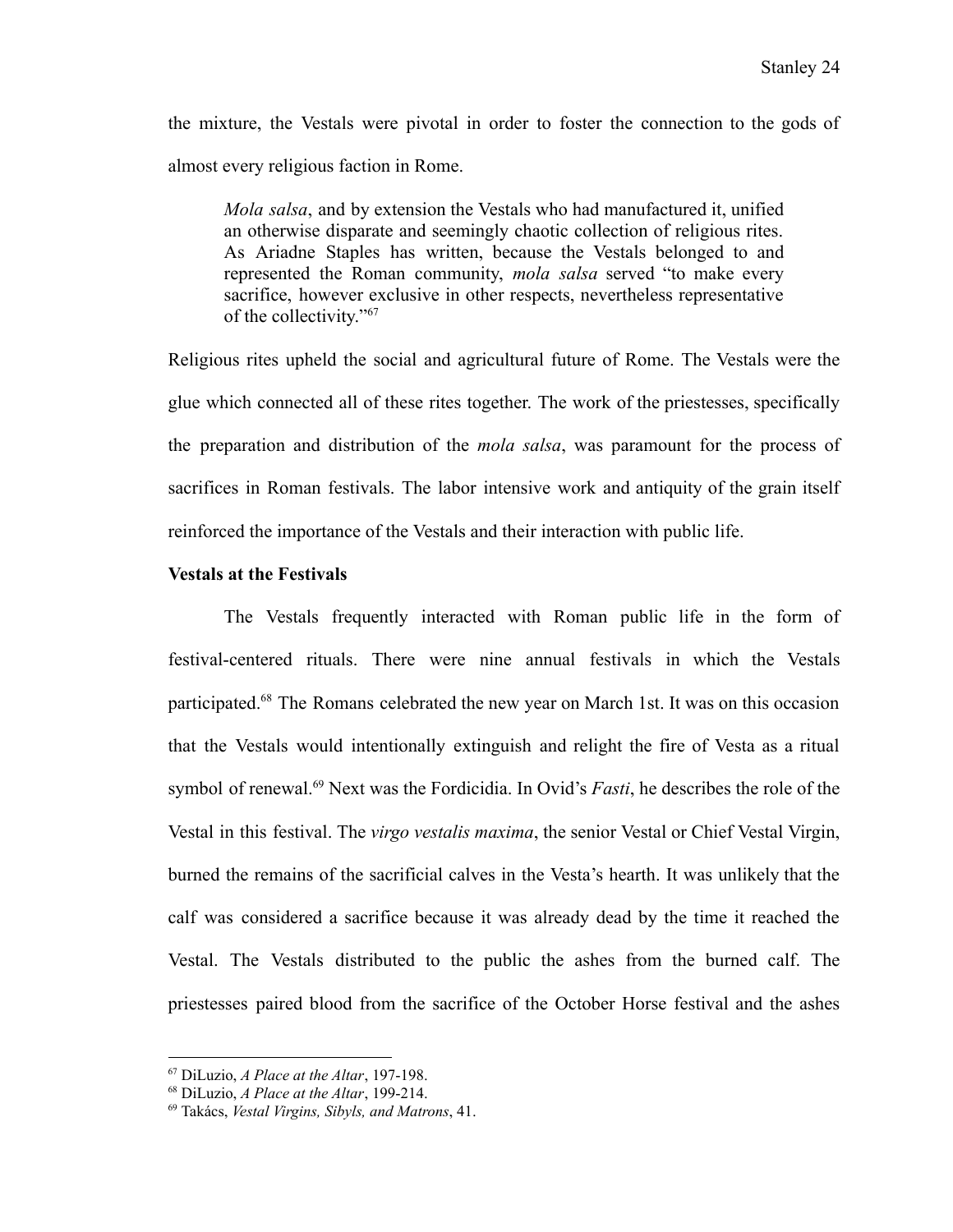the mixture, the Vestals were pivotal in order to foster the connection to the gods of almost every religious faction in Rome.

> *Mola salsa*, and by extension the Vestals who had manufactured it, unified an otherwise disparate and seemingly chaotic collection of religious rites. As Ariadne Staples has written, because the Vestals belonged to and represented the Roman community, *mola salsa* served "to make every sacrifice, however exclusive in other respects, nevertheless representative of the collectivity."[67]

Religious rites upheld the social and agricultural future of Rome. The Vestals were the glue which connected all of these rites together. The work of the priestesses, specifically the preparation and distribution of the *mola salsa*, was paramount for the process of sacrifices in Roman festivals. The labor intensive work and antiquity of the grain itself reinforced the importance of the Vestals and their interaction with public life.

**Vestals at the Festivals**

The Vestals frequently interacted with Roman public life in the form of festival-centered rituals. There were nine annual festivals in which the Vestals participated.[68] The Romans celebrated the new year on March 1st. It was on this occasion that the Vestals would intentionally extinguish and relight the fire of Vesta as a ritual symbol of renewal.[69] Next was the Fordicidia. In Ovid's *Fasti*, he describes the role of the Vestal in this festival. The *virgo vestalis maxima*, the senior Vestal or Chief Vestal Virgin, burned the remains of the sacrificial calves in the Vesta's hearth. It was unlikely that the calf was considered a sacrifice because it was already dead by the time it reached the Vestal. The Vestals distributed to the public the ashes from the burned calf. The priestesses paired blood from the sacrifice of the October Horse festival and the ashes

---

[67] DiLuzio, *A Place at the Altar*, 197-198.
[68] DiLuzio, *A Place at the Altar*, 199-214.
[69] Takács, *Vestal Virgins, Sibyls, and Matrons*, 41.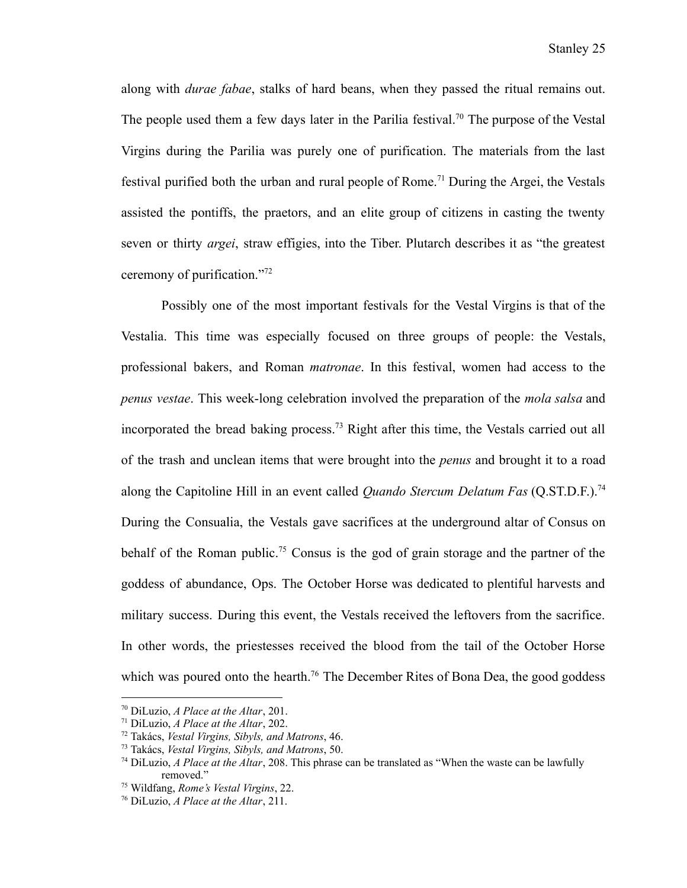along with *durae fabae*, stalks of hard beans, when they passed the ritual remains out. The people used them a few days later in the Parilia festival.[70] The purpose of the Vestal Virgins during the Parilia was purely one of purification. The materials from the last festival purified both the urban and rural people of Rome.[71] During the Argei, the Vestals assisted the pontiffs, the praetors, and an elite group of citizens in casting the twenty seven or thirty *argei*, straw effigies, into the Tiber. Plutarch describes it as "the greatest ceremony of purification."[72]

Possibly one of the most important festivals for the Vestal Virgins is that of the Vestalia. This time was especially focused on three groups of people: the Vestals, professional bakers, and Roman *matronae*. In this festival, women had access to the *penus vestae*. This week-long celebration involved the preparation of the *mola salsa* and incorporated the bread baking process.[73] Right after this time, the Vestals carried out all of the trash and unclean items that were brought into the *penus* and brought it to a road along the Capitoline Hill in an event called *Quando Stercum Delatum Fas* (Q.ST.D.F.).[74] During the Consualia, the Vestals gave sacrifices at the underground altar of Consus on behalf of the Roman public.[75] Consus is the god of grain storage and the partner of the goddess of abundance, Ops. The October Horse was dedicated to plentiful harvests and military success. During this event, the Vestals received the leftovers from the sacrifice. In other words, the priestesses received the blood from the tail of the October Horse which was poured onto the hearth.[76] The December Rites of Bona Dea, the good goddess

---

[70] DiLuzio, *A Place at the Altar*, 201.

[71] DiLuzio, *A Place at the Altar*, 202.

[72] Takács, *Vestal Virgins, Sibyls, and Matrons*, 46.

[73] Takács, *Vestal Virgins, Sibyls, and Matrons*, 50.

[74] DiLuzio, *A Place at the Altar*, 208. This phrase can be translated as "When the waste can be lawfully removed."

[75] Wildfang, *Rome's Vestal Virgins*, 22.

[76] DiLuzio, *A Place at the Altar*, 211.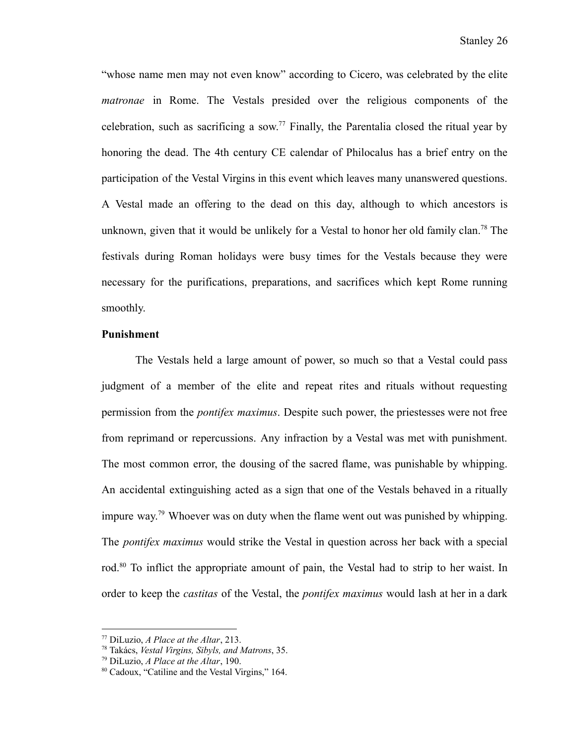"whose name men may not even know" according to Cicero, was celebrated by the elite *matronae* in Rome. The Vestals presided over the religious components of the celebration, such as sacrificing a sow.[77] Finally, the Parentalia closed the ritual year by honoring the dead. The 4th century CE calendar of Philocalus has a brief entry on the participation of the Vestal Virgins in this event which leaves many unanswered questions. A Vestal made an offering to the dead on this day, although to which ancestors is unknown, given that it would be unlikely for a Vestal to honor her old family clan.[78] The festivals during Roman holidays were busy times for the Vestals because they were necessary for the purifications, preparations, and sacrifices which kept Rome running smoothly.

**Punishment**

The Vestals held a large amount of power, so much so that a Vestal could pass judgment of a member of the elite and repeat rites and rituals without requesting permission from the *pontifex maximus*. Despite such power, the priestesses were not free from reprimand or repercussions. Any infraction by a Vestal was met with punishment. The most common error, the dousing of the sacred flame, was punishable by whipping. An accidental extinguishing acted as a sign that one of the Vestals behaved in a ritually impure way.[79] Whoever was on duty when the flame went out was punished by whipping. The *pontifex maximus* would strike the Vestal in question across her back with a special rod.[80] To inflict the appropriate amount of pain, the Vestal had to strip to her waist. In order to keep the *castitas* of the Vestal, the *pontifex maximus* would lash at her in a dark

---

[77] DiLuzio, *A Place at the Altar*, 213.

[78] Takács, *Vestal Virgins, Sibyls, and Matrons*, 35.

[79] DiLuzio, *A Place at the Altar*, 190.

[80] Cadoux, "Catiline and the Vestal Virgins," 164.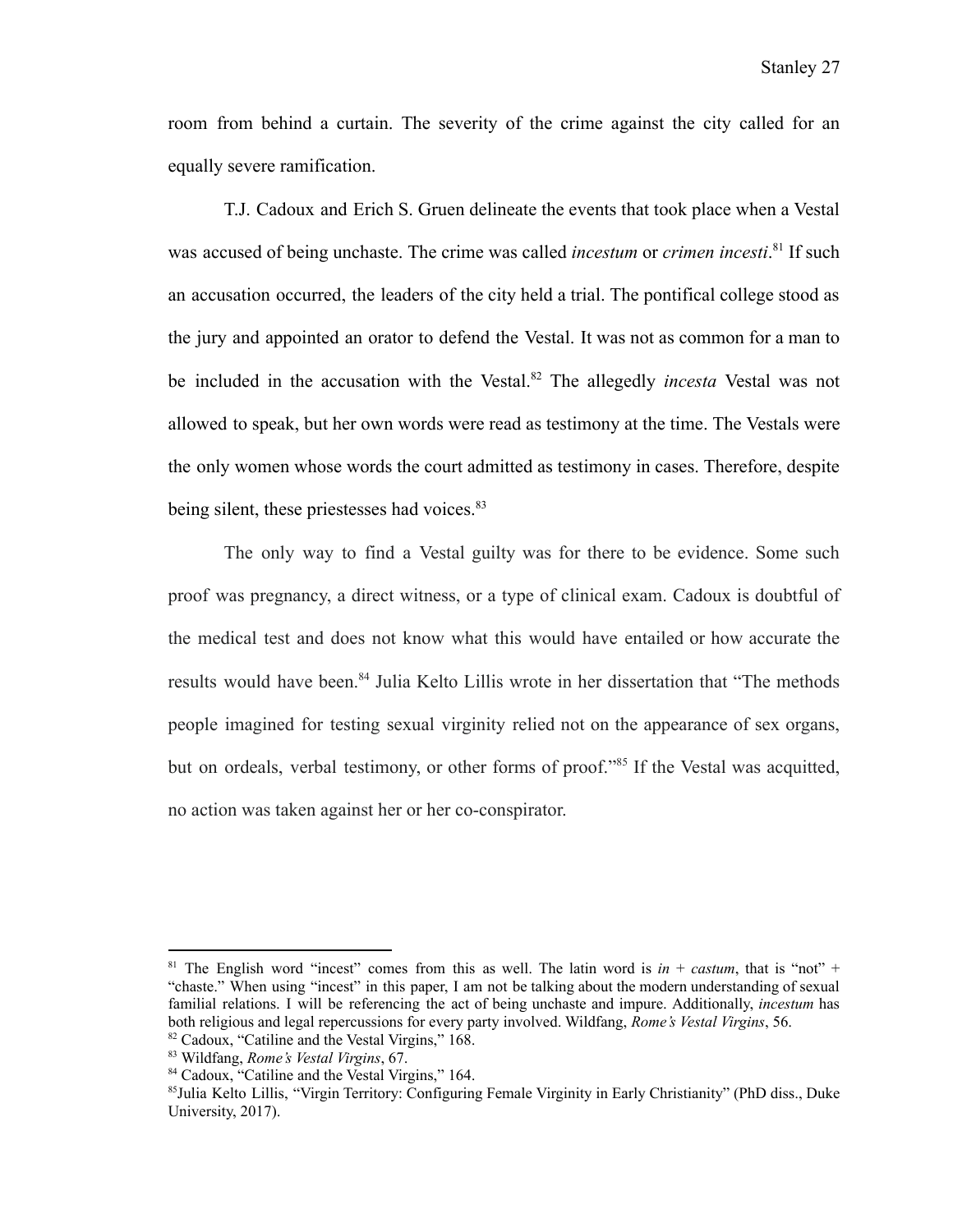room from behind a curtain. The severity of the crime against the city called for an equally severe ramification.

T.J. Cadoux and Erich S. Gruen delineate the events that took place when a Vestal was accused of being unchaste. The crime was called *incestum* or *crimen incesti*.[81] If such an accusation occurred, the leaders of the city held a trial. The pontifical college stood as the jury and appointed an orator to defend the Vestal. It was not as common for a man to be included in the accusation with the Vestal.[82] The allegedly *incesta* Vestal was not allowed to speak, but her own words were read as testimony at the time. The Vestals were the only women whose words the court admitted as testimony in cases. Therefore, despite being silent, these priestesses had voices.[83]

The only way to find a Vestal guilty was for there to be evidence. Some such proof was pregnancy, a direct witness, or a type of clinical exam. Cadoux is doubtful of the medical test and does not know what this would have entailed or how accurate the results would have been.[84] Julia Kelto Lillis wrote in her dissertation that "The methods people imagined for testing sexual virginity relied not on the appearance of sex organs, but on ordeals, verbal testimony, or other forms of proof."[85] If the Vestal was acquitted, no action was taken against her or her co-conspirator.

---

[81] The English word "incest" comes from this as well. The latin word is *in* + *castum*, that is "not" + "chaste." When using "incest" in this paper, I am not be talking about the modern understanding of sexual familial relations. I will be referencing the act of being unchaste and impure. Additionally, *incestum* has both religious and legal repercussions for every party involved. Wildfang, *Rome's Vestal Virgins*, 56.

[82] Cadoux, "Catiline and the Vestal Virgins," 168.

[83] Wildfang, *Rome's Vestal Virgins*, 67.

[84] Cadoux, "Catiline and the Vestal Virgins," 164.

[85] Julia Kelto Lillis, "Virgin Territory: Configuring Female Virginity in Early Christianity" (PhD diss., Duke University, 2017).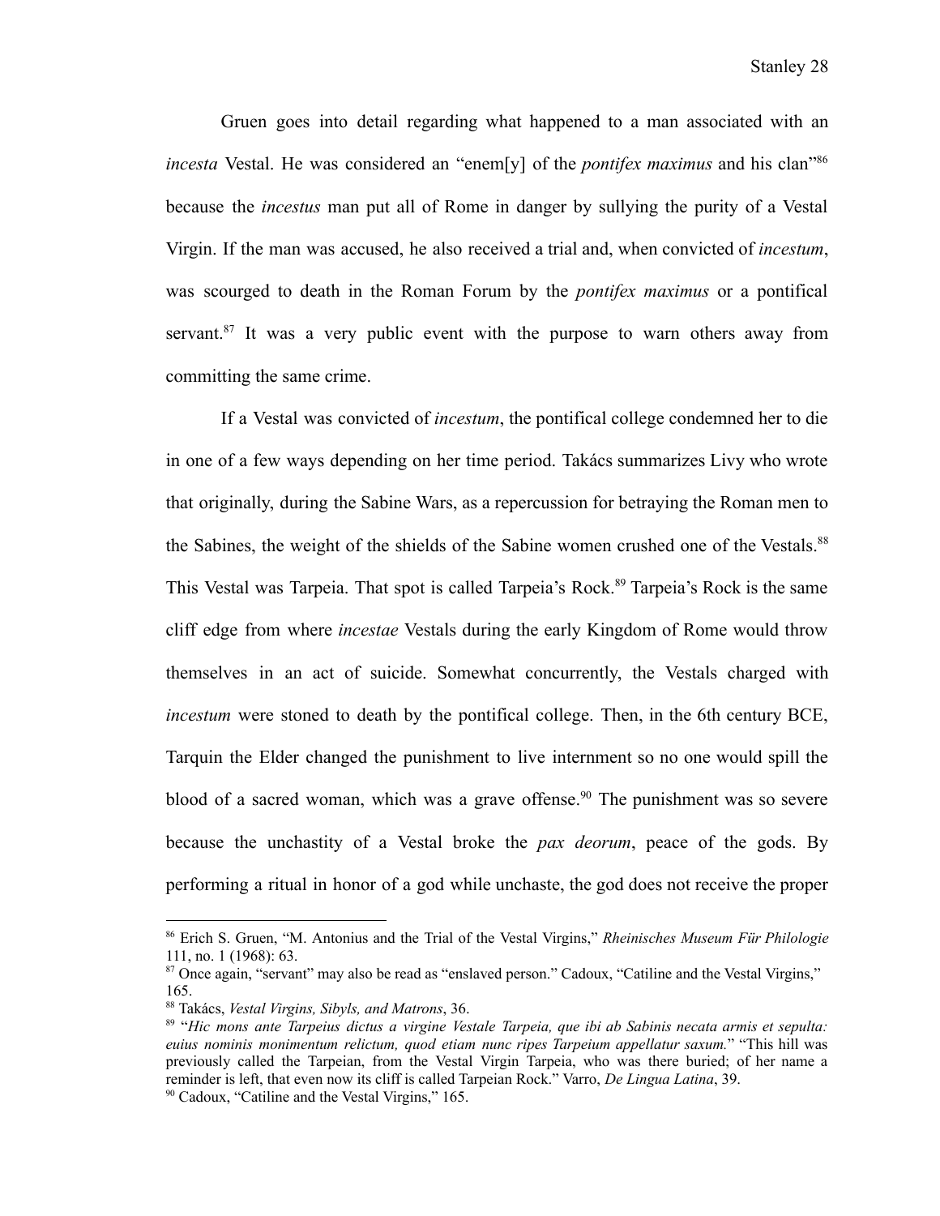Gruen goes into detail regarding what happened to a man associated with an *incesta* Vestal. He was considered an "enem[y] of the *pontifex maximus* and his clan"[86] because the *incestus* man put all of Rome in danger by sullying the purity of a Vestal Virgin. If the man was accused, he also received a trial and, when convicted of *incestum*, was scourged to death in the Roman Forum by the *pontifex maximus* or a pontifical servant.[87] It was a very public event with the purpose to warn others away from committing the same crime.

If a Vestal was convicted of *incestum*, the pontifical college condemned her to die in one of a few ways depending on her time period. Takács summarizes Livy who wrote that originally, during the Sabine Wars, as a repercussion for betraying the Roman men to the Sabines, the weight of the shields of the Sabine women crushed one of the Vestals.[88] This Vestal was Tarpeia. That spot is called Tarpeia's Rock.[89] Tarpeia's Rock is the same cliff edge from where *incestae* Vestals during the early Kingdom of Rome would throw themselves in an act of suicide. Somewhat concurrently, the Vestals charged with *incestum* were stoned to death by the pontifical college. Then, in the 6th century BCE, Tarquin the Elder changed the punishment to live internment so no one would spill the blood of a sacred woman, which was a grave offense.[90] The punishment was so severe because the unchastity of a Vestal broke the *pax deorum*, peace of the gods. By performing a ritual in honor of a god while unchaste, the god does not receive the proper

---

[86] Erich S. Gruen, "M. Antonius and the Trial of the Vestal Virgins," *Rheinisches Museum Für Philologie* 111, no. 1 (1968): 63.

[87] Once again, "servant" may also be read as "enslaved person." Cadoux, "Catiline and the Vestal Virgins," 165.

[88] Takács, *Vestal Virgins, Sibyls, and Matrons*, 36.

[89] "*Hic mons ante Tarpeius dictus a virgine Vestale Tarpeia, que ibi ab Sabinis necata armis et sepulta: euius nominis monimentum relictum, quod etiam nunc ripes Tarpeium appellatur saxum.*" "This hill was previously called the Tarpeian, from the Vestal Virgin Tarpeia, who was there buried; of her name a reminder is left, that even now its cliff is called Tarpeian Rock." Varro, *De Lingua Latina*, 39.

[90] Cadoux, "Catiline and the Vestal Virgins," 165.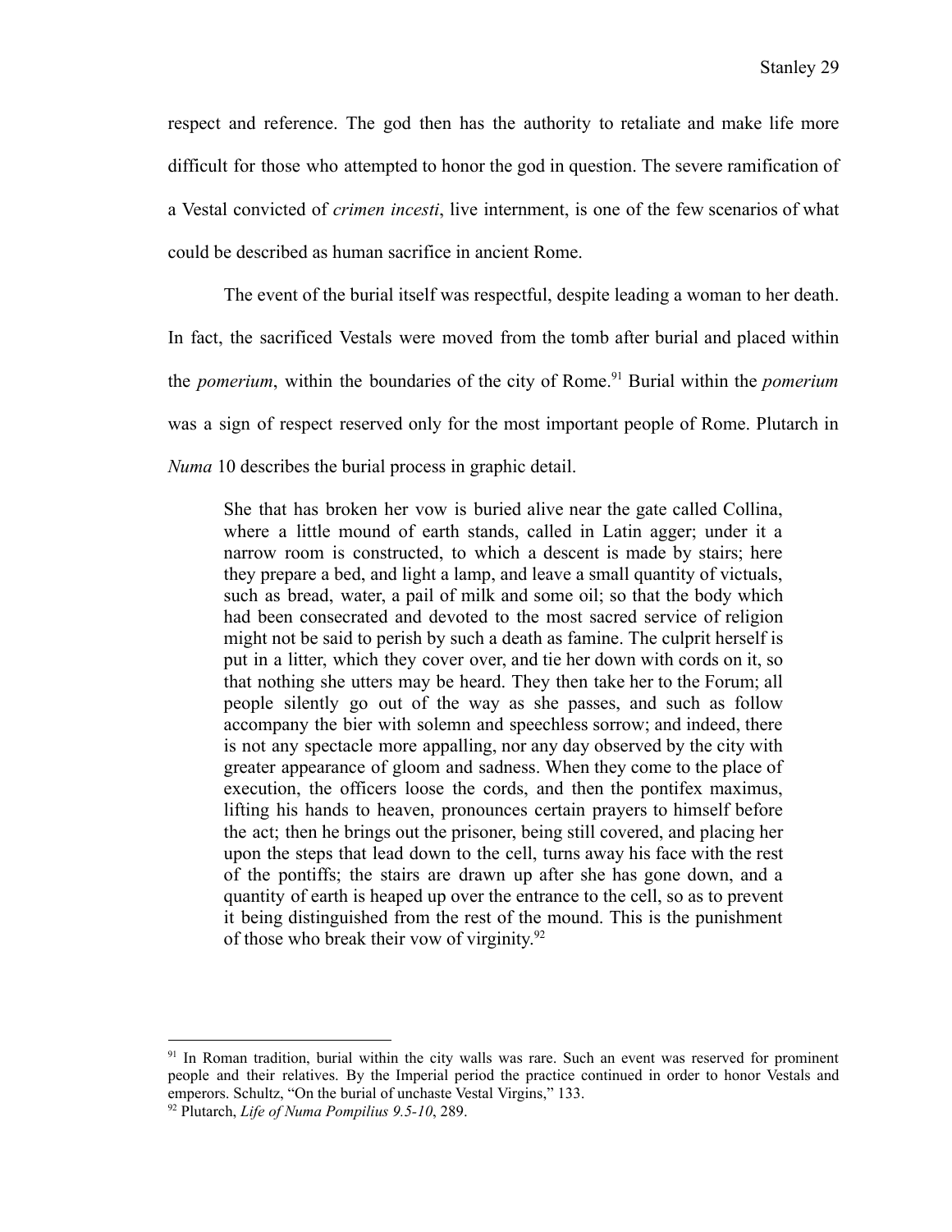respect and reference. The god then has the authority to retaliate and make life more difficult for those who attempted to honor the god in question. The severe ramification of a Vestal convicted of *crimen incesti*, live internment, is one of the few scenarios of what could be described as human sacrifice in ancient Rome.

The event of the burial itself was respectful, despite leading a woman to her death. In fact, the sacrificed Vestals were moved from the tomb after burial and placed within the *pomerium*, within the boundaries of the city of Rome.[91] Burial within the *pomerium* was a sign of respect reserved only for the most important people of Rome. Plutarch in *Numa* 10 describes the burial process in graphic detail.

> She that has broken her vow is buried alive near the gate called Collina, where a little mound of earth stands, called in Latin agger; under it a narrow room is constructed, to which a descent is made by stairs; here they prepare a bed, and light a lamp, and leave a small quantity of victuals, such as bread, water, a pail of milk and some oil; so that the body which had been consecrated and devoted to the most sacred service of religion might not be said to perish by such a death as famine. The culprit herself is put in a litter, which they cover over, and tie her down with cords on it, so that nothing she utters may be heard. They then take her to the Forum; all people silently go out of the way as she passes, and such as follow accompany the bier with solemn and speechless sorrow; and indeed, there is not any spectacle more appalling, nor any day observed by the city with greater appearance of gloom and sadness. When they come to the place of execution, the officers loose the cords, and then the pontifex maximus, lifting his hands to heaven, pronounces certain prayers to himself before the act; then he brings out the prisoner, being still covered, and placing her upon the steps that lead down to the cell, turns away his face with the rest of the pontiffs; the stairs are drawn up after she has gone down, and a quantity of earth is heaped up over the entrance to the cell, so as to prevent it being distinguished from the rest of the mound. This is the punishment of those who break their vow of virginity.[92]

---

[91] In Roman tradition, burial within the city walls was rare. Such an event was reserved for prominent people and their relatives. By the Imperial period the practice continued in order to honor Vestals and emperors. Schultz, "On the burial of unchaste Vestal Virgins," 133.

[92] Plutarch, *Life of Numa Pompilius 9.5-10*, 289.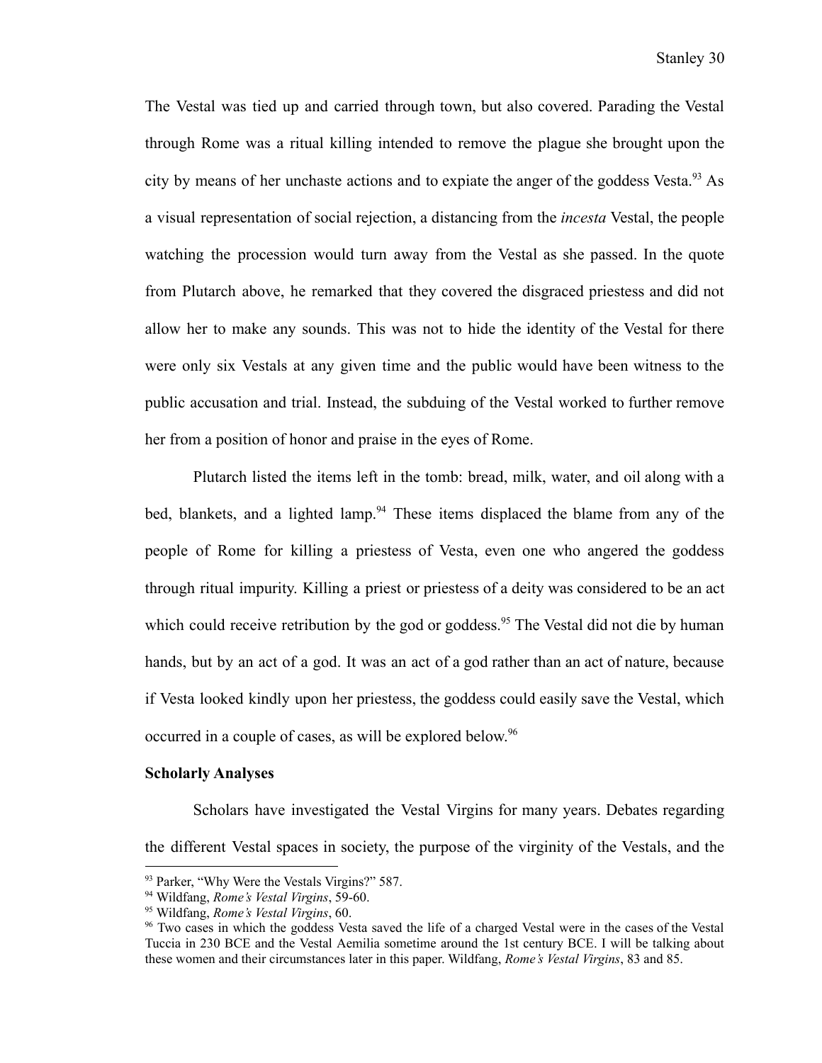The Vestal was tied up and carried through town, but also covered. Parading the Vestal through Rome was a ritual killing intended to remove the plague she brought upon the city by means of her unchaste actions and to expiate the anger of the goddess Vesta.[93] As a visual representation of social rejection, a distancing from the *incesta* Vestal, the people watching the procession would turn away from the Vestal as she passed. In the quote from Plutarch above, he remarked that they covered the disgraced priestess and did not allow her to make any sounds. This was not to hide the identity of the Vestal for there were only six Vestals at any given time and the public would have been witness to the public accusation and trial. Instead, the subduing of the Vestal worked to further remove her from a position of honor and praise in the eyes of Rome.

Plutarch listed the items left in the tomb: bread, milk, water, and oil along with a bed, blankets, and a lighted lamp.[94] These items displaced the blame from any of the people of Rome for killing a priestess of Vesta, even one who angered the goddess through ritual impurity. Killing a priest or priestess of a deity was considered to be an act which could receive retribution by the god or goddess.[95] The Vestal did not die by human hands, but by an act of a god. It was an act of a god rather than an act of nature, because if Vesta looked kindly upon her priestess, the goddess could easily save the Vestal, which occurred in a couple of cases, as will be explored below.[96]

**Scholarly Analyses**

Scholars have investigated the Vestal Virgins for many years. Debates regarding the different Vestal spaces in society, the purpose of the virginity of the Vestals, and the

---

[93] Parker, "Why Were the Vestals Virgins?" 587.

[94] Wildfang, *Rome's Vestal Virgins*, 59-60.

[95] Wildfang, *Rome's Vestal Virgins*, 60.

[96] Two cases in which the goddess Vesta saved the life of a charged Vestal were in the cases of the Vestal Tuccia in 230 BCE and the Vestal Aemilia sometime around the 1st century BCE. I will be talking about these women and their circumstances later in this paper. Wildfang, *Rome's Vestal Virgins*, 83 and 85.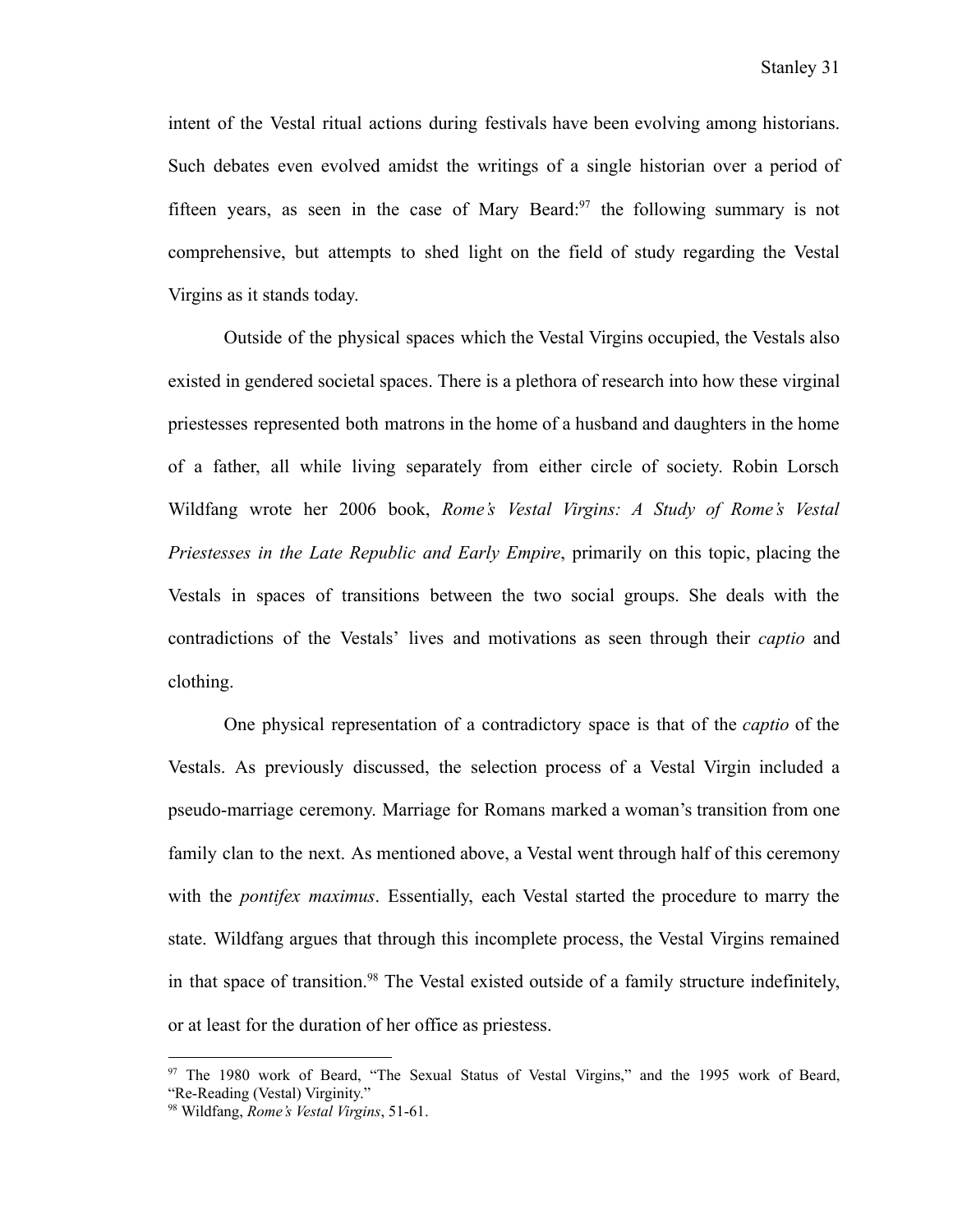intent of the Vestal ritual actions during festivals have been evolving among historians. Such debates even evolved amidst the writings of a single historian over a period of fifteen years, as seen in the case of Mary Beard:[97] the following summary is not comprehensive, but attempts to shed light on the field of study regarding the Vestal Virgins as it stands today.

Outside of the physical spaces which the Vestal Virgins occupied, the Vestals also existed in gendered societal spaces. There is a plethora of research into how these virginal priestesses represented both matrons in the home of a husband and daughters in the home of a father, all while living separately from either circle of society. Robin Lorsch Wildfang wrote her 2006 book, *Rome's Vestal Virgins: A Study of Rome's Vestal Priestesses in the Late Republic and Early Empire*, primarily on this topic, placing the Vestals in spaces of transitions between the two social groups. She deals with the contradictions of the Vestals' lives and motivations as seen through their *captio* and clothing.

One physical representation of a contradictory space is that of the *captio* of the Vestals. As previously discussed, the selection process of a Vestal Virgin included a pseudo-marriage ceremony. Marriage for Romans marked a woman's transition from one family clan to the next. As mentioned above, a Vestal went through half of this ceremony with the *pontifex maximus*. Essentially, each Vestal started the procedure to marry the state. Wildfang argues that through this incomplete process, the Vestal Virgins remained in that space of transition.[98] The Vestal existed outside of a family structure indefinitely, or at least for the duration of her office as priestess.

---

[97] The 1980 work of Beard, "The Sexual Status of Vestal Virgins," and the 1995 work of Beard, "Re-Reading (Vestal) Virginity."

[98] Wildfang, *Rome's Vestal Virgins*, 51-61.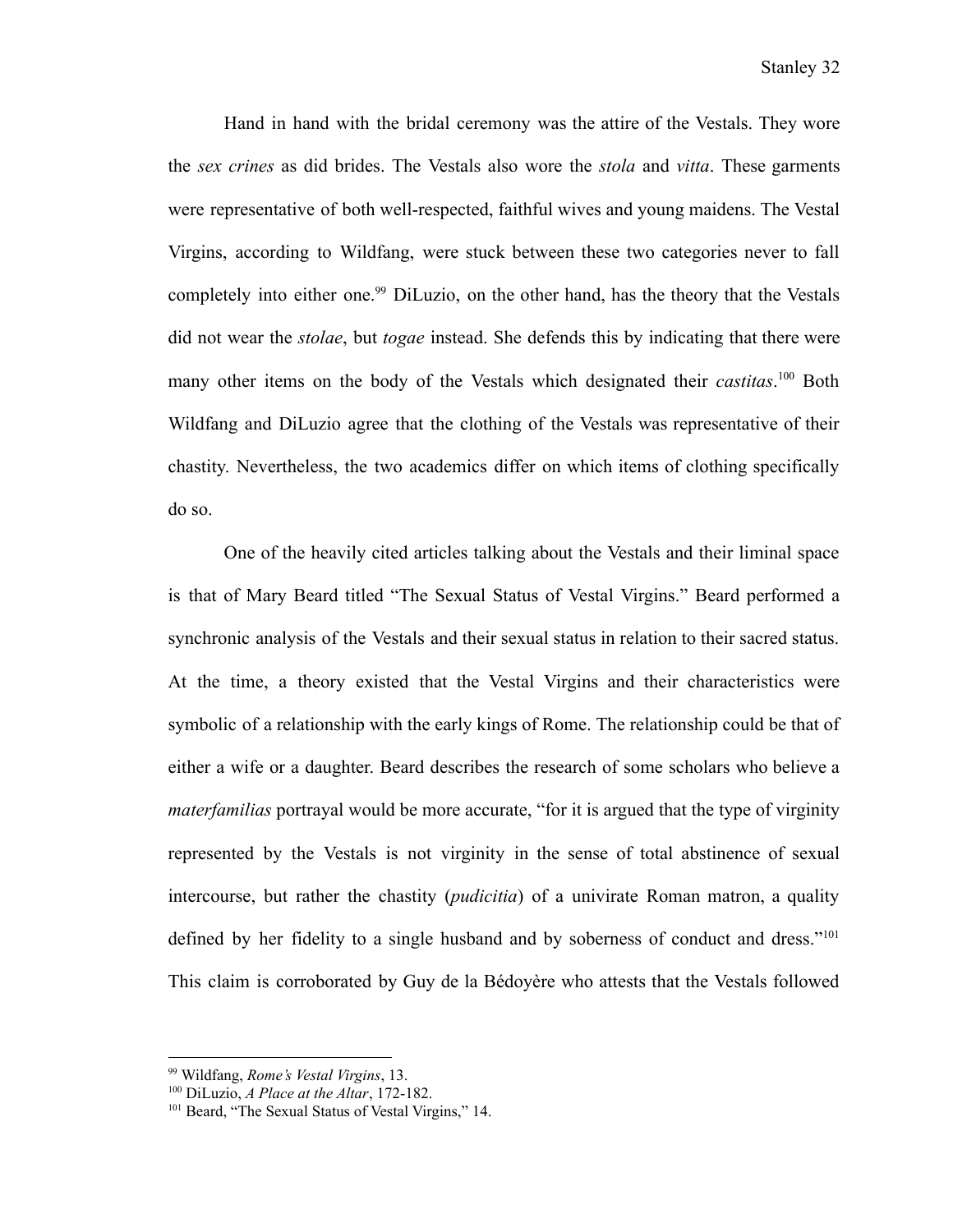Hand in hand with the bridal ceremony was the attire of the Vestals. They wore the *sex crines* as did brides. The Vestals also wore the *stola* and *vitta*. These garments were representative of both well-respected, faithful wives and young maidens. The Vestal Virgins, according to Wildfang, were stuck between these two categories never to fall completely into either one.[99] DiLuzio, on the other hand, has the theory that the Vestals did not wear the *stolae*, but *togae* instead. She defends this by indicating that there were many other items on the body of the Vestals which designated their *castitas*.[100] Both Wildfang and DiLuzio agree that the clothing of the Vestals was representative of their chastity. Nevertheless, the two academics differ on which items of clothing specifically do so.

One of the heavily cited articles talking about the Vestals and their liminal space is that of Mary Beard titled "The Sexual Status of Vestal Virgins." Beard performed a synchronic analysis of the Vestals and their sexual status in relation to their sacred status. At the time, a theory existed that the Vestal Virgins and their characteristics were symbolic of a relationship with the early kings of Rome. The relationship could be that of either a wife or a daughter. Beard describes the research of some scholars who believe a *materfamilias* portrayal would be more accurate, "for it is argued that the type of virginity represented by the Vestals is not virginity in the sense of total abstinence of sexual intercourse, but rather the chastity (*pudicitia*) of a univirate Roman matron, a quality defined by her fidelity to a single husband and by soberness of conduct and dress."[101] This claim is corroborated by Guy de la Bédoyère who attests that the Vestals followed

---

[99] Wildfang, *Rome's Vestal Virgins*, 13.

[100] DiLuzio, *A Place at the Altar*, 172-182.

[101] Beard, "The Sexual Status of Vestal Virgins," 14.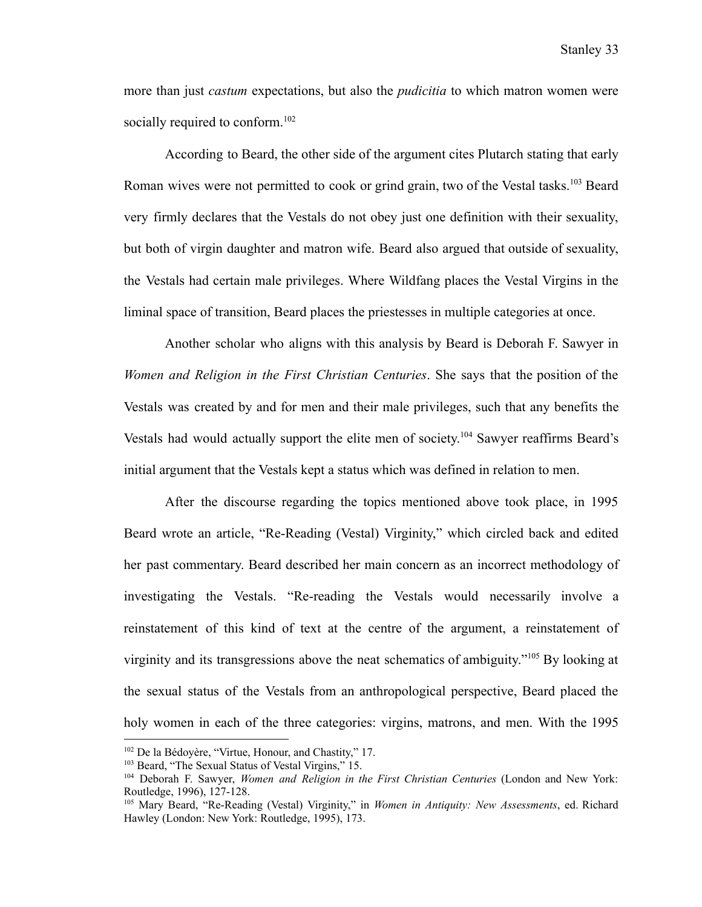more than just *castum* expectations, but also the *pudicitia* to which matron women were socially required to conform.[102]

According to Beard, the other side of the argument cites Plutarch stating that early Roman wives were not permitted to cook or grind grain, two of the Vestal tasks.[103] Beard very firmly declares that the Vestals do not obey just one definition with their sexuality, but both of virgin daughter and matron wife. Beard also argued that outside of sexuality, the Vestals had certain male privileges. Where Wildfang places the Vestal Virgins in the liminal space of transition, Beard places the priestesses in multiple categories at once.

Another scholar who aligns with this analysis by Beard is Deborah F. Sawyer in *Women and Religion in the First Christian Centuries*. She says that the position of the Vestals was created by and for men and their male privileges, such that any benefits the Vestals had would actually support the elite men of society.[104] Sawyer reaffirms Beard's initial argument that the Vestals kept a status which was defined in relation to men.

After the discourse regarding the topics mentioned above took place, in 1995 Beard wrote an article, "Re-Reading (Vestal) Virginity," which circled back and edited her past commentary. Beard described her main concern as an incorrect methodology of investigating the Vestals. "Re-reading the Vestals would necessarily involve a reinstatement of this kind of text at the centre of the argument, a reinstatement of virginity and its transgressions above the neat schematics of ambiguity."[105] By looking at the sexual status of the Vestals from an anthropological perspective, Beard placed the holy women in each of the three categories: virgins, matrons, and men. With the 1995

---

[102] De la Bédoyère, "Virtue, Honour, and Chastity," 17.

[103] Beard, "The Sexual Status of Vestal Virgins," 15.

[104] Deborah F. Sawyer, *Women and Religion in the First Christian Centuries* (London and New York: Routledge, 1996), 127-128.

[105] Mary Beard, "Re-Reading (Vestal) Virginity," in *Women in Antiquity: New Assessments*, ed. Richard Hawley (London: New York: Routledge, 1995), 173.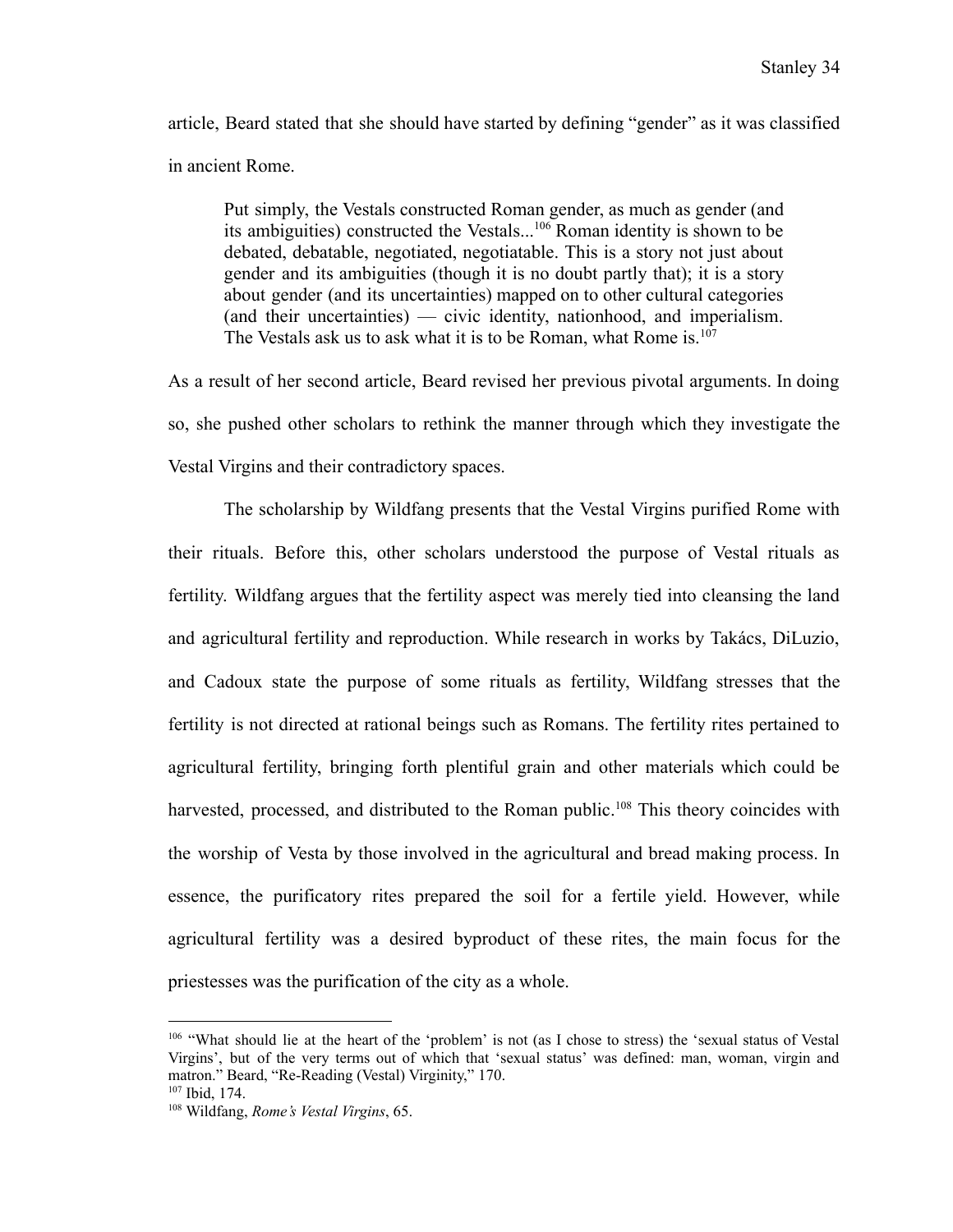article, Beard stated that she should have started by defining "gender" as it was classified in ancient Rome.

> Put simply, the Vestals constructed Roman gender, as much as gender (and its ambiguities) constructed the Vestals...[106] Roman identity is shown to be debated, debatable, negotiated, negotiatable. This is a story not just about gender and its ambiguities (though it is no doubt partly that); it is a story about gender (and its uncertainties) mapped on to other cultural categories (and their uncertainties) — civic identity, nationhood, and imperialism. The Vestals ask us to ask what it is to be Roman, what Rome is.[107]

As a result of her second article, Beard revised her previous pivotal arguments. In doing so, she pushed other scholars to rethink the manner through which they investigate the Vestal Virgins and their contradictory spaces.

The scholarship by Wildfang presents that the Vestal Virgins purified Rome with their rituals. Before this, other scholars understood the purpose of Vestal rituals as fertility. Wildfang argues that the fertility aspect was merely tied into cleansing the land and agricultural fertility and reproduction. While research in works by Takács, DiLuzio, and Cadoux state the purpose of some rituals as fertility, Wildfang stresses that the fertility is not directed at rational beings such as Romans. The fertility rites pertained to agricultural fertility, bringing forth plentiful grain and other materials which could be harvested, processed, and distributed to the Roman public.[108] This theory coincides with the worship of Vesta by those involved in the agricultural and bread making process. In essence, the purificatory rites prepared the soil for a fertile yield. However, while agricultural fertility was a desired byproduct of these rites, the main focus for the priestesses was the purification of the city as a whole.

---

[106] "What should lie at the heart of the 'problem' is not (as I chose to stress) the 'sexual status of Vestal Virgins', but of the very terms out of which that 'sexual status' was defined: man, woman, virgin and matron." Beard, "Re-Reading (Vestal) Virginity," 170.

[107] Ibid, 174.

[108] Wildfang, *Rome's Vestal Virgins*, 65.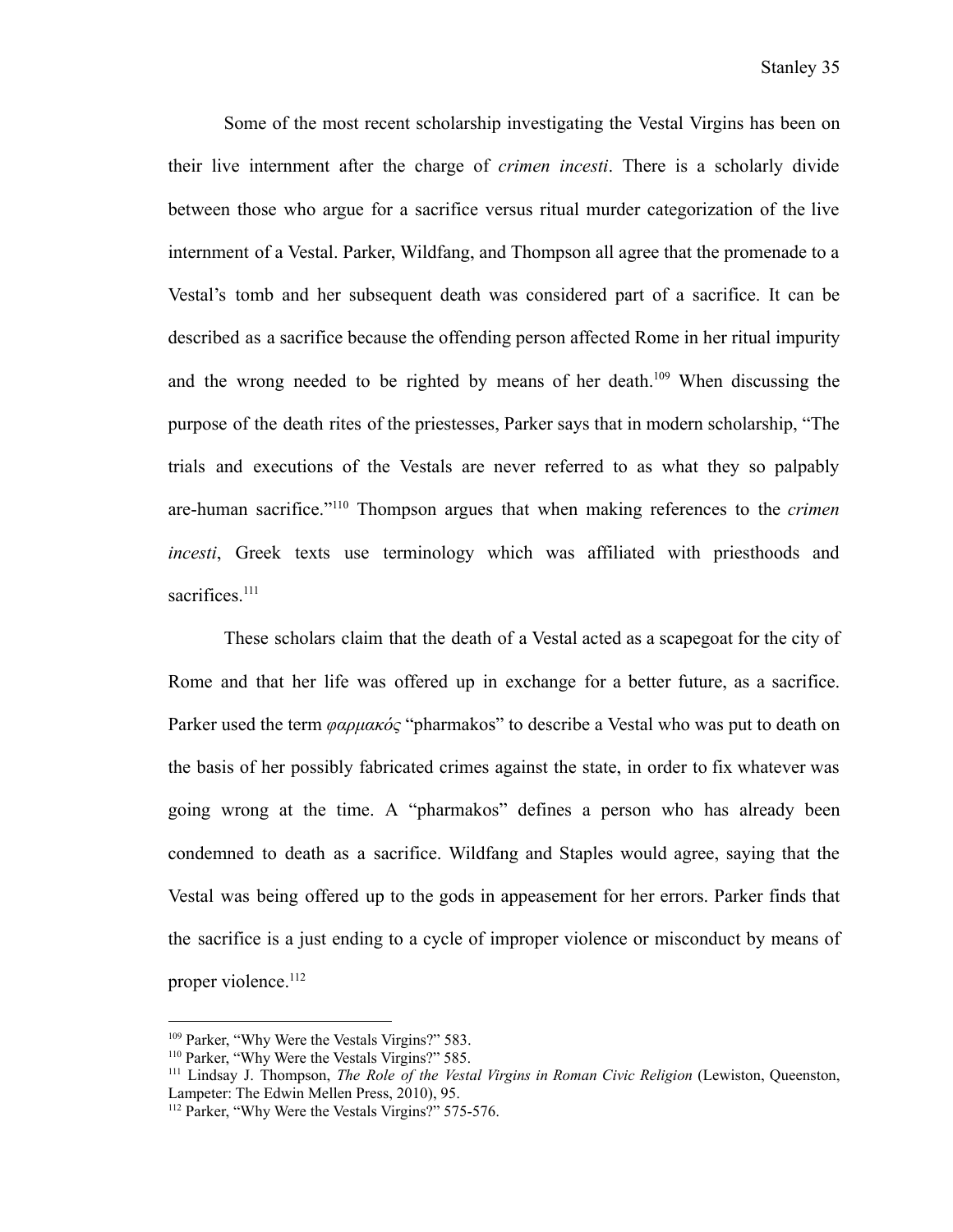Some of the most recent scholarship investigating the Vestal Virgins has been on their live internment after the charge of *crimen incesti*. There is a scholarly divide between those who argue for a sacrifice versus ritual murder categorization of the live internment of a Vestal. Parker, Wildfang, and Thompson all agree that the promenade to a Vestal's tomb and her subsequent death was considered part of a sacrifice. It can be described as a sacrifice because the offending person affected Rome in her ritual impurity and the wrong needed to be righted by means of her death.[109] When discussing the purpose of the death rites of the priestesses, Parker says that in modern scholarship, "The trials and executions of the Vestals are never referred to as what they so palpably are-human sacrifice."[110] Thompson argues that when making references to the *crimen incesti*, Greek texts use terminology which was affiliated with priesthoods and sacrifices.[111]

These scholars claim that the death of a Vestal acted as a scapegoat for the city of Rome and that her life was offered up in exchange for a better future, as a sacrifice. Parker used the term *φαρμακός* "pharmakos" to describe a Vestal who was put to death on the basis of her possibly fabricated crimes against the state, in order to fix whatever was going wrong at the time. A "pharmakos" defines a person who has already been condemned to death as a sacrifice. Wildfang and Staples would agree, saying that the Vestal was being offered up to the gods in appeasement for her errors. Parker finds that the sacrifice is a just ending to a cycle of improper violence or misconduct by means of proper violence.[112]

---

[109] Parker, "Why Were the Vestals Virgins?" 583.
[110] Parker, "Why Were the Vestals Virgins?" 585.
[111] Lindsay J. Thompson, *The Role of the Vestal Virgins in Roman Civic Religion* (Lewiston, Queenston, Lampeter: The Edwin Mellen Press, 2010), 95.
[112] Parker, "Why Were the Vestals Virgins?" 575-576.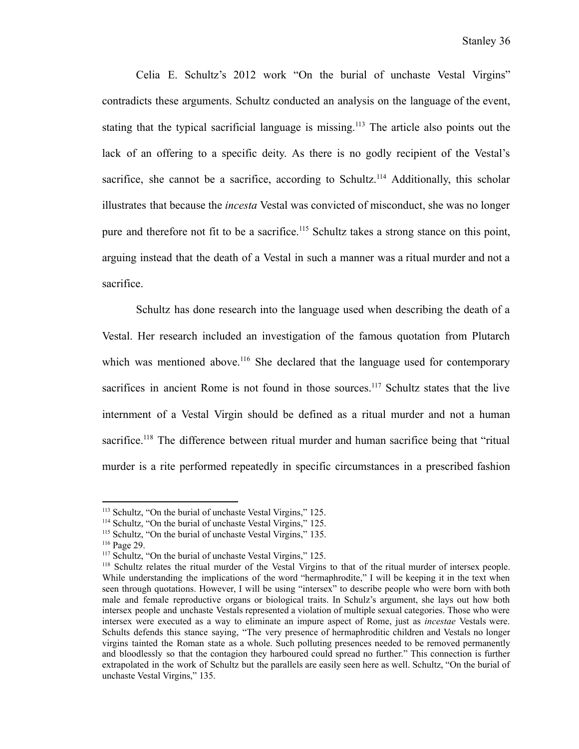Celia E. Schultz's 2012 work "On the burial of unchaste Vestal Virgins" contradicts these arguments. Schultz conducted an analysis on the language of the event, stating that the typical sacrificial language is missing.[113] The article also points out the lack of an offering to a specific deity. As there is no godly recipient of the Vestal's sacrifice, she cannot be a sacrifice, according to Schultz.[114] Additionally, this scholar illustrates that because the *incesta* Vestal was convicted of misconduct, she was no longer pure and therefore not fit to be a sacrifice.[115] Schultz takes a strong stance on this point, arguing instead that the death of a Vestal in such a manner was a ritual murder and not a sacrifice.

Schultz has done research into the language used when describing the death of a Vestal. Her research included an investigation of the famous quotation from Plutarch which was mentioned above.[116] She declared that the language used for contemporary sacrifices in ancient Rome is not found in those sources.[117] Schultz states that the live internment of a Vestal Virgin should be defined as a ritual murder and not a human sacrifice.[118] The difference between ritual murder and human sacrifice being that "ritual murder is a rite performed repeatedly in specific circumstances in a prescribed fashion

---

[113] Schultz, "On the burial of unchaste Vestal Virgins," 125.

[114] Schultz, "On the burial of unchaste Vestal Virgins," 125.

[115] Schultz, "On the burial of unchaste Vestal Virgins," 135.

[116] Page 29.

[117] Schultz, "On the burial of unchaste Vestal Virgins," 125.

[118] Schultz relates the ritual murder of the Vestal Virgins to that of the ritual murder of intersex people. While understanding the implications of the word "hermaphrodite," I will be keeping it in the text when seen through quotations. However, I will be using "intersex" to describe people who were born with both male and female reproductive organs or biological traits. In Schulz's argument, she lays out how both intersex people and unchaste Vestals represented a violation of multiple sexual categories. Those who were intersex were executed as a way to eliminate an impure aspect of Rome, just as *incestae* Vestals were. Schults defends this stance saying, "The very presence of hermaphroditic children and Vestals no longer virgins tainted the Roman state as a whole. Such polluting presences needed to be removed permanently and bloodlessly so that the contagion they harboured could spread no further." This connection is further extrapolated in the work of Schultz but the parallels are easily seen here as well. Schultz, "On the burial of unchaste Vestal Virgins," 135.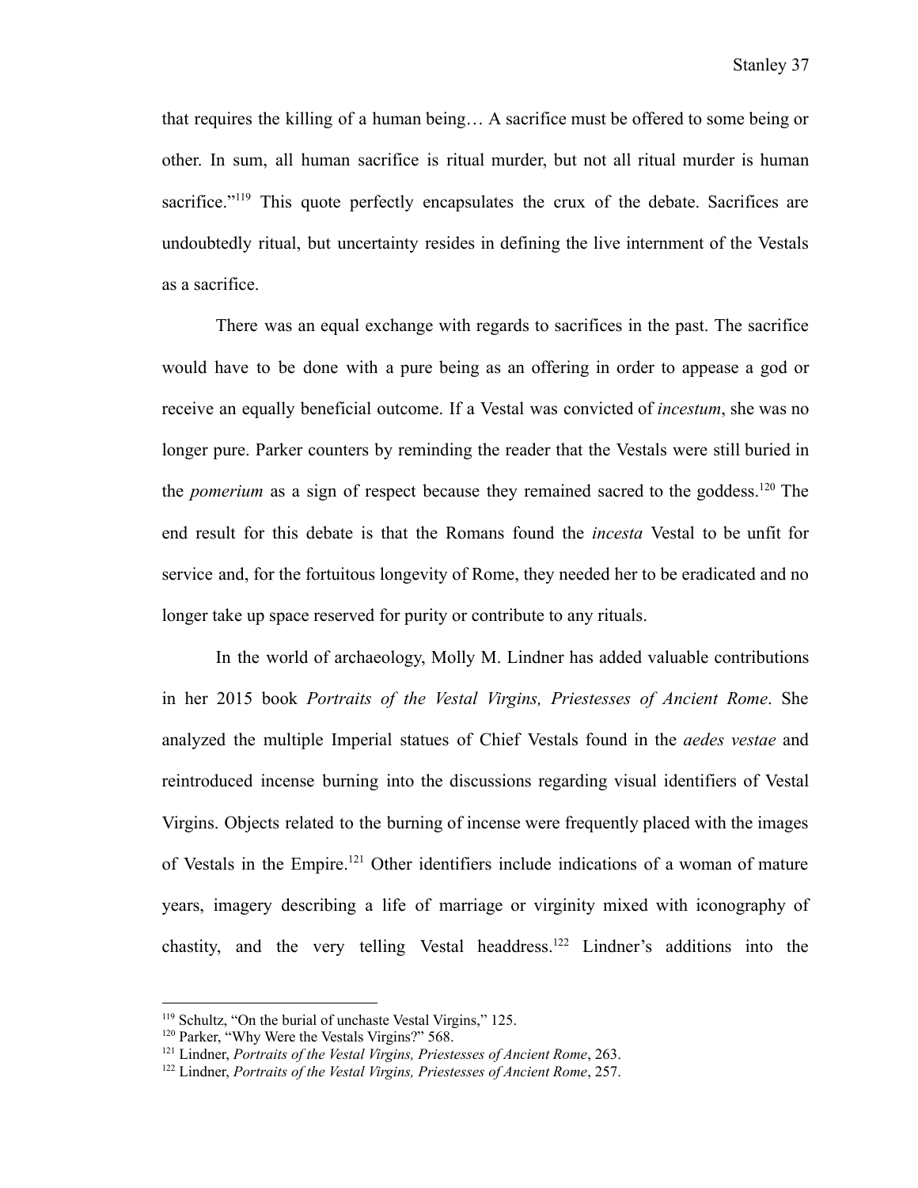that requires the killing of a human being… A sacrifice must be offered to some being or other. In sum, all human sacrifice is ritual murder, but not all ritual murder is human sacrifice."[119] This quote perfectly encapsulates the crux of the debate. Sacrifices are undoubtedly ritual, but uncertainty resides in defining the live internment of the Vestals as a sacrifice.

There was an equal exchange with regards to sacrifices in the past. The sacrifice would have to be done with a pure being as an offering in order to appease a god or receive an equally beneficial outcome. If a Vestal was convicted of *incestum*, she was no longer pure. Parker counters by reminding the reader that the Vestals were still buried in the *pomerium* as a sign of respect because they remained sacred to the goddess.[120] The end result for this debate is that the Romans found the *incesta* Vestal to be unfit for service and, for the fortuitous longevity of Rome, they needed her to be eradicated and no longer take up space reserved for purity or contribute to any rituals.

In the world of archaeology, Molly M. Lindner has added valuable contributions in her 2015 book *Portraits of the Vestal Virgins, Priestesses of Ancient Rome*. She analyzed the multiple Imperial statues of Chief Vestals found in the *aedes vestae* and reintroduced incense burning into the discussions regarding visual identifiers of Vestal Virgins. Objects related to the burning of incense were frequently placed with the images of Vestals in the Empire.[121] Other identifiers include indications of a woman of mature years, imagery describing a life of marriage or virginity mixed with iconography of chastity, and the very telling Vestal headdress.[122] Lindner's additions into the

---

[119] Schultz, "On the burial of unchaste Vestal Virgins," 125.

[120] Parker, "Why Were the Vestals Virgins?" 568.

[121] Lindner, *Portraits of the Vestal Virgins, Priestesses of Ancient Rome*, 263.

[122] Lindner, *Portraits of the Vestal Virgins, Priestesses of Ancient Rome*, 257.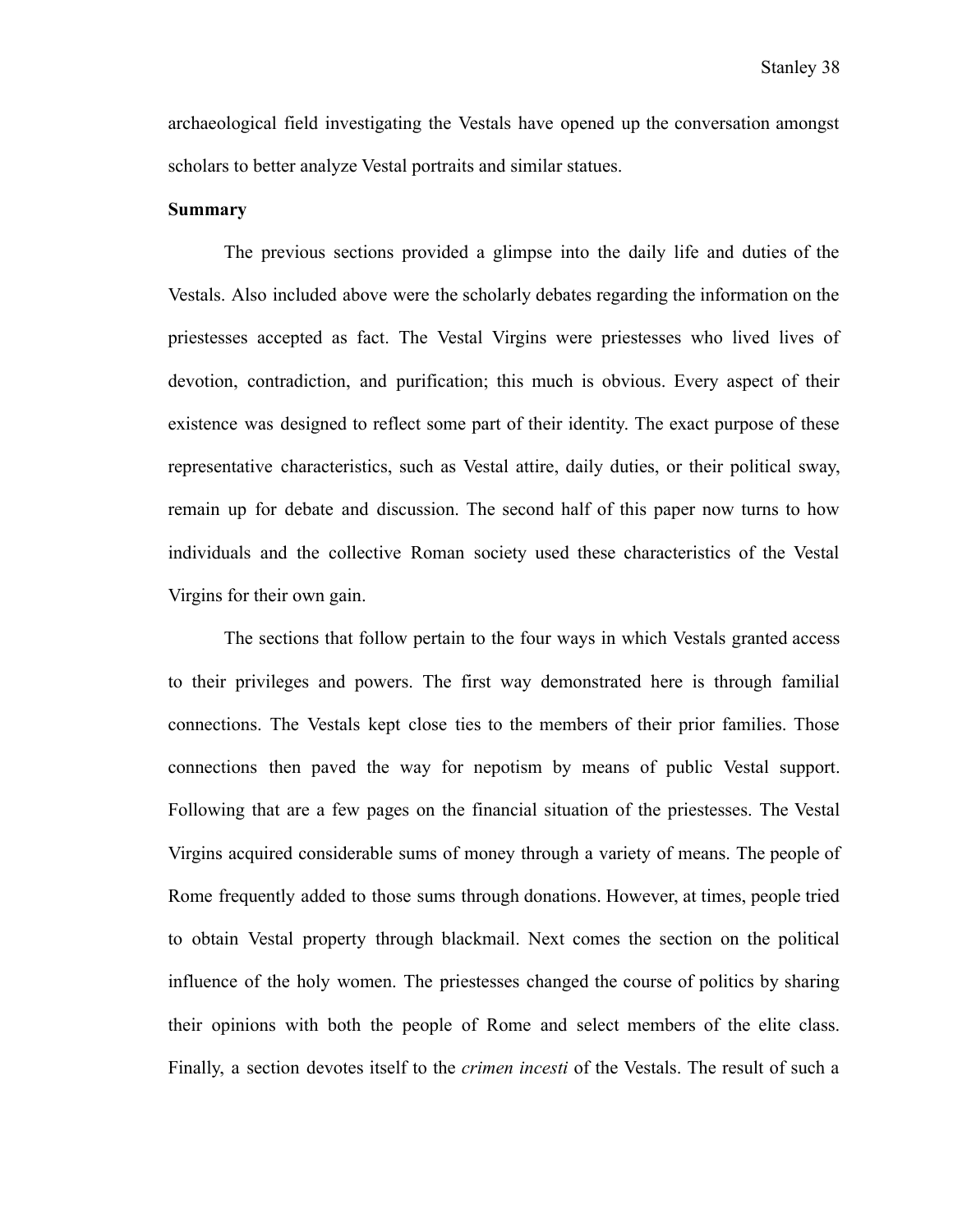archaeological field investigating the Vestals have opened up the conversation amongst scholars to better analyze Vestal portraits and similar statues.

**Summary**

The previous sections provided a glimpse into the daily life and duties of the Vestals. Also included above were the scholarly debates regarding the information on the priestesses accepted as fact. The Vestal Virgins were priestesses who lived lives of devotion, contradiction, and purification; this much is obvious. Every aspect of their existence was designed to reflect some part of their identity. The exact purpose of these representative characteristics, such as Vestal attire, daily duties, or their political sway, remain up for debate and discussion. The second half of this paper now turns to how individuals and the collective Roman society used these characteristics of the Vestal Virgins for their own gain.

The sections that follow pertain to the four ways in which Vestals granted access to their privileges and powers. The first way demonstrated here is through familial connections. The Vestals kept close ties to the members of their prior families. Those connections then paved the way for nepotism by means of public Vestal support. Following that are a few pages on the financial situation of the priestesses. The Vestal Virgins acquired considerable sums of money through a variety of means. The people of Rome frequently added to those sums through donations. However, at times, people tried to obtain Vestal property through blackmail. Next comes the section on the political influence of the holy women. The priestesses changed the course of politics by sharing their opinions with both the people of Rome and select members of the elite class. Finally, a section devotes itself to the *crimen incesti* of the Vestals. The result of such a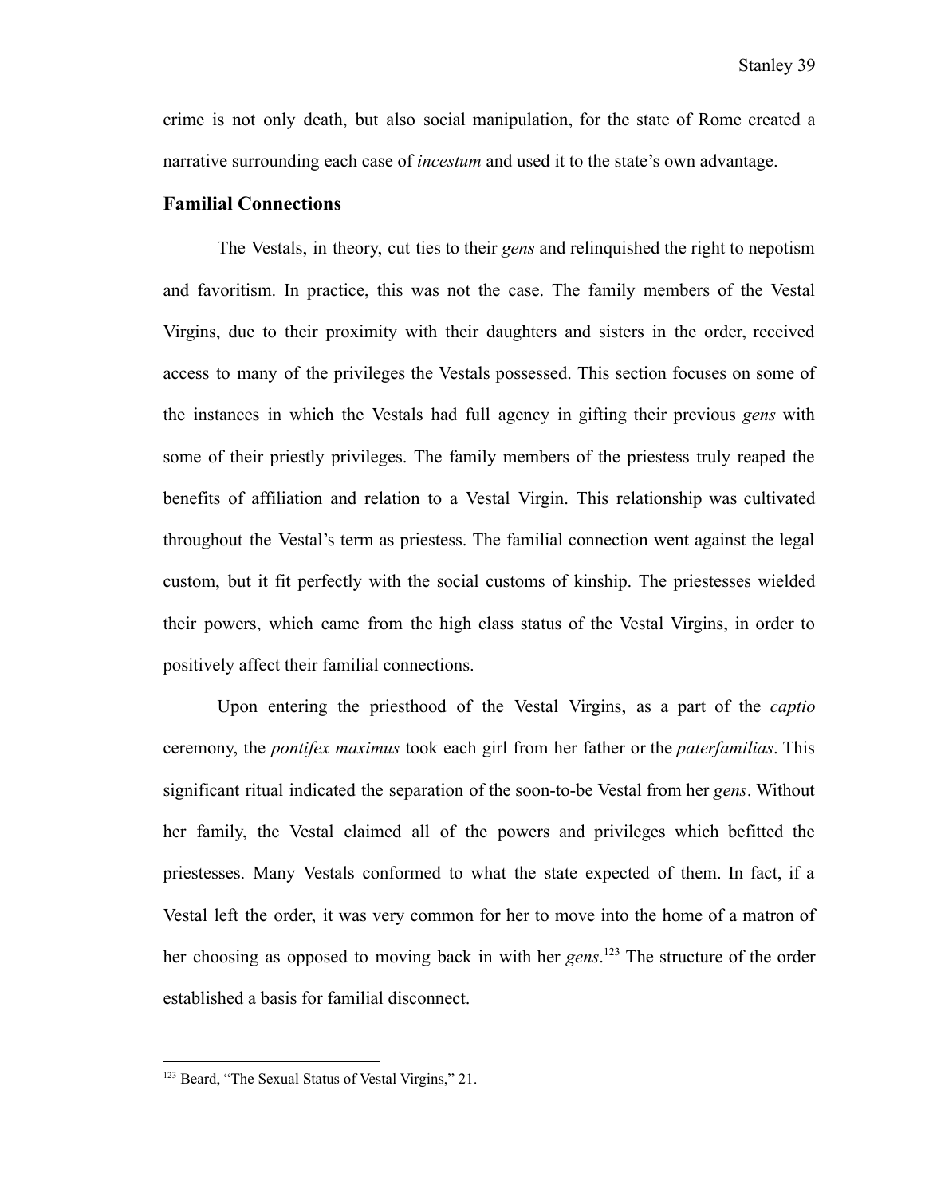crime is not only death, but also social manipulation, for the state of Rome created a narrative surrounding each case of *incestum* and used it to the state's own advantage.

## Familial Connections

The Vestals, in theory, cut ties to their *gens* and relinquished the right to nepotism and favoritism. In practice, this was not the case. The family members of the Vestal Virgins, due to their proximity with their daughters and sisters in the order, received access to many of the privileges the Vestals possessed. This section focuses on some of the instances in which the Vestals had full agency in gifting their previous *gens* with some of their priestly privileges. The family members of the priestess truly reaped the benefits of affiliation and relation to a Vestal Virgin. This relationship was cultivated throughout the Vestal's term as priestess. The familial connection went against the legal custom, but it fit perfectly with the social customs of kinship. The priestesses wielded their powers, which came from the high class status of the Vestal Virgins, in order to positively affect their familial connections.

Upon entering the priesthood of the Vestal Virgins, as a part of the *captio* ceremony, the *pontifex maximus* took each girl from her father or the *paterfamilias*. This significant ritual indicated the separation of the soon-to-be Vestal from her *gens*. Without her family, the Vestal claimed all of the powers and privileges which befitted the priestesses. Many Vestals conformed to what the state expected of them. In fact, if a Vestal left the order, it was very common for her to move into the home of a matron of her choosing as opposed to moving back in with her *gens*.[123] The structure of the order established a basis for familial disconnect.

[123] Beard, "The Sexual Status of Vestal Virgins," 21.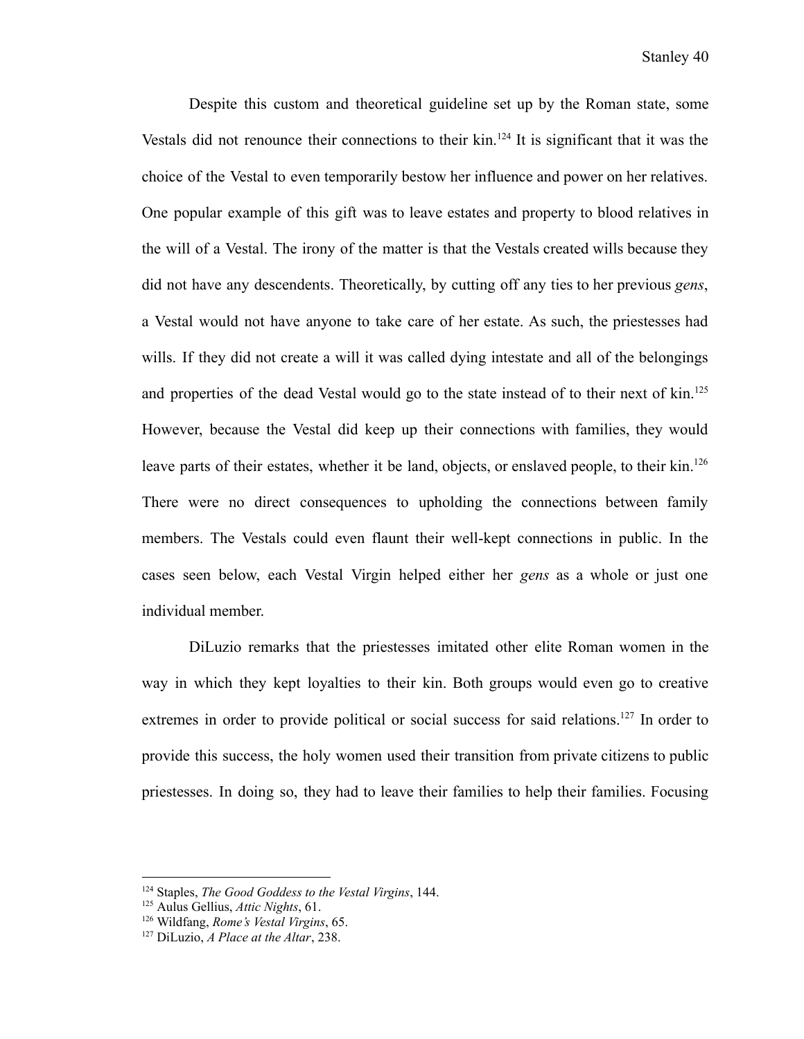Despite this custom and theoretical guideline set up by the Roman state, some Vestals did not renounce their connections to their kin.[124] It is significant that it was the choice of the Vestal to even temporarily bestow her influence and power on her relatives. One popular example of this gift was to leave estates and property to blood relatives in the will of a Vestal. The irony of the matter is that the Vestals created wills because they did not have any descendents. Theoretically, by cutting off any ties to her previous *gens*, a Vestal would not have anyone to take care of her estate. As such, the priestesses had wills. If they did not create a will it was called dying intestate and all of the belongings and properties of the dead Vestal would go to the state instead of to their next of kin.[125] However, because the Vestal did keep up their connections with families, they would leave parts of their estates, whether it be land, objects, or enslaved people, to their kin.[126] There were no direct consequences to upholding the connections between family members. The Vestals could even flaunt their well-kept connections in public. In the cases seen below, each Vestal Virgin helped either her *gens* as a whole or just one individual member.

DiLuzio remarks that the priestesses imitated other elite Roman women in the way in which they kept loyalties to their kin. Both groups would even go to creative extremes in order to provide political or social success for said relations.[127] In order to provide this success, the holy women used their transition from private citizens to public priestesses. In doing so, they had to leave their families to help their families. Focusing

---

[124] Staples, *The Good Goddess to the Vestal Virgins*, 144.
[125] Aulus Gellius, *Attic Nights*, 61.
[126] Wildfang, *Rome's Vestal Virgins*, 65.
[127] DiLuzio, *A Place at the Altar*, 238.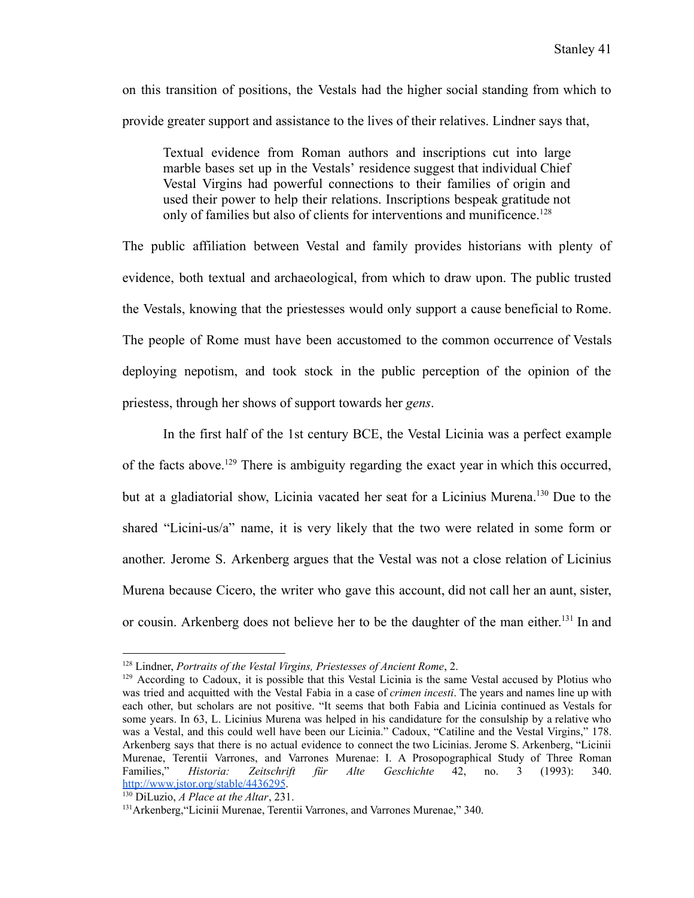on this transition of positions, the Vestals had the higher social standing from which to provide greater support and assistance to the lives of their relatives. Lindner says that,

> Textual evidence from Roman authors and inscriptions cut into large marble bases set up in the Vestals' residence suggest that individual Chief Vestal Virgins had powerful connections to their families of origin and used their power to help their relations. Inscriptions bespeak gratitude not only of families but also of clients for interventions and munificence.[128]

The public affiliation between Vestal and family provides historians with plenty of evidence, both textual and archaeological, from which to draw upon. The public trusted the Vestals, knowing that the priestesses would only support a cause beneficial to Rome. The people of Rome must have been accustomed to the common occurrence of Vestals deploying nepotism, and took stock in the public perception of the opinion of the priestess, through her shows of support towards her *gens*.

In the first half of the 1st century BCE, the Vestal Licinia was a perfect example of the facts above.[129] There is ambiguity regarding the exact year in which this occurred, but at a gladiatorial show, Licinia vacated her seat for a Licinius Murena.[130] Due to the shared "Licini-us/a" name, it is very likely that the two were related in some form or another. Jerome S. Arkenberg argues that the Vestal was not a close relation of Licinius Murena because Cicero, the writer who gave this account, did not call her an aunt, sister, or cousin. Arkenberg does not believe her to be the daughter of the man either.[131] In and

---

[128] Lindner, *Portraits of the Vestal Virgins, Priestesses of Ancient Rome*, 2.

[129] According to Cadoux, it is possible that this Vestal Licinia is the same Vestal accused by Plotius who was tried and acquitted with the Vestal Fabia in a case of *crimen incesti*. The years and names line up with each other, but scholars are not positive. "It seems that both Fabia and Licinia continued as Vestals for some years. In 63, L. Licinius Murena was helped in his candidature for the consulship by a relative who was a Vestal, and this could well have been our Licinia." Cadoux, "Catiline and the Vestal Virgins," 178. Arkenberg says that there is no actual evidence to connect the two Licinias. Jerome S. Arkenberg, "Licinii Murenae, Terentii Varrones, and Varrones Murenae: I. A Prosopographical Study of Three Roman Families," *Historia: Zeitschrift für Alte Geschichte* 42, no. 3 (1993): 340. http://www.jstor.org/stable/4436295.

[130] DiLuzio, *A Place at the Altar*, 231.

[131] Arkenberg, "Licinii Murenae, Terentii Varrones, and Varrones Murenae," 340.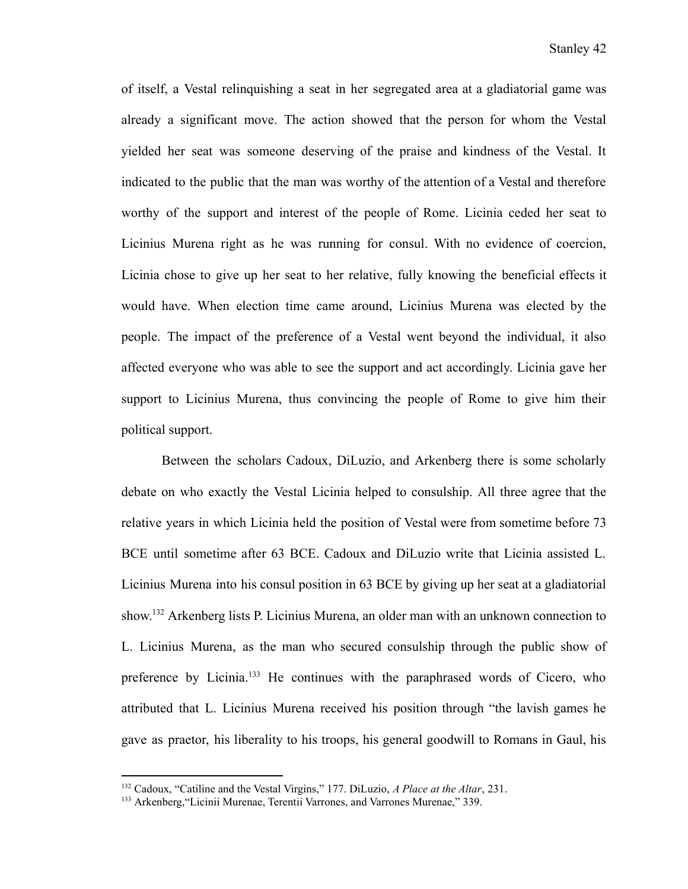of itself, a Vestal relinquishing a seat in her segregated area at a gladiatorial game was already a significant move. The action showed that the person for whom the Vestal yielded her seat was someone deserving of the praise and kindness of the Vestal. It indicated to the public that the man was worthy of the attention of a Vestal and therefore worthy of the support and interest of the people of Rome. Licinia ceded her seat to Licinius Murena right as he was running for consul. With no evidence of coercion, Licinia chose to give up her seat to her relative, fully knowing the beneficial effects it would have. When election time came around, Licinius Murena was elected by the people. The impact of the preference of a Vestal went beyond the individual, it also affected everyone who was able to see the support and act accordingly. Licinia gave her support to Licinius Murena, thus convincing the people of Rome to give him their political support.

Between the scholars Cadoux, DiLuzio, and Arkenberg there is some scholarly debate on who exactly the Vestal Licinia helped to consulship. All three agree that the relative years in which Licinia held the position of Vestal were from sometime before 73 BCE until sometime after 63 BCE. Cadoux and DiLuzio write that Licinia assisted L. Licinius Murena into his consul position in 63 BCE by giving up her seat at a gladiatorial show.[132] Arkenberg lists P. Licinius Murena, an older man with an unknown connection to L. Licinius Murena, as the man who secured consulship through the public show of preference by Licinia.[133] He continues with the paraphrased words of Cicero, who attributed that L. Licinius Murena received his position through "the lavish games he gave as praetor, his liberality to his troops, his general goodwill to Romans in Gaul, his

---

[132] Cadoux, "Catiline and the Vestal Virgins," 177. DiLuzio, *A Place at the Altar*, 231.

[133] Arkenberg,"Licinii Murenae, Terentii Varrones, and Varrones Murenae," 339.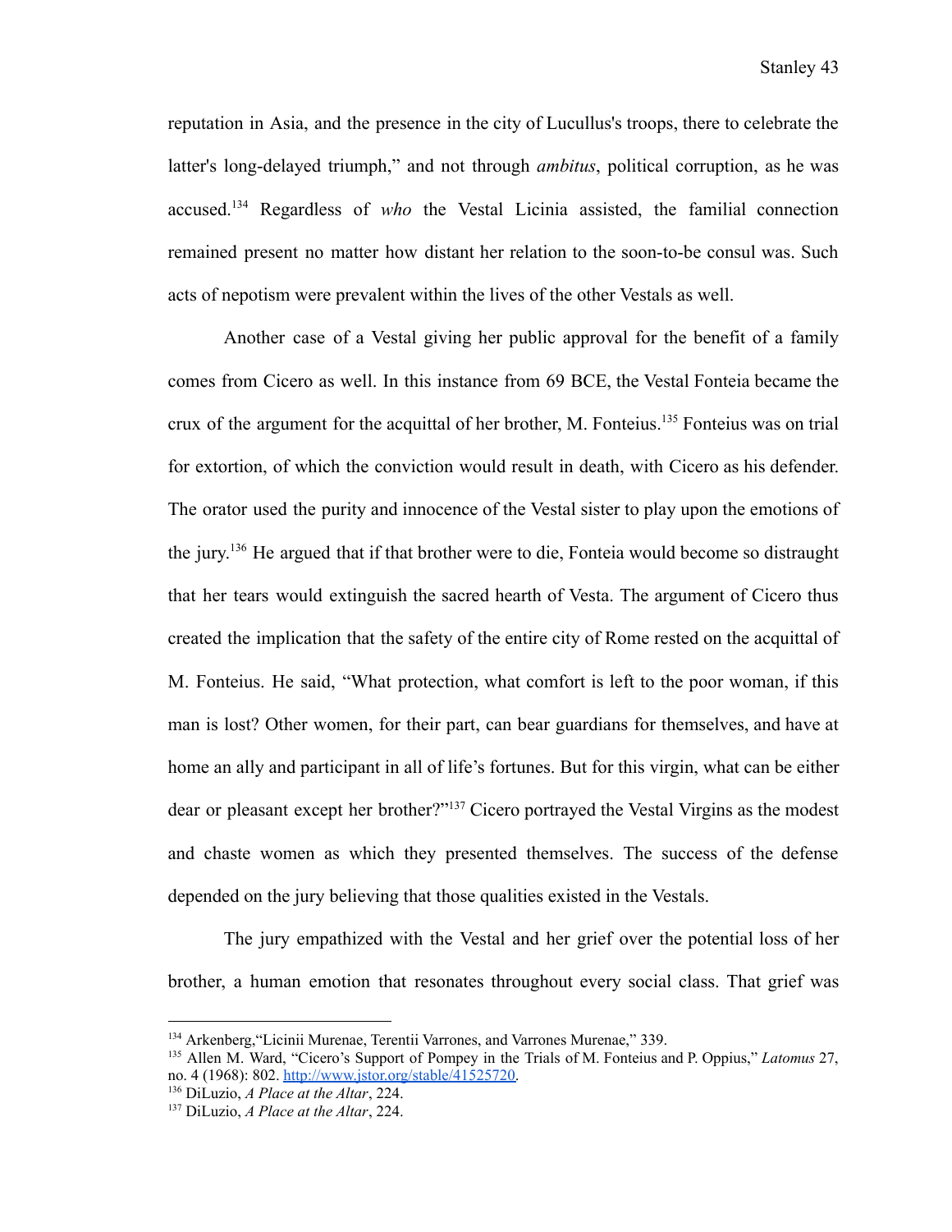reputation in Asia, and the presence in the city of Lucullus's troops, there to celebrate the latter's long-delayed triumph," and not through *ambitus*, political corruption, as he was accused.[134] Regardless of *who* the Vestal Licinia assisted, the familial connection remained present no matter how distant her relation to the soon-to-be consul was. Such acts of nepotism were prevalent within the lives of the other Vestals as well.

Another case of a Vestal giving her public approval for the benefit of a family comes from Cicero as well. In this instance from 69 BCE, the Vestal Fonteia became the crux of the argument for the acquittal of her brother, M. Fonteius.[135] Fonteius was on trial for extortion, of which the conviction would result in death, with Cicero as his defender. The orator used the purity and innocence of the Vestal sister to play upon the emotions of the jury.[136] He argued that if that brother were to die, Fonteia would become so distraught that her tears would extinguish the sacred hearth of Vesta. The argument of Cicero thus created the implication that the safety of the entire city of Rome rested on the acquittal of M. Fonteius. He said, "What protection, what comfort is left to the poor woman, if this man is lost? Other women, for their part, can bear guardians for themselves, and have at home an ally and participant in all of life's fortunes. But for this virgin, what can be either dear or pleasant except her brother?"[137] Cicero portrayed the Vestal Virgins as the modest and chaste women as which they presented themselves. The success of the defense depended on the jury believing that those qualities existed in the Vestals.

The jury empathized with the Vestal and her grief over the potential loss of her brother, a human emotion that resonates throughout every social class. That grief was

---

[134] Arkenberg,"Licinii Murenae, Terentii Varrones, and Varrones Murenae," 339.

[135] Allen M. Ward, "Cicero's Support of Pompey in the Trials of M. Fonteius and P. Oppius," *Latomus* 27, no. 4 (1968): 802. http://www.jstor.org/stable/41525720.

[136] DiLuzio, *A Place at the Altar*, 224.

[137] DiLuzio, *A Place at the Altar*, 224.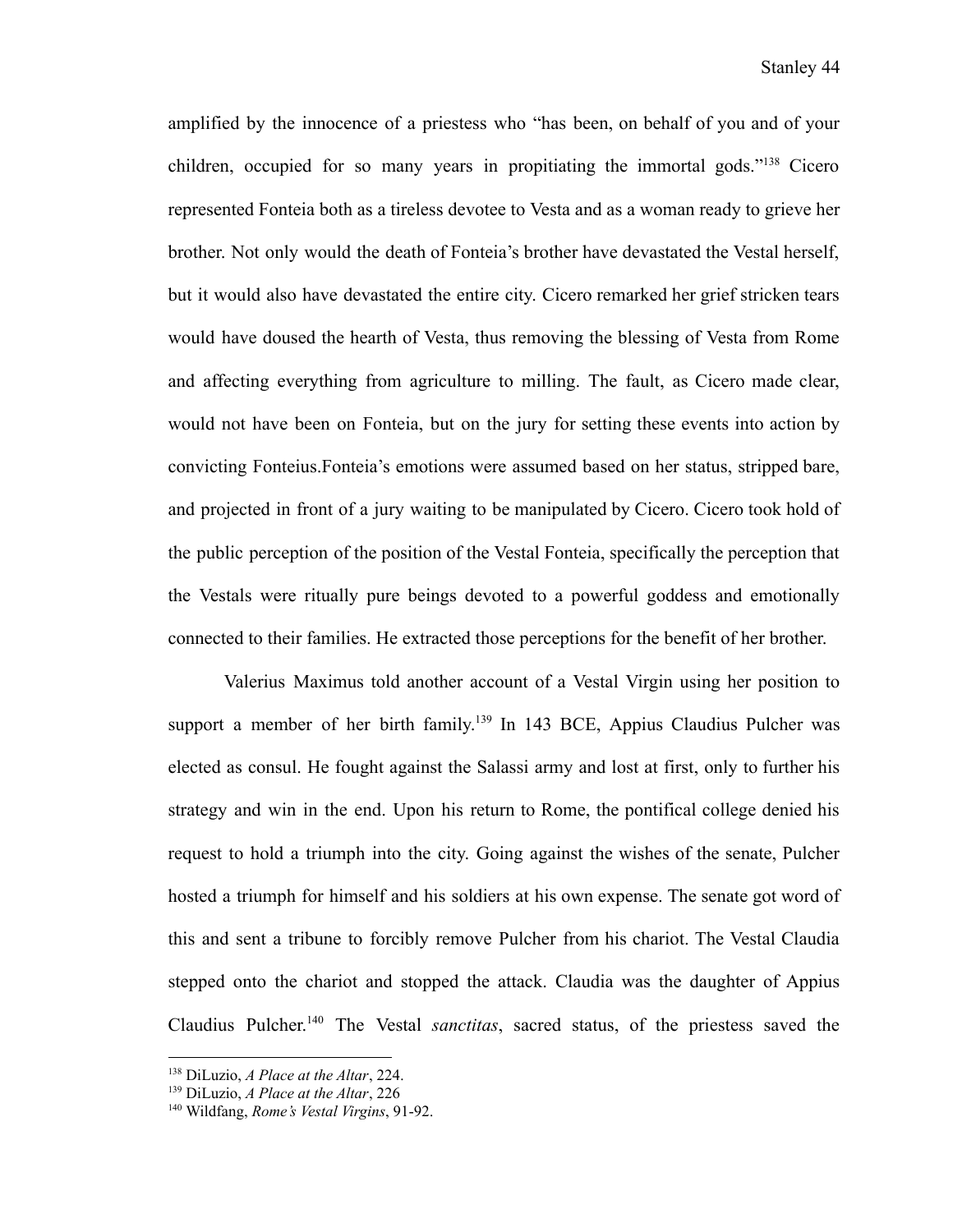amplified by the innocence of a priestess who "has been, on behalf of you and of your children, occupied for so many years in propitiating the immortal gods."[138] Cicero represented Fonteia both as a tireless devotee to Vesta and as a woman ready to grieve her brother. Not only would the death of Fonteia's brother have devastated the Vestal herself, but it would also have devastated the entire city. Cicero remarked her grief stricken tears would have doused the hearth of Vesta, thus removing the blessing of Vesta from Rome and affecting everything from agriculture to milling. The fault, as Cicero made clear, would not have been on Fonteia, but on the jury for setting these events into action by convicting Fonteius.Fonteia's emotions were assumed based on her status, stripped bare, and projected in front of a jury waiting to be manipulated by Cicero. Cicero took hold of the public perception of the position of the Vestal Fonteia, specifically the perception that the Vestals were ritually pure beings devoted to a powerful goddess and emotionally connected to their families. He extracted those perceptions for the benefit of her brother.

Valerius Maximus told another account of a Vestal Virgin using her position to support a member of her birth family.[139] In 143 BCE, Appius Claudius Pulcher was elected as consul. He fought against the Salassi army and lost at first, only to further his strategy and win in the end. Upon his return to Rome, the pontifical college denied his request to hold a triumph into the city. Going against the wishes of the senate, Pulcher hosted a triumph for himself and his soldiers at his own expense. The senate got word of this and sent a tribune to forcibly remove Pulcher from his chariot. The Vestal Claudia stepped onto the chariot and stopped the attack. Claudia was the daughter of Appius Claudius Pulcher.[140] The Vestal *sanctitas*, sacred status, of the priestess saved the

---

[138] DiLuzio, *A Place at the Altar*, 224.
[139] DiLuzio, *A Place at the Altar*, 226
[140] Wildfang, *Rome's Vestal Virgins*, 91-92.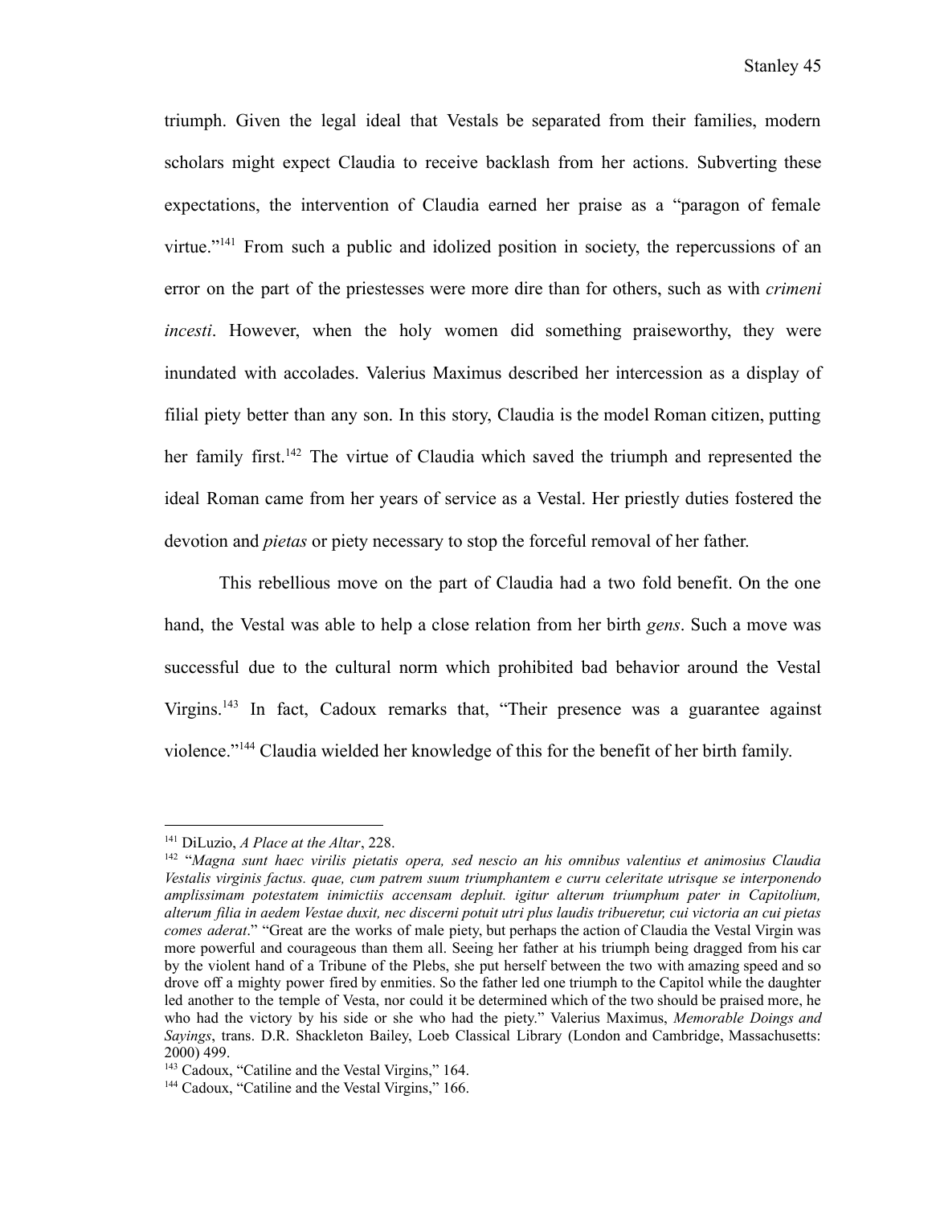triumph. Given the legal ideal that Vestals be separated from their families, modern scholars might expect Claudia to receive backlash from her actions. Subverting these expectations, the intervention of Claudia earned her praise as a "paragon of female virtue."[141] From such a public and idolized position in society, the repercussions of an error on the part of the priestesses were more dire than for others, such as with *crimeni incesti*. However, when the holy women did something praiseworthy, they were inundated with accolades. Valerius Maximus described her intercession as a display of filial piety better than any son. In this story, Claudia is the model Roman citizen, putting her family first.[142] The virtue of Claudia which saved the triumph and represented the ideal Roman came from her years of service as a Vestal. Her priestly duties fostered the devotion and *pietas* or piety necessary to stop the forceful removal of her father.

This rebellious move on the part of Claudia had a two fold benefit. On the one hand, the Vestal was able to help a close relation from her birth *gens*. Such a move was successful due to the cultural norm which prohibited bad behavior around the Vestal Virgins.[143] In fact, Cadoux remarks that, "Their presence was a guarantee against violence."[144] Claudia wielded her knowledge of this for the benefit of her birth family.

---

[141] DiLuzio, *A Place at the Altar*, 228.

[142] "*Magna sunt haec virilis pietatis opera, sed nescio an his omnibus valentius et animosius Claudia Vestalis virginis factus. quae, cum patrem suum triumphantem e curru celeritate utrisque se interponendo amplissimam potestatem inimictiis accensam depluit. igitur alterum triumphum pater in Capitolium, alterum filia in aedem Vestae duxit, nec discerni potuit utri plus laudis tribueretur, cui victoria an cui pietas comes aderat*." "Great are the works of male piety, but perhaps the action of Claudia the Vestal Virgin was more powerful and courageous than them all. Seeing her father at his triumph being dragged from his car by the violent hand of a Tribune of the Plebs, she put herself between the two with amazing speed and so drove off a mighty power fired by enmities. So the father led one triumph to the Capitol while the daughter led another to the temple of Vesta, nor could it be determined which of the two should be praised more, he who had the victory by his side or she who had the piety." Valerius Maximus, *Memorable Doings and Sayings*, trans. D.R. Shackleton Bailey, Loeb Classical Library (London and Cambridge, Massachusetts: 2000) 499.

[143] Cadoux, "Catiline and the Vestal Virgins," 164.

[144] Cadoux, "Catiline and the Vestal Virgins," 166.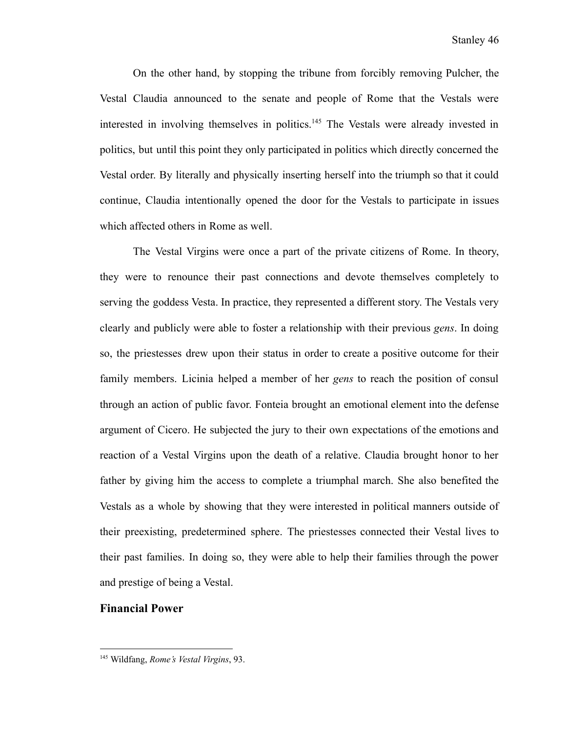On the other hand, by stopping the tribune from forcibly removing Pulcher, the Vestal Claudia announced to the senate and people of Rome that the Vestals were interested in involving themselves in politics.[145] The Vestals were already invested in politics, but until this point they only participated in politics which directly concerned the Vestal order. By literally and physically inserting herself into the triumph so that it could continue, Claudia intentionally opened the door for the Vestals to participate in issues which affected others in Rome as well.

The Vestal Virgins were once a part of the private citizens of Rome. In theory, they were to renounce their past connections and devote themselves completely to serving the goddess Vesta. In practice, they represented a different story. The Vestals very clearly and publicly were able to foster a relationship with their previous *gens*. In doing so, the priestesses drew upon their status in order to create a positive outcome for their family members. Licinia helped a member of her *gens* to reach the position of consul through an action of public favor. Fonteia brought an emotional element into the defense argument of Cicero. He subjected the jury to their own expectations of the emotions and reaction of a Vestal Virgins upon the death of a relative. Claudia brought honor to her father by giving him the access to complete a triumphal march. She also benefited the Vestals as a whole by showing that they were interested in political manners outside of their preexisting, predetermined sphere. The priestesses connected their Vestal lives to their past families. In doing so, they were able to help their families through the power and prestige of being a Vestal.

**Financial Power**

[145] Wildfang, *Rome's Vestal Virgins*, 93.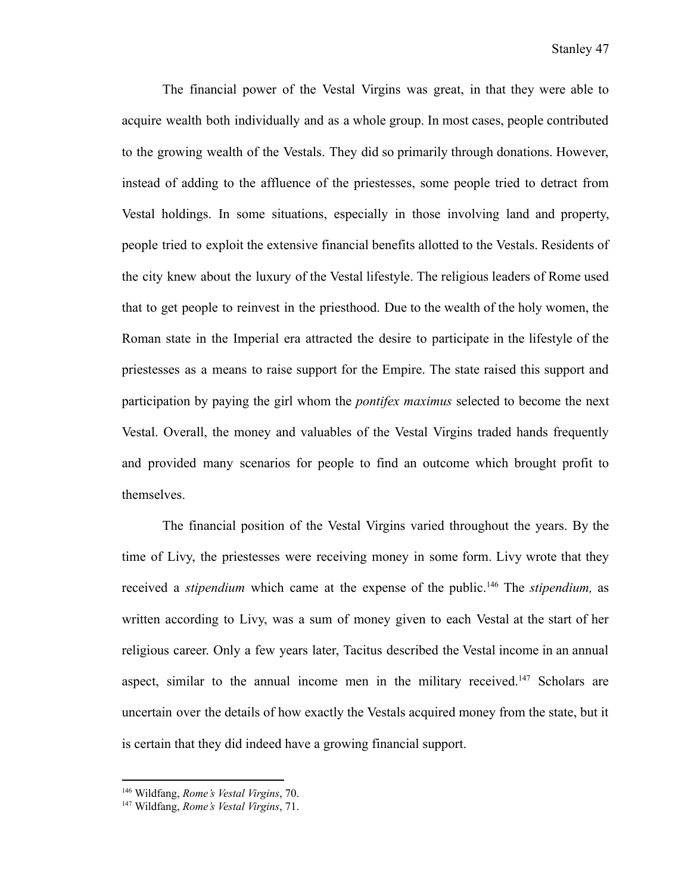The financial power of the Vestal Virgins was great, in that they were able to acquire wealth both individually and as a whole group. In most cases, people contributed to the growing wealth of the Vestals. They did so primarily through donations. However, instead of adding to the affluence of the priestesses, some people tried to detract from Vestal holdings. In some situations, especially in those involving land and property, people tried to exploit the extensive financial benefits allotted to the Vestals. Residents of the city knew about the luxury of the Vestal lifestyle. The religious leaders of Rome used that to get people to reinvest in the priesthood. Due to the wealth of the holy women, the Roman state in the Imperial era attracted the desire to participate in the lifestyle of the priestesses as a means to raise support for the Empire. The state raised this support and participation by paying the girl whom the *pontifex maximus* selected to become the next Vestal. Overall, the money and valuables of the Vestal Virgins traded hands frequently and provided many scenarios for people to find an outcome which brought profit to themselves.

The financial position of the Vestal Virgins varied throughout the years. By the time of Livy, the priestesses were receiving money in some form. Livy wrote that they received a *stipendium* which came at the expense of the public.[146] The *stipendium,* as written according to Livy, was a sum of money given to each Vestal at the start of her religious career. Only a few years later, Tacitus described the Vestal income in an annual aspect, similar to the annual income men in the military received.[147] Scholars are uncertain over the details of how exactly the Vestals acquired money from the state, but it is certain that they did indeed have a growing financial support.

---

[146] Wildfang, *Rome's Vestal Virgins*, 70.

[147] Wildfang, *Rome's Vestal Virgins*, 71.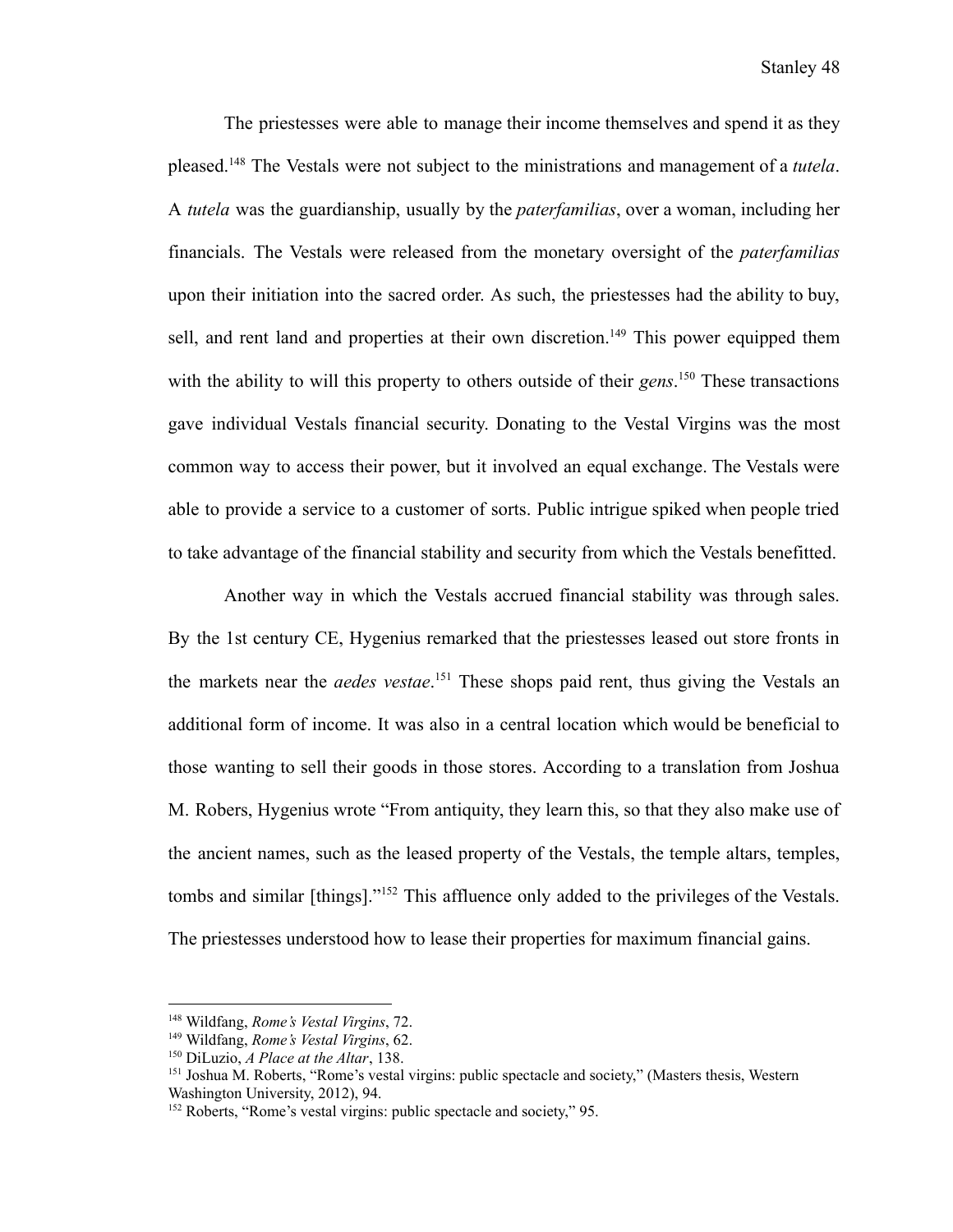The priestesses were able to manage their income themselves and spend it as they pleased.[148] The Vestals were not subject to the ministrations and management of a *tutela*. A *tutela* was the guardianship, usually by the *paterfamilias*, over a woman, including her financials. The Vestals were released from the monetary oversight of the *paterfamilias* upon their initiation into the sacred order. As such, the priestesses had the ability to buy, sell, and rent land and properties at their own discretion.[149] This power equipped them with the ability to will this property to others outside of their *gens*.[150] These transactions gave individual Vestals financial security. Donating to the Vestal Virgins was the most common way to access their power, but it involved an equal exchange. The Vestals were able to provide a service to a customer of sorts. Public intrigue spiked when people tried to take advantage of the financial stability and security from which the Vestals benefitted.

Another way in which the Vestals accrued financial stability was through sales. By the 1st century CE, Hygenius remarked that the priestesses leased out store fronts in the markets near the *aedes vestae*.[151] These shops paid rent, thus giving the Vestals an additional form of income. It was also in a central location which would be beneficial to those wanting to sell their goods in those stores. According to a translation from Joshua M. Robers, Hygenius wrote "From antiquity, they learn this, so that they also make use of the ancient names, such as the leased property of the Vestals, the temple altars, temples, tombs and similar [things]."[152] This affluence only added to the privileges of the Vestals. The priestesses understood how to lease their properties for maximum financial gains.

---

[148] Wildfang, *Rome's Vestal Virgins*, 72.
[149] Wildfang, *Rome's Vestal Virgins*, 62.
[150] DiLuzio, *A Place at the Altar*, 138.
[151] Joshua M. Roberts, "Rome's vestal virgins: public spectacle and society," (Masters thesis, Western Washington University, 2012), 94.
[152] Roberts, "Rome's vestal virgins: public spectacle and society," 95.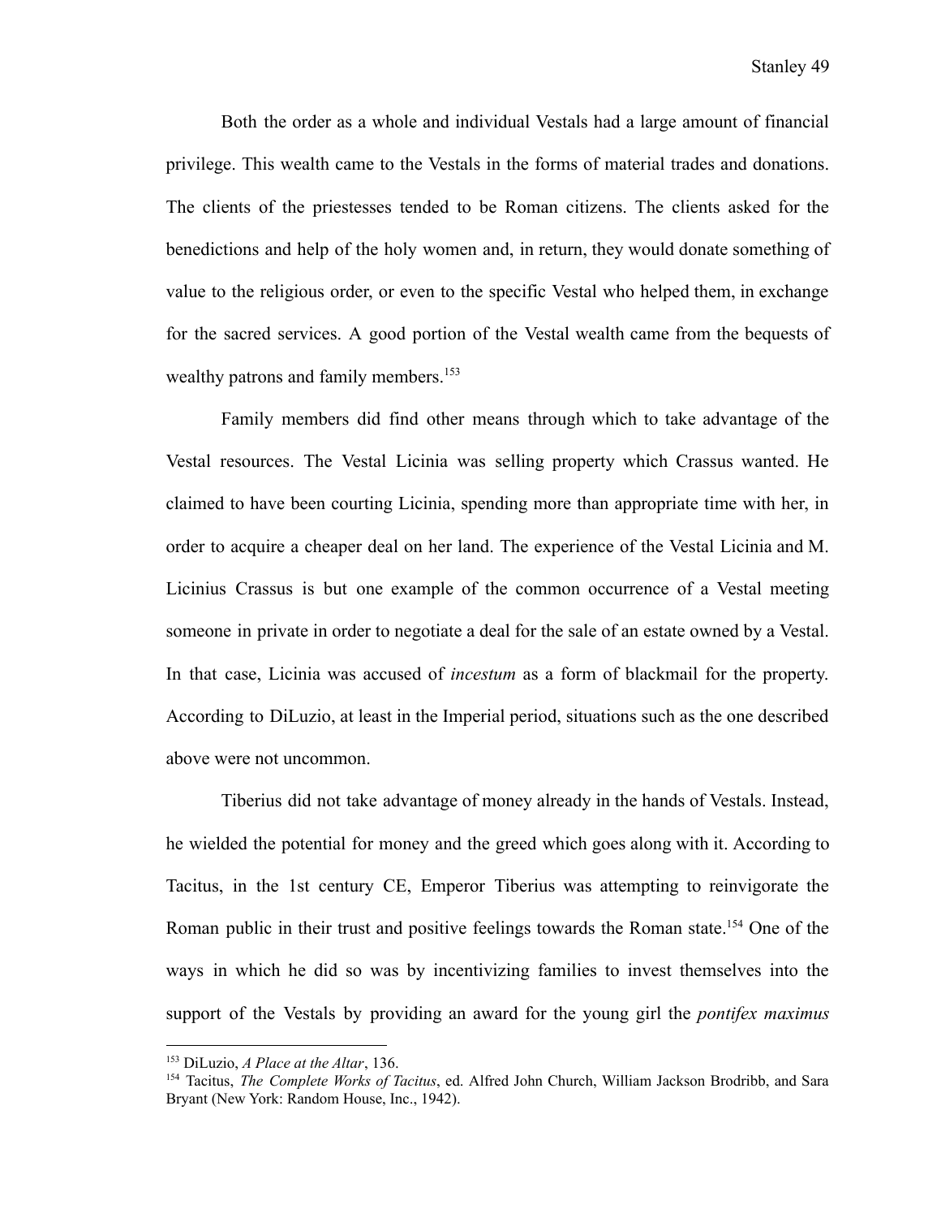Both the order as a whole and individual Vestals had a large amount of financial privilege. This wealth came to the Vestals in the forms of material trades and donations. The clients of the priestesses tended to be Roman citizens. The clients asked for the benedictions and help of the holy women and, in return, they would donate something of value to the religious order, or even to the specific Vestal who helped them, in exchange for the sacred services. A good portion of the Vestal wealth came from the bequests of wealthy patrons and family members.[153]

Family members did find other means through which to take advantage of the Vestal resources. The Vestal Licinia was selling property which Crassus wanted. He claimed to have been courting Licinia, spending more than appropriate time with her, in order to acquire a cheaper deal on her land. The experience of the Vestal Licinia and M. Licinius Crassus is but one example of the common occurrence of a Vestal meeting someone in private in order to negotiate a deal for the sale of an estate owned by a Vestal. In that case, Licinia was accused of *incestum* as a form of blackmail for the property. According to DiLuzio, at least in the Imperial period, situations such as the one described above were not uncommon.

Tiberius did not take advantage of money already in the hands of Vestals. Instead, he wielded the potential for money and the greed which goes along with it. According to Tacitus, in the 1st century CE, Emperor Tiberius was attempting to reinvigorate the Roman public in their trust and positive feelings towards the Roman state.[154] One of the ways in which he did so was by incentivizing families to invest themselves into the support of the Vestals by providing an award for the young girl the *pontifex maximus*

---

[153] DiLuzio, *A Place at the Altar*, 136.

[154] Tacitus, *The Complete Works of Tacitus*, ed. Alfred John Church, William Jackson Brodribb, and Sara Bryant (New York: Random House, Inc., 1942).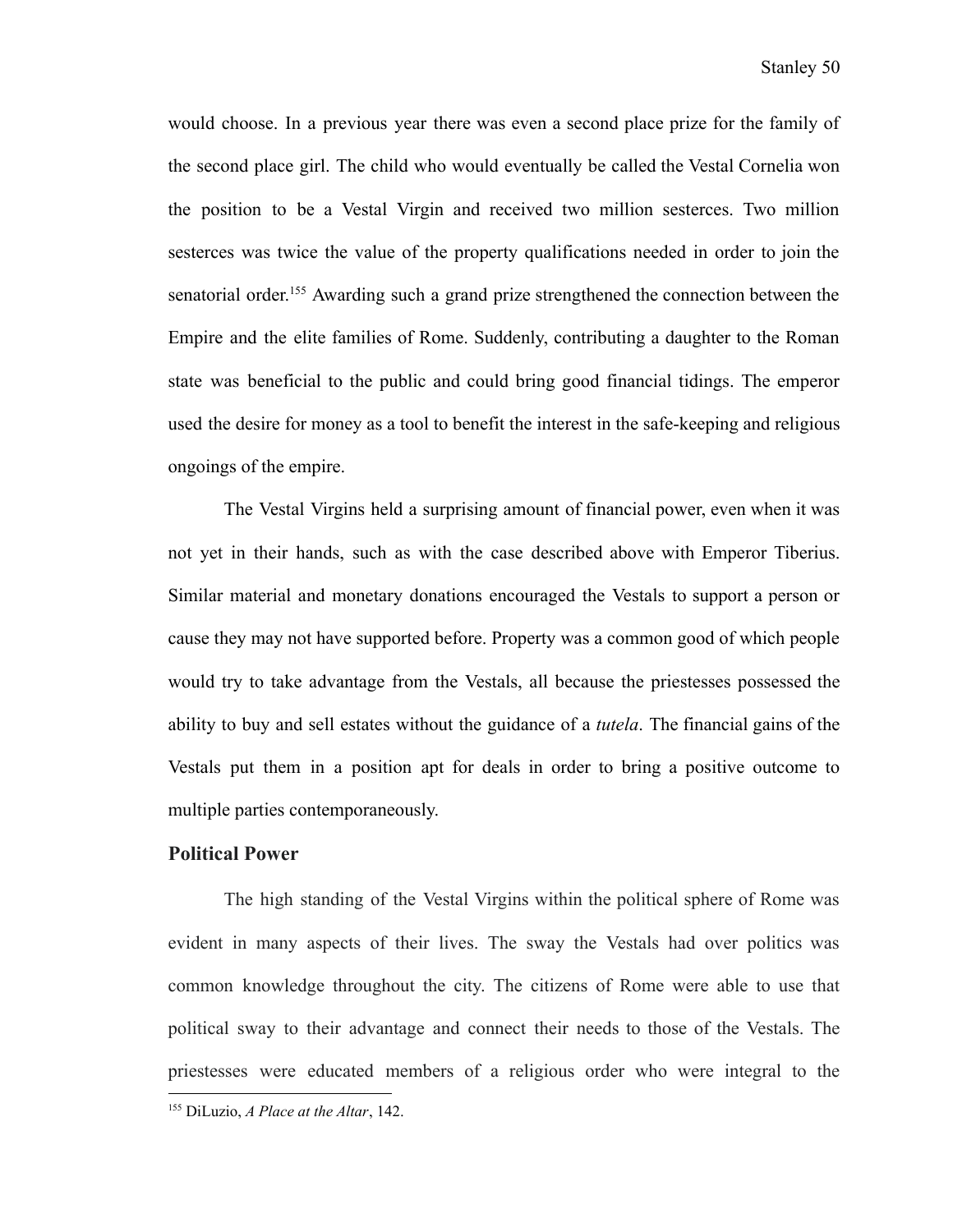would choose. In a previous year there was even a second place prize for the family of the second place girl. The child who would eventually be called the Vestal Cornelia won the position to be a Vestal Virgin and received two million sesterces. Two million sesterces was twice the value of the property qualifications needed in order to join the senatorial order.[155] Awarding such a grand prize strengthened the connection between the Empire and the elite families of Rome. Suddenly, contributing a daughter to the Roman state was beneficial to the public and could bring good financial tidings. The emperor used the desire for money as a tool to benefit the interest in the safe-keeping and religious ongoings of the empire.

The Vestal Virgins held a surprising amount of financial power, even when it was not yet in their hands, such as with the case described above with Emperor Tiberius. Similar material and monetary donations encouraged the Vestals to support a person or cause they may not have supported before. Property was a common good of which people would try to take advantage from the Vestals, all because the priestesses possessed the ability to buy and sell estates without the guidance of a *tutela*. The financial gains of the Vestals put them in a position apt for deals in order to bring a positive outcome to multiple parties contemporaneously.

### Political Power

The high standing of the Vestal Virgins within the political sphere of Rome was evident in many aspects of their lives. The sway the Vestals had over politics was common knowledge throughout the city. The citizens of Rome were able to use that political sway to their advantage and connect their needs to those of the Vestals. The priestesses were educated members of a religious order who were integral to the

[155] DiLuzio, *A Place at the Altar*, 142.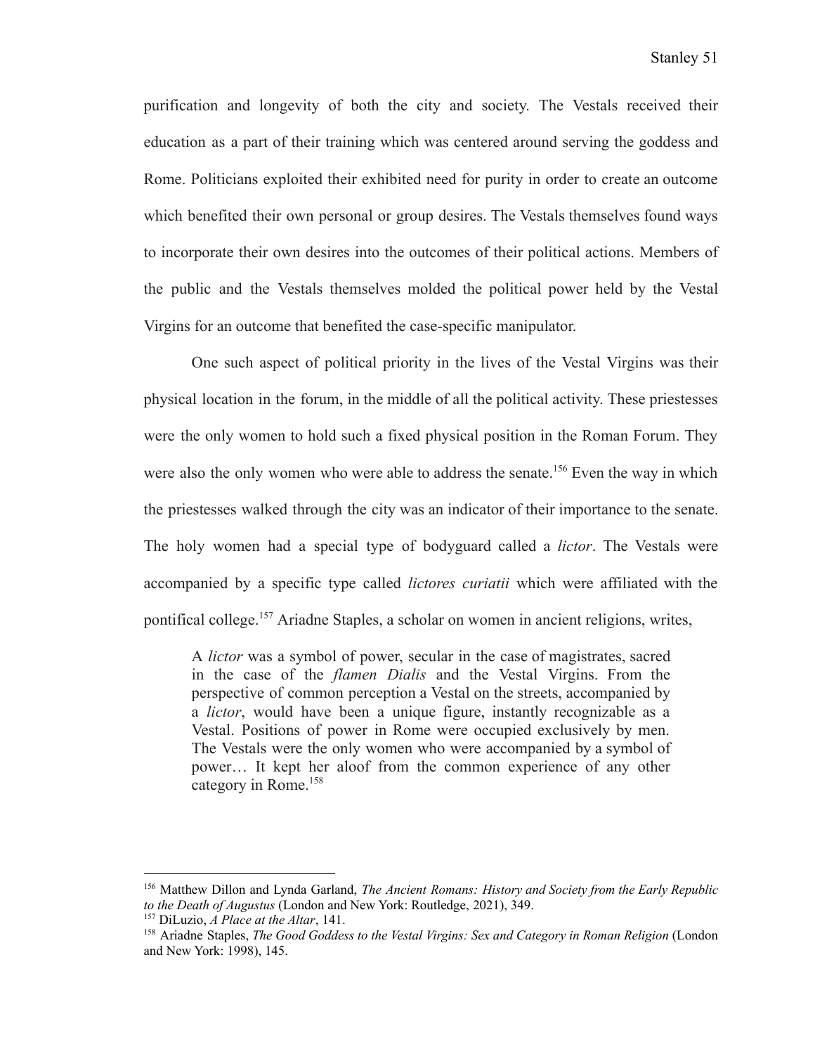purification and longevity of both the city and society. The Vestals received their education as a part of their training which was centered around serving the goddess and Rome. Politicians exploited their exhibited need for purity in order to create an outcome which benefited their own personal or group desires. The Vestals themselves found ways to incorporate their own desires into the outcomes of their political actions. Members of the public and the Vestals themselves molded the political power held by the Vestal Virgins for an outcome that benefited the case-specific manipulator.

One such aspect of political priority in the lives of the Vestal Virgins was their physical location in the forum, in the middle of all the political activity. These priestesses were the only women to hold such a fixed physical position in the Roman Forum. They were also the only women who were able to address the senate.[156] Even the way in which the priestesses walked through the city was an indicator of their importance to the senate. The holy women had a special type of bodyguard called a *lictor*. The Vestals were accompanied by a specific type called *lictores curiatii* which were affiliated with the pontifical college.[157] Ariadne Staples, a scholar on women in ancient religions, writes,

> A *lictor* was a symbol of power, secular in the case of magistrates, sacred in the case of the *flamen Dialis* and the Vestal Virgins. From the perspective of common perception a Vestal on the streets, accompanied by a *lictor*, would have been a unique figure, instantly recognizable as a Vestal. Positions of power in Rome were occupied exclusively by men. The Vestals were the only women who were accompanied by a symbol of power… It kept her aloof from the common experience of any other category in Rome.[158]

---

[156] Matthew Dillon and Lynda Garland, *The Ancient Romans: History and Society from the Early Republic to the Death of Augustus* (London and New York: Routledge, 2021), 349.

[157] DiLuzio, *A Place at the Altar*, 141.

[158] Ariadne Staples, *The Good Goddess to the Vestal Virgins: Sex and Category in Roman Religion* (London and New York: 1998), 145.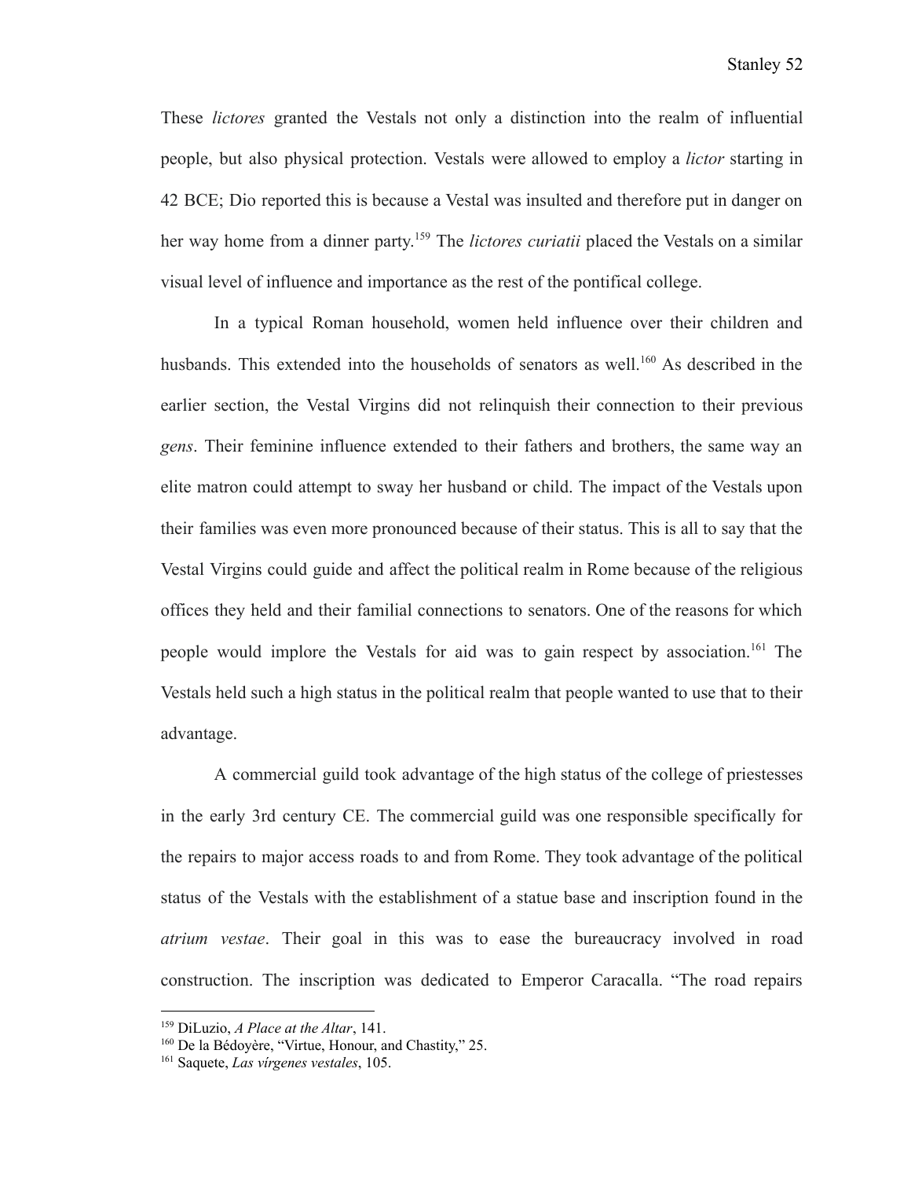These *lictores* granted the Vestals not only a distinction into the realm of influential people, but also physical protection. Vestals were allowed to employ a *lictor* starting in 42 BCE; Dio reported this is because a Vestal was insulted and therefore put in danger on her way home from a dinner party.[159] The *lictores curiatii* placed the Vestals on a similar visual level of influence and importance as the rest of the pontifical college.

In a typical Roman household, women held influence over their children and husbands. This extended into the households of senators as well.[160] As described in the earlier section, the Vestal Virgins did not relinquish their connection to their previous *gens*. Their feminine influence extended to their fathers and brothers, the same way an elite matron could attempt to sway her husband or child. The impact of the Vestals upon their families was even more pronounced because of their status. This is all to say that the Vestal Virgins could guide and affect the political realm in Rome because of the religious offices they held and their familial connections to senators. One of the reasons for which people would implore the Vestals for aid was to gain respect by association.[161] The Vestals held such a high status in the political realm that people wanted to use that to their advantage.

A commercial guild took advantage of the high status of the college of priestesses in the early 3rd century CE. The commercial guild was one responsible specifically for the repairs to major access roads to and from Rome. They took advantage of the political status of the Vestals with the establishment of a statue base and inscription found in the *atrium vestae*. Their goal in this was to ease the bureaucracy involved in road construction. The inscription was dedicated to Emperor Caracalla. "The road repairs

---

[159] DiLuzio, *A Place at the Altar*, 141.

[160] De la Bédoyère, "Virtue, Honour, and Chastity," 25.

[161] Saquete, *Las vírgenes vestales*, 105.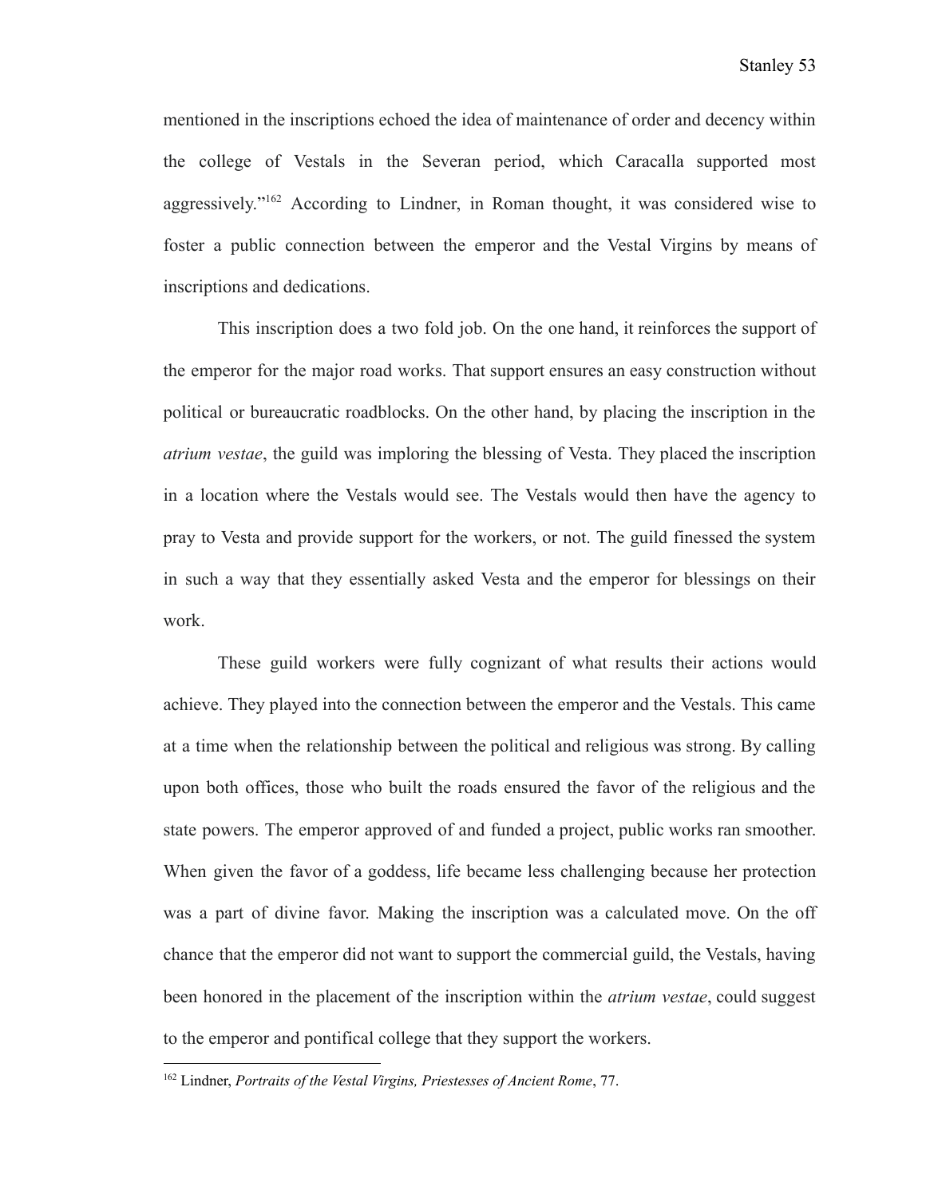mentioned in the inscriptions echoed the idea of maintenance of order and decency within the college of Vestals in the Severan period, which Caracalla supported most aggressively."[162] According to Lindner, in Roman thought, it was considered wise to foster a public connection between the emperor and the Vestal Virgins by means of inscriptions and dedications.

This inscription does a two fold job. On the one hand, it reinforces the support of the emperor for the major road works. That support ensures an easy construction without political or bureaucratic roadblocks. On the other hand, by placing the inscription in the *atrium vestae*, the guild was imploring the blessing of Vesta. They placed the inscription in a location where the Vestals would see. The Vestals would then have the agency to pray to Vesta and provide support for the workers, or not. The guild finessed the system in such a way that they essentially asked Vesta and the emperor for blessings on their work.

These guild workers were fully cognizant of what results their actions would achieve. They played into the connection between the emperor and the Vestals. This came at a time when the relationship between the political and religious was strong. By calling upon both offices, those who built the roads ensured the favor of the religious and the state powers. The emperor approved of and funded a project, public works ran smoother. When given the favor of a goddess, life became less challenging because her protection was a part of divine favor. Making the inscription was a calculated move. On the off chance that the emperor did not want to support the commercial guild, the Vestals, having been honored in the placement of the inscription within the *atrium vestae*, could suggest to the emperor and pontifical college that they support the workers.

[162] Lindner, *Portraits of the Vestal Virgins, Priestesses of Ancient Rome*, 77.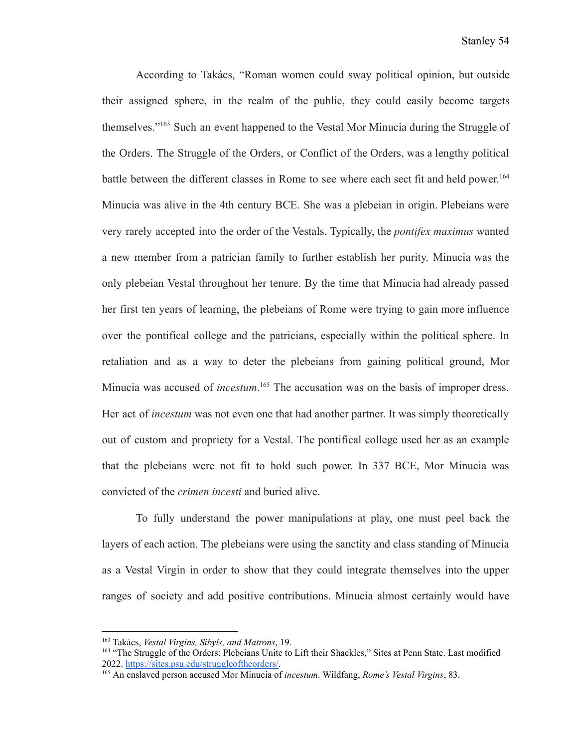According to Takács, "Roman women could sway political opinion, but outside their assigned sphere, in the realm of the public, they could easily become targets themselves."[163] Such an event happened to the Vestal Mor Minucia during the Struggle of the Orders. The Struggle of the Orders, or Conflict of the Orders, was a lengthy political battle between the different classes in Rome to see where each sect fit and held power.[164] Minucia was alive in the 4th century BCE. She was a plebeian in origin. Plebeians were very rarely accepted into the order of the Vestals. Typically, the *pontifex maximus* wanted a new member from a patrician family to further establish her purity. Minucia was the only plebeian Vestal throughout her tenure. By the time that Minucia had already passed her first ten years of learning, the plebeians of Rome were trying to gain more influence over the pontifical college and the patricians, especially within the political sphere. In retaliation and as a way to deter the plebeians from gaining political ground, Mor Minucia was accused of *incestum*.[165] The accusation was on the basis of improper dress. Her act of *incestum* was not even one that had another partner. It was simply theoretically out of custom and propriety for a Vestal. The pontifical college used her as an example that the plebeians were not fit to hold such power. In 337 BCE, Mor Minucia was convicted of the *crimen incesti* and buried alive.

To fully understand the power manipulations at play, one must peel back the layers of each action. The plebeians were using the sanctity and class standing of Minucia as a Vestal Virgin in order to show that they could integrate themselves into the upper ranges of society and add positive contributions. Minucia almost certainly would have

---

[163] Takács, *Vestal Virgins, Sibyls, and Matrons*, 19.

[164] "The Struggle of the Orders: Plebeians Unite to Lift their Shackles," Sites at Penn State. Last modified 2022. https://sites.psu.edu/struggleoftheorders/.

[165] An enslaved person accused Mor Minucia of *incestum*. Wildfang, *Rome's Vestal Virgins*, 83.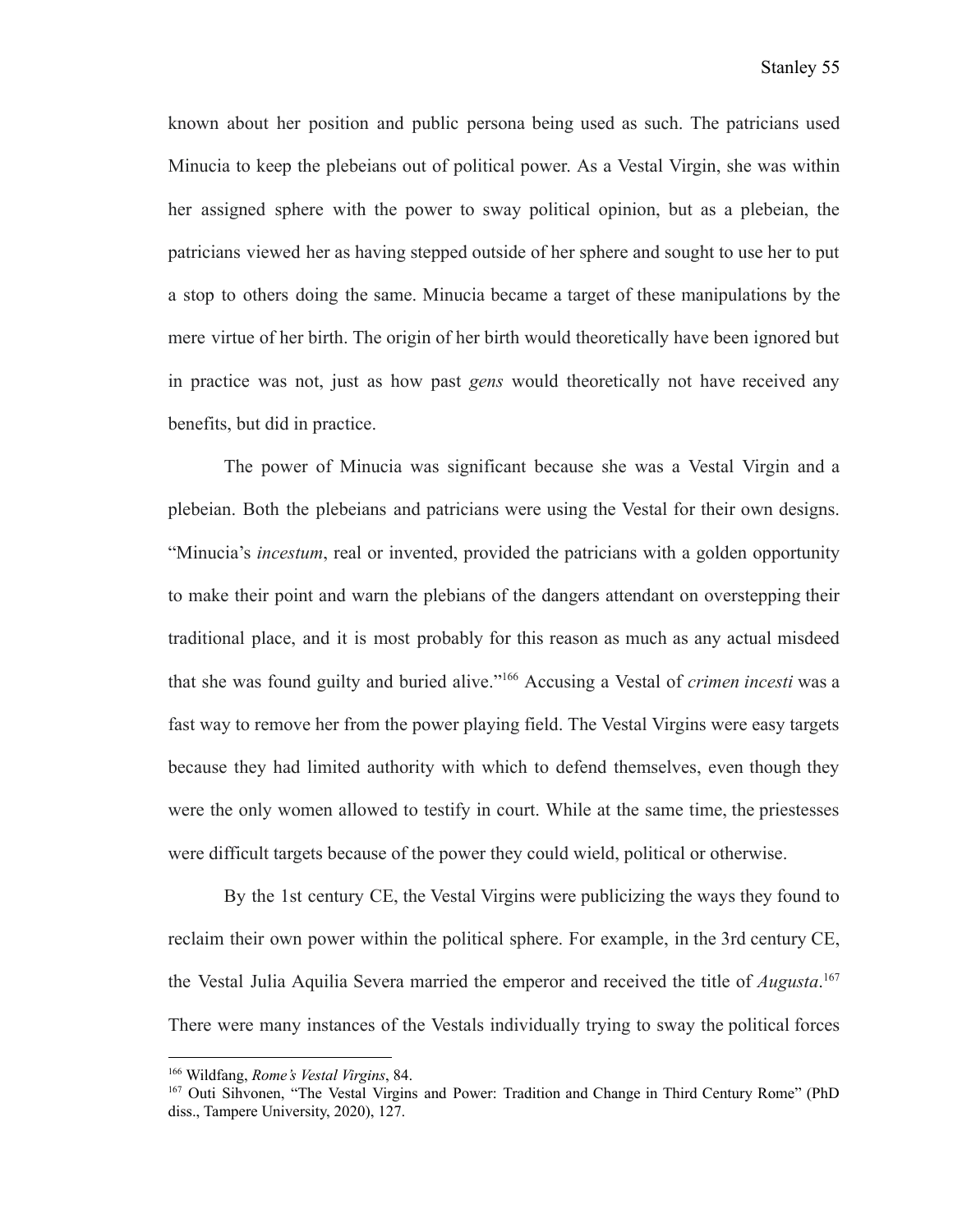known about her position and public persona being used as such. The patricians used Minucia to keep the plebeians out of political power. As a Vestal Virgin, she was within her assigned sphere with the power to sway political opinion, but as a plebeian, the patricians viewed her as having stepped outside of her sphere and sought to use her to put a stop to others doing the same. Minucia became a target of these manipulations by the mere virtue of her birth. The origin of her birth would theoretically have been ignored but in practice was not, just as how past *gens* would theoretically not have received any benefits, but did in practice.

The power of Minucia was significant because she was a Vestal Virgin and a plebeian. Both the plebeians and patricians were using the Vestal for their own designs. "Minucia's *incestum*, real or invented, provided the patricians with a golden opportunity to make their point and warn the plebians of the dangers attendant on overstepping their traditional place, and it is most probably for this reason as much as any actual misdeed that she was found guilty and buried alive."[166] Accusing a Vestal of *crimen incesti* was a fast way to remove her from the power playing field. The Vestal Virgins were easy targets because they had limited authority with which to defend themselves, even though they were the only women allowed to testify in court. While at the same time, the priestesses were difficult targets because of the power they could wield, political or otherwise.

By the 1st century CE, the Vestal Virgins were publicizing the ways they found to reclaim their own power within the political sphere. For example, in the 3rd century CE, the Vestal Julia Aquilia Severa married the emperor and received the title of *Augusta*.[167] There were many instances of the Vestals individually trying to sway the political forces

---

[166] Wildfang, *Rome's Vestal Virgins*, 84.

[167] Outi Sihvonen, "The Vestal Virgins and Power: Tradition and Change in Third Century Rome" (PhD diss., Tampere University, 2020), 127.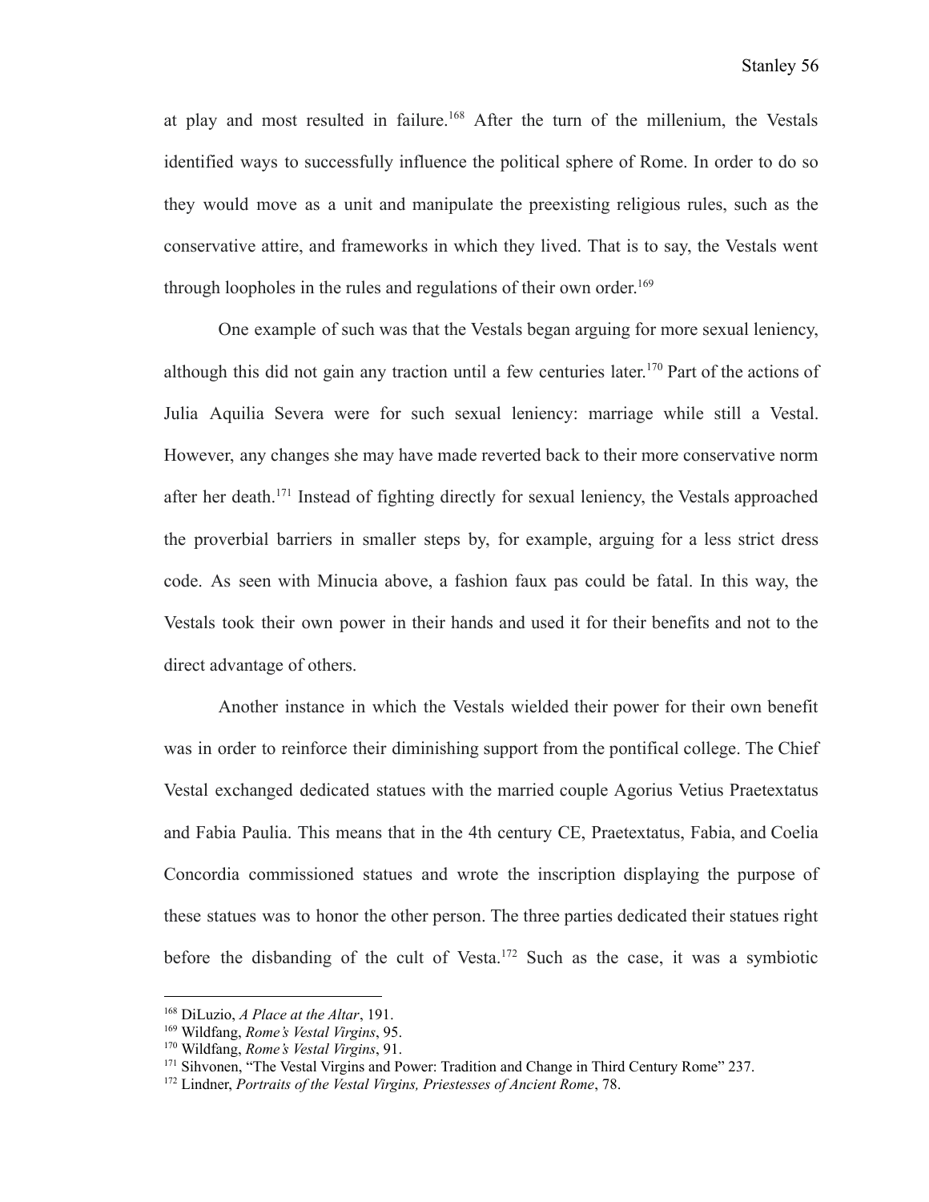at play and most resulted in failure.[168] After the turn of the millenium, the Vestals identified ways to successfully influence the political sphere of Rome. In order to do so they would move as a unit and manipulate the preexisting religious rules, such as the conservative attire, and frameworks in which they lived. That is to say, the Vestals went through loopholes in the rules and regulations of their own order.[169]

One example of such was that the Vestals began arguing for more sexual leniency, although this did not gain any traction until a few centuries later.[170] Part of the actions of Julia Aquilia Severa were for such sexual leniency: marriage while still a Vestal. However, any changes she may have made reverted back to their more conservative norm after her death.[171] Instead of fighting directly for sexual leniency, the Vestals approached the proverbial barriers in smaller steps by, for example, arguing for a less strict dress code. As seen with Minucia above, a fashion faux pas could be fatal. In this way, the Vestals took their own power in their hands and used it for their benefits and not to the direct advantage of others.

Another instance in which the Vestals wielded their power for their own benefit was in order to reinforce their diminishing support from the pontifical college. The Chief Vestal exchanged dedicated statues with the married couple Agorius Vetius Praetextatus and Fabia Paulia. This means that in the 4th century CE, Praetextatus, Fabia, and Coelia Concordia commissioned statues and wrote the inscription displaying the purpose of these statues was to honor the other person. The three parties dedicated their statues right before the disbanding of the cult of Vesta.[172] Such as the case, it was a symbiotic

---

[168] DiLuzio, *A Place at the Altar*, 191.

[169] Wildfang, *Rome's Vestal Virgins*, 95.

[170] Wildfang, *Rome's Vestal Virgins*, 91.

[171] Sihvonen, "The Vestal Virgins and Power: Tradition and Change in Third Century Rome" 237.

[172] Lindner, *Portraits of the Vestal Virgins, Priestesses of Ancient Rome*, 78.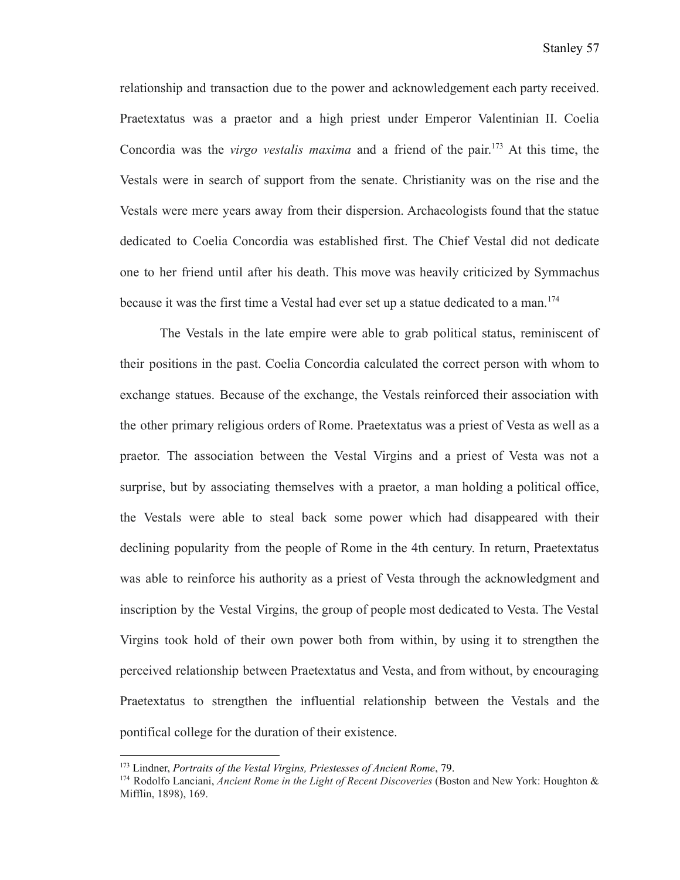relationship and transaction due to the power and acknowledgement each party received. Praetextatus was a praetor and a high priest under Emperor Valentinian II. Coelia Concordia was the *virgo vestalis maxima* and a friend of the pair.[173] At this time, the Vestals were in search of support from the senate. Christianity was on the rise and the Vestals were mere years away from their dispersion. Archaeologists found that the statue dedicated to Coelia Concordia was established first. The Chief Vestal did not dedicate one to her friend until after his death. This move was heavily criticized by Symmachus because it was the first time a Vestal had ever set up a statue dedicated to a man.[174]

The Vestals in the late empire were able to grab political status, reminiscent of their positions in the past. Coelia Concordia calculated the correct person with whom to exchange statues. Because of the exchange, the Vestals reinforced their association with the other primary religious orders of Rome. Praetextatus was a priest of Vesta as well as a praetor. The association between the Vestal Virgins and a priest of Vesta was not a surprise, but by associating themselves with a praetor, a man holding a political office, the Vestals were able to steal back some power which had disappeared with their declining popularity from the people of Rome in the 4th century. In return, Praetextatus was able to reinforce his authority as a priest of Vesta through the acknowledgment and inscription by the Vestal Virgins, the group of people most dedicated to Vesta. The Vestal Virgins took hold of their own power both from within, by using it to strengthen the perceived relationship between Praetextatus and Vesta, and from without, by encouraging Praetextatus to strengthen the influential relationship between the Vestals and the pontifical college for the duration of their existence.

---

[173] Lindner, *Portraits of the Vestal Virgins, Priestesses of Ancient Rome*, 79.

[174] Rodolfo Lanciani, *Ancient Rome in the Light of Recent Discoveries* (Boston and New York: Houghton & Mifflin, 1898), 169.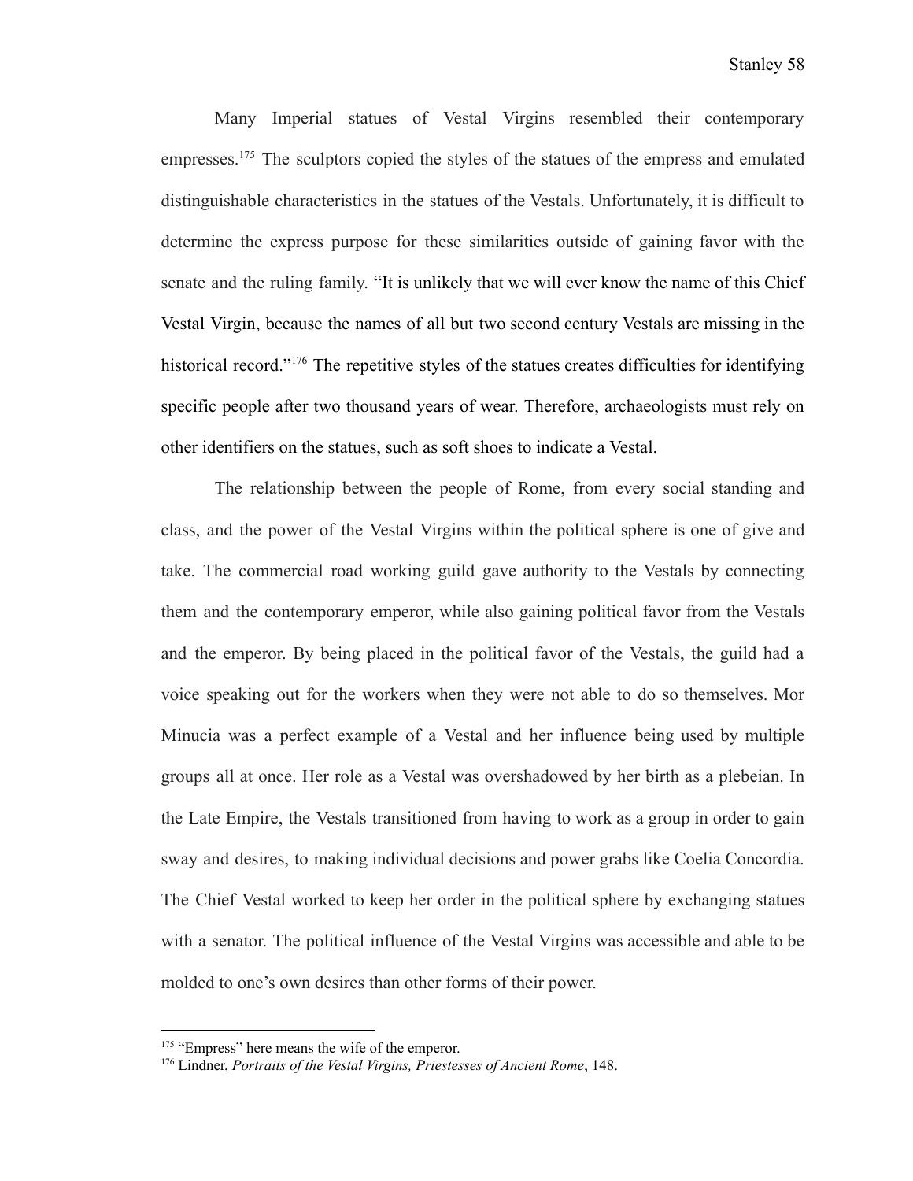Many Imperial statues of Vestal Virgins resembled their contemporary empresses.[175] The sculptors copied the styles of the statues of the empress and emulated distinguishable characteristics in the statues of the Vestals. Unfortunately, it is difficult to determine the express purpose for these similarities outside of gaining favor with the senate and the ruling family. "It is unlikely that we will ever know the name of this Chief Vestal Virgin, because the names of all but two second century Vestals are missing in the historical record."[176] The repetitive styles of the statues creates difficulties for identifying specific people after two thousand years of wear. Therefore, archaeologists must rely on other identifiers on the statues, such as soft shoes to indicate a Vestal.

The relationship between the people of Rome, from every social standing and class, and the power of the Vestal Virgins within the political sphere is one of give and take. The commercial road working guild gave authority to the Vestals by connecting them and the contemporary emperor, while also gaining political favor from the Vestals and the emperor. By being placed in the political favor of the Vestals, the guild had a voice speaking out for the workers when they were not able to do so themselves. Mor Minucia was a perfect example of a Vestal and her influence being used by multiple groups all at once. Her role as a Vestal was overshadowed by her birth as a plebeian. In the Late Empire, the Vestals transitioned from having to work as a group in order to gain sway and desires, to making individual decisions and power grabs like Coelia Concordia. The Chief Vestal worked to keep her order in the political sphere by exchanging statues with a senator. The political influence of the Vestal Virgins was accessible and able to be molded to one's own desires than other forms of their power.

---

[175] "Empress" here means the wife of the emperor.

[176] Lindner, *Portraits of the Vestal Virgins, Priestesses of Ancient Rome*, 148.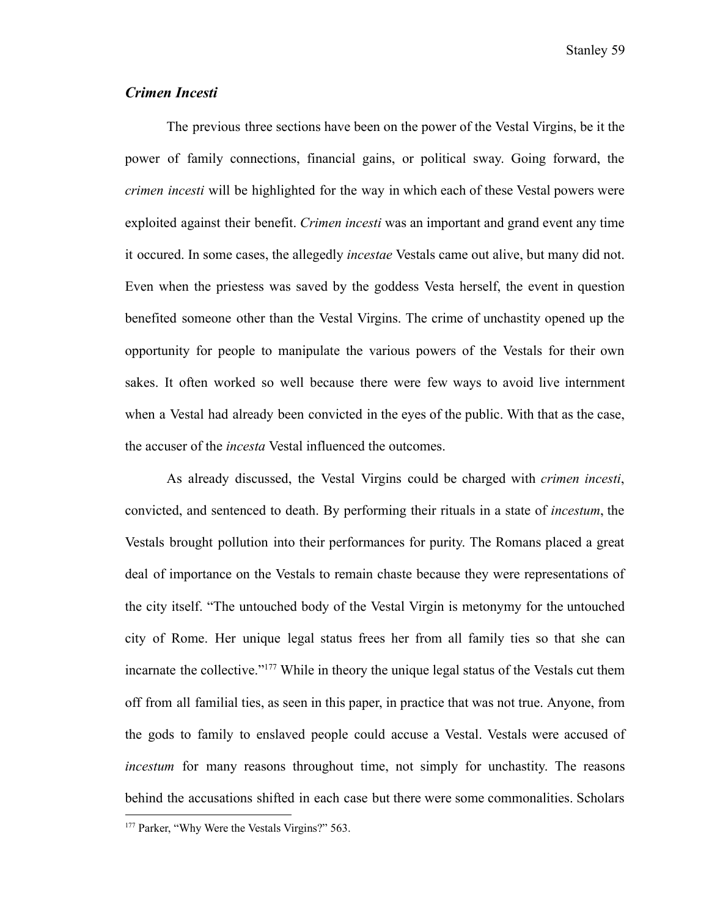### *Crimen Incesti*

The previous three sections have been on the power of the Vestal Virgins, be it the power of family connections, financial gains, or political sway. Going forward, the *crimen incesti* will be highlighted for the way in which each of these Vestal powers were exploited against their benefit. *Crimen incesti* was an important and grand event any time it occured. In some cases, the allegedly *incestae* Vestals came out alive, but many did not. Even when the priestess was saved by the goddess Vesta herself, the event in question benefited someone other than the Vestal Virgins. The crime of unchastity opened up the opportunity for people to manipulate the various powers of the Vestals for their own sakes. It often worked so well because there were few ways to avoid live internment when a Vestal had already been convicted in the eyes of the public. With that as the case, the accuser of the *incesta* Vestal influenced the outcomes.

As already discussed, the Vestal Virgins could be charged with *crimen incesti*, convicted, and sentenced to death. By performing their rituals in a state of *incestum*, the Vestals brought pollution into their performances for purity. The Romans placed a great deal of importance on the Vestals to remain chaste because they were representations of the city itself. "The untouched body of the Vestal Virgin is metonymy for the untouched city of Rome. Her unique legal status frees her from all family ties so that she can incarnate the collective."[177] While in theory the unique legal status of the Vestals cut them off from all familial ties, as seen in this paper, in practice that was not true. Anyone, from the gods to family to enslaved people could accuse a Vestal. Vestals were accused of *incestum* for many reasons throughout time, not simply for unchastity. The reasons behind the accusations shifted in each case but there were some commonalities. Scholars

[177] Parker, "Why Were the Vestals Virgins?" 563.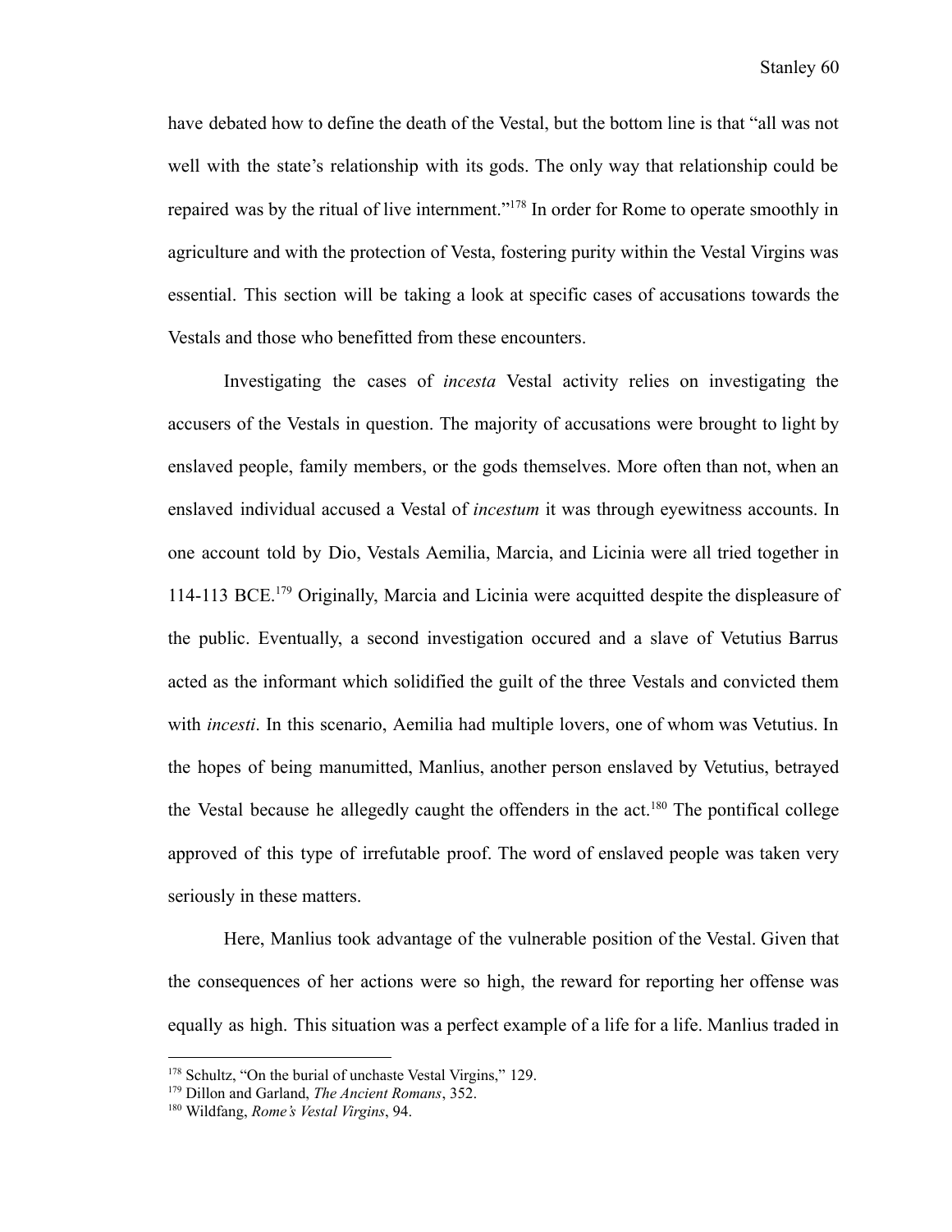have debated how to define the death of the Vestal, but the bottom line is that "all was not well with the state's relationship with its gods. The only way that relationship could be repaired was by the ritual of live internment."[178] In order for Rome to operate smoothly in agriculture and with the protection of Vesta, fostering purity within the Vestal Virgins was essential. This section will be taking a look at specific cases of accusations towards the Vestals and those who benefitted from these encounters.

Investigating the cases of *incesta* Vestal activity relies on investigating the accusers of the Vestals in question. The majority of accusations were brought to light by enslaved people, family members, or the gods themselves. More often than not, when an enslaved individual accused a Vestal of *incestum* it was through eyewitness accounts. In one account told by Dio, Vestals Aemilia, Marcia, and Licinia were all tried together in 114-113 BCE.[179] Originally, Marcia and Licinia were acquitted despite the displeasure of the public. Eventually, a second investigation occured and a slave of Vetutius Barrus acted as the informant which solidified the guilt of the three Vestals and convicted them with *incesti*. In this scenario, Aemilia had multiple lovers, one of whom was Vetutius. In the hopes of being manumitted, Manlius, another person enslaved by Vetutius, betrayed the Vestal because he allegedly caught the offenders in the act.[180] The pontifical college approved of this type of irrefutable proof. The word of enslaved people was taken very seriously in these matters.

Here, Manlius took advantage of the vulnerable position of the Vestal. Given that the consequences of her actions were so high, the reward for reporting her offense was equally as high. This situation was a perfect example of a life for a life. Manlius traded in

---

[178] Schultz, "On the burial of unchaste Vestal Virgins," 129.

[179] Dillon and Garland, *The Ancient Romans*, 352.

[180] Wildfang, *Rome's Vestal Virgins*, 94.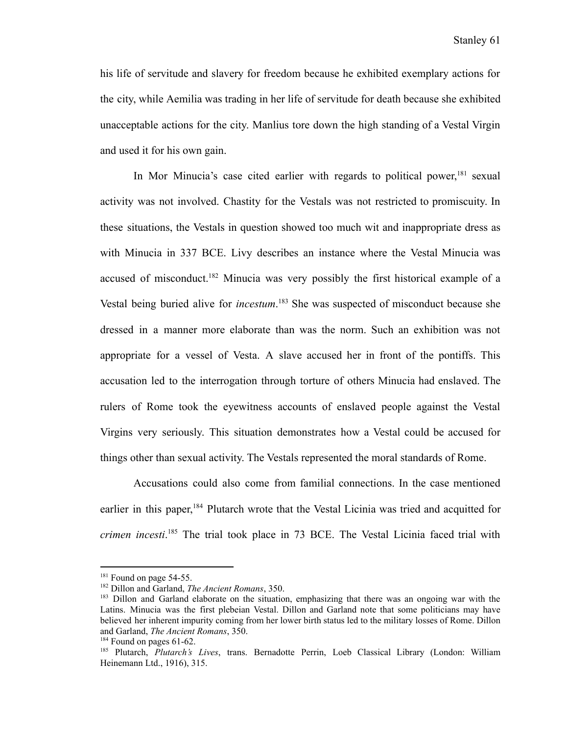his life of servitude and slavery for freedom because he exhibited exemplary actions for the city, while Aemilia was trading in her life of servitude for death because she exhibited unacceptable actions for the city. Manlius tore down the high standing of a Vestal Virgin and used it for his own gain.

In Mor Minucia's case cited earlier with regards to political power,[181] sexual activity was not involved. Chastity for the Vestals was not restricted to promiscuity. In these situations, the Vestals in question showed too much wit and inappropriate dress as with Minucia in 337 BCE. Livy describes an instance where the Vestal Minucia was accused of misconduct.[182] Minucia was very possibly the first historical example of a Vestal being buried alive for *incestum*.[183] She was suspected of misconduct because she dressed in a manner more elaborate than was the norm. Such an exhibition was not appropriate for a vessel of Vesta. A slave accused her in front of the pontiffs. This accusation led to the interrogation through torture of others Minucia had enslaved. The rulers of Rome took the eyewitness accounts of enslaved people against the Vestal Virgins very seriously. This situation demonstrates how a Vestal could be accused for things other than sexual activity. The Vestals represented the moral standards of Rome.

Accusations could also come from familial connections. In the case mentioned earlier in this paper,[184] Plutarch wrote that the Vestal Licinia was tried and acquitted for *crimen incesti*.[185] The trial took place in 73 BCE. The Vestal Licinia faced trial with

---

[181] Found on page 54-55.

[182] Dillon and Garland, *The Ancient Romans*, 350.

[183] Dillon and Garland elaborate on the situation, emphasizing that there was an ongoing war with the Latins. Minucia was the first plebeian Vestal. Dillon and Garland note that some politicians may have believed her inherent impurity coming from her lower birth status led to the military losses of Rome. Dillon and Garland, *The Ancient Romans*, 350.

[184] Found on pages 61-62.

[185] Plutarch, *Plutarch's Lives*, trans. Bernadotte Perrin, Loeb Classical Library (London: William Heinemann Ltd., 1916), 315.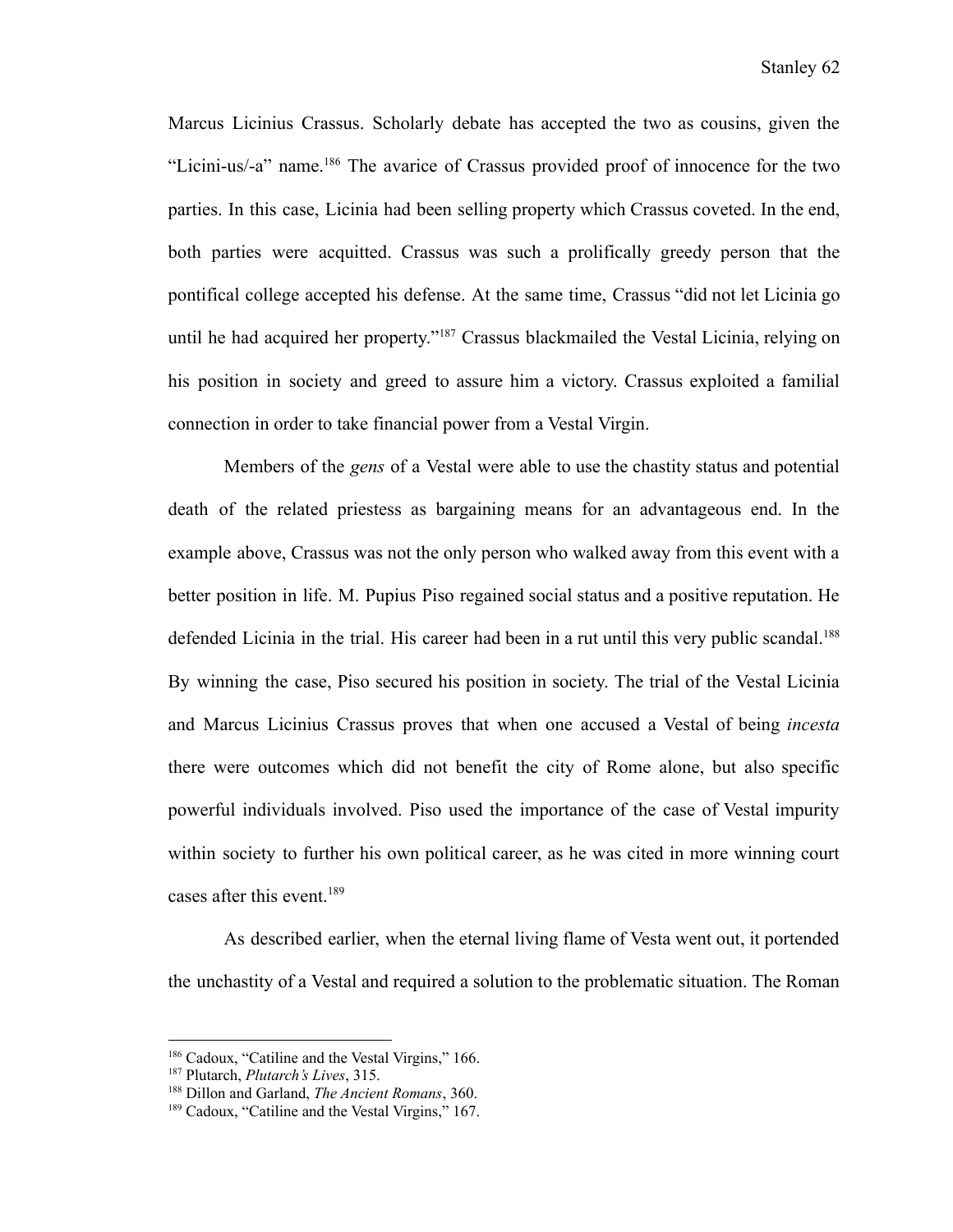Marcus Licinius Crassus. Scholarly debate has accepted the two as cousins, given the "Licini-us/-a" name.[186] The avarice of Crassus provided proof of innocence for the two parties. In this case, Licinia had been selling property which Crassus coveted. In the end, both parties were acquitted. Crassus was such a prolifically greedy person that the pontifical college accepted his defense. At the same time, Crassus "did not let Licinia go until he had acquired her property."[187] Crassus blackmailed the Vestal Licinia, relying on his position in society and greed to assure him a victory. Crassus exploited a familial connection in order to take financial power from a Vestal Virgin.

Members of the *gens* of a Vestal were able to use the chastity status and potential death of the related priestess as bargaining means for an advantageous end. In the example above, Crassus was not the only person who walked away from this event with a better position in life. M. Pupius Piso regained social status and a positive reputation. He defended Licinia in the trial. His career had been in a rut until this very public scandal.[188] By winning the case, Piso secured his position in society. The trial of the Vestal Licinia and Marcus Licinius Crassus proves that when one accused a Vestal of being *incesta* there were outcomes which did not benefit the city of Rome alone, but also specific powerful individuals involved. Piso used the importance of the case of Vestal impurity within society to further his own political career, as he was cited in more winning court cases after this event.[189]

As described earlier, when the eternal living flame of Vesta went out, it portended the unchastity of a Vestal and required a solution to the problematic situation. The Roman

---

[186] Cadoux, "Catiline and the Vestal Virgins," 166.

[187] Plutarch, *Plutarch's Lives*, 315.

[188] Dillon and Garland, *The Ancient Romans*, 360.

[189] Cadoux, "Catiline and the Vestal Virgins," 167.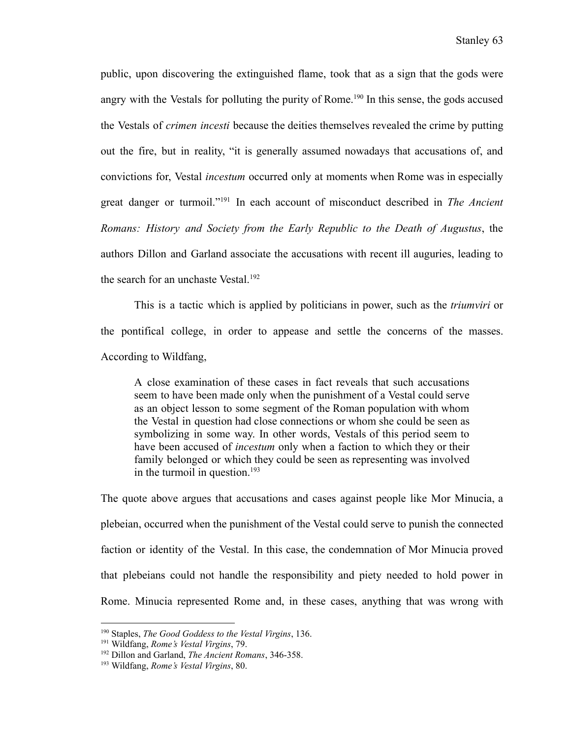public, upon discovering the extinguished flame, took that as a sign that the gods were angry with the Vestals for polluting the purity of Rome.[190] In this sense, the gods accused the Vestals of *crimen incesti* because the deities themselves revealed the crime by putting out the fire, but in reality, "it is generally assumed nowadays that accusations of, and convictions for, Vestal *incestum* occurred only at moments when Rome was in especially great danger or turmoil."[191] In each account of misconduct described in *The Ancient Romans: History and Society from the Early Republic to the Death of Augustus*, the authors Dillon and Garland associate the accusations with recent ill auguries, leading to the search for an unchaste Vestal.[192]

This is a tactic which is applied by politicians in power, such as the *triumviri* or the pontifical college, in order to appease and settle the concerns of the masses. According to Wildfang,

> A close examination of these cases in fact reveals that such accusations seem to have been made only when the punishment of a Vestal could serve as an object lesson to some segment of the Roman population with whom the Vestal in question had close connections or whom she could be seen as symbolizing in some way. In other words, Vestals of this period seem to have been accused of *incestum* only when a faction to which they or their family belonged or which they could be seen as representing was involved in the turmoil in question.[193]

The quote above argues that accusations and cases against people like Mor Minucia, a plebeian, occurred when the punishment of the Vestal could serve to punish the connected faction or identity of the Vestal. In this case, the condemnation of Mor Minucia proved that plebeians could not handle the responsibility and piety needed to hold power in Rome. Minucia represented Rome and, in these cases, anything that was wrong with

---

[190] Staples, *The Good Goddess to the Vestal Virgins*, 136.

[191] Wildfang, *Rome's Vestal Virgins*, 79.

[192] Dillon and Garland, *The Ancient Romans*, 346-358.

[193] Wildfang, *Rome's Vestal Virgins*, 80.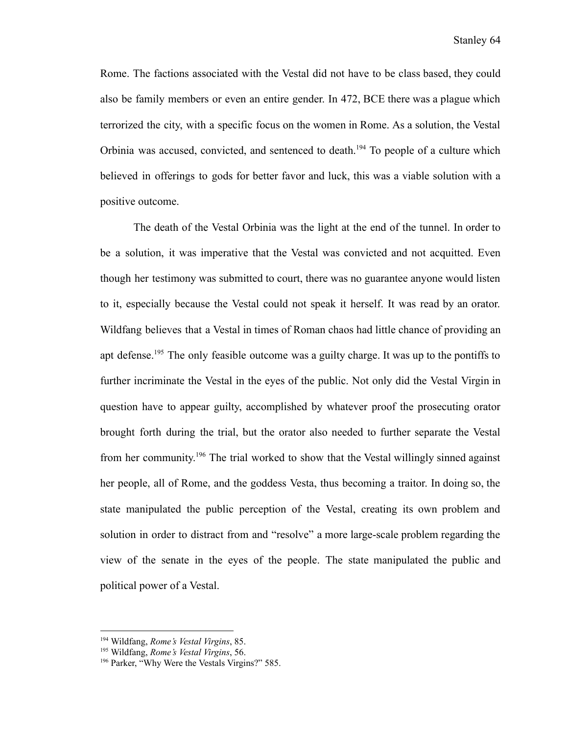Rome. The factions associated with the Vestal did not have to be class based, they could also be family members or even an entire gender. In 472, BCE there was a plague which terrorized the city, with a specific focus on the women in Rome. As a solution, the Vestal Orbinia was accused, convicted, and sentenced to death.[194] To people of a culture which believed in offerings to gods for better favor and luck, this was a viable solution with a positive outcome.

The death of the Vestal Orbinia was the light at the end of the tunnel. In order to be a solution, it was imperative that the Vestal was convicted and not acquitted. Even though her testimony was submitted to court, there was no guarantee anyone would listen to it, especially because the Vestal could not speak it herself. It was read by an orator. Wildfang believes that a Vestal in times of Roman chaos had little chance of providing an apt defense.[195] The only feasible outcome was a guilty charge. It was up to the pontiffs to further incriminate the Vestal in the eyes of the public. Not only did the Vestal Virgin in question have to appear guilty, accomplished by whatever proof the prosecuting orator brought forth during the trial, but the orator also needed to further separate the Vestal from her community.[196] The trial worked to show that the Vestal willingly sinned against her people, all of Rome, and the goddess Vesta, thus becoming a traitor. In doing so, the state manipulated the public perception of the Vestal, creating its own problem and solution in order to distract from and "resolve" a more large-scale problem regarding the view of the senate in the eyes of the people. The state manipulated the public and political power of a Vestal.

---

[194] Wildfang, *Rome's Vestal Virgins*, 85.
[195] Wildfang, *Rome's Vestal Virgins*, 56.
[196] Parker, "Why Were the Vestals Virgins?" 585.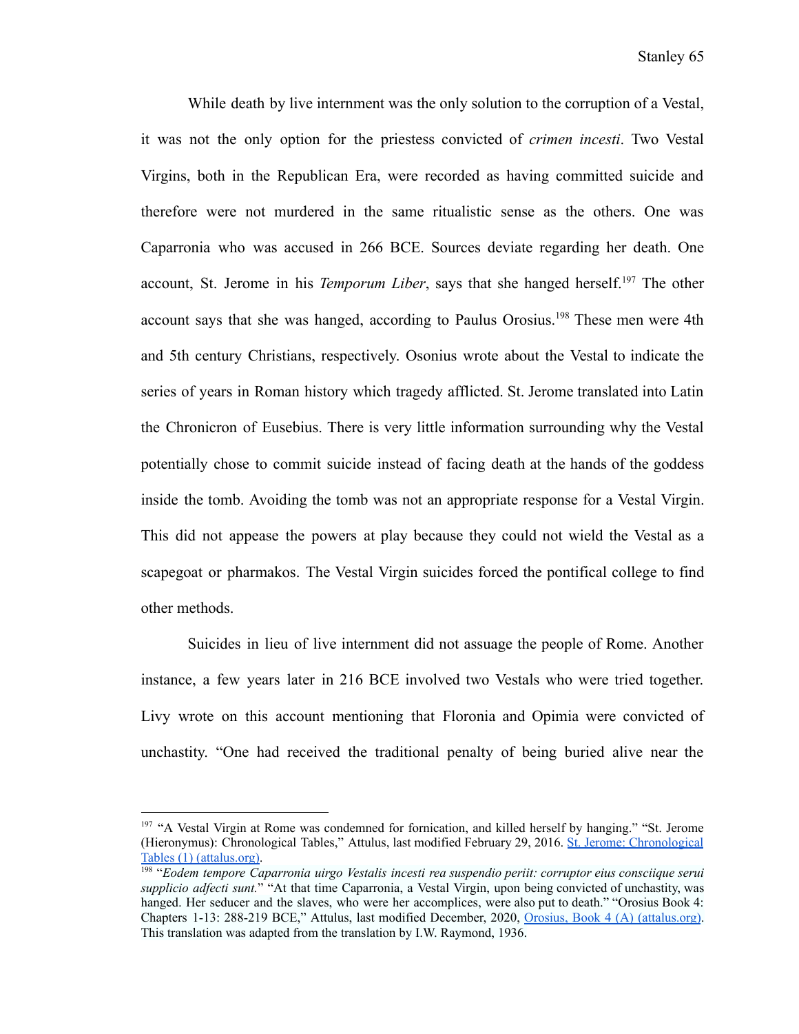While death by live internment was the only solution to the corruption of a Vestal, it was not the only option for the priestess convicted of *crimen incesti*. Two Vestal Virgins, both in the Republican Era, were recorded as having committed suicide and therefore were not murdered in the same ritualistic sense as the others. One was Caparronia who was accused in 266 BCE. Sources deviate regarding her death. One account, St. Jerome in his *Temporum Liber*, says that she hanged herself.[197] The other account says that she was hanged, according to Paulus Orosius.[198] These men were 4th and 5th century Christians, respectively. Osonius wrote about the Vestal to indicate the series of years in Roman history which tragedy afflicted. St. Jerome translated into Latin the Chronicron of Eusebius. There is very little information surrounding why the Vestal potentially chose to commit suicide instead of facing death at the hands of the goddess inside the tomb. Avoiding the tomb was not an appropriate response for a Vestal Virgin. This did not appease the powers at play because they could not wield the Vestal as a scapegoat or pharmakos. The Vestal Virgin suicides forced the pontifical college to find other methods.

Suicides in lieu of live internment did not assuage the people of Rome. Another instance, a few years later in 216 BCE involved two Vestals who were tried together. Livy wrote on this account mentioning that Floronia and Opimia were convicted of unchastity. "One had received the traditional penalty of being buried alive near the

---

[197] "A Vestal Virgin at Rome was condemned for fornication, and killed herself by hanging." "St. Jerome (Hieronymus): Chronological Tables," Attulus, last modified February 29, 2016. St. Jerome: Chronological Tables (1) (attalus.org).

[198] "*Eodem tempore Caparronia uirgo Vestalis incesti rea suspendio periit: corruptor eius consciique serui supplicio adfecti sunt.*" "At that time Caparronia, a Vestal Virgin, upon being convicted of unchastity, was hanged. Her seducer and the slaves, who were her accomplices, were also put to death." "Orosius Book 4: Chapters 1-13: 288-219 BCE," Attulus, last modified December, 2020, Orosius, Book 4 (A) (attalus.org). This translation was adapted from the translation by I.W. Raymond, 1936.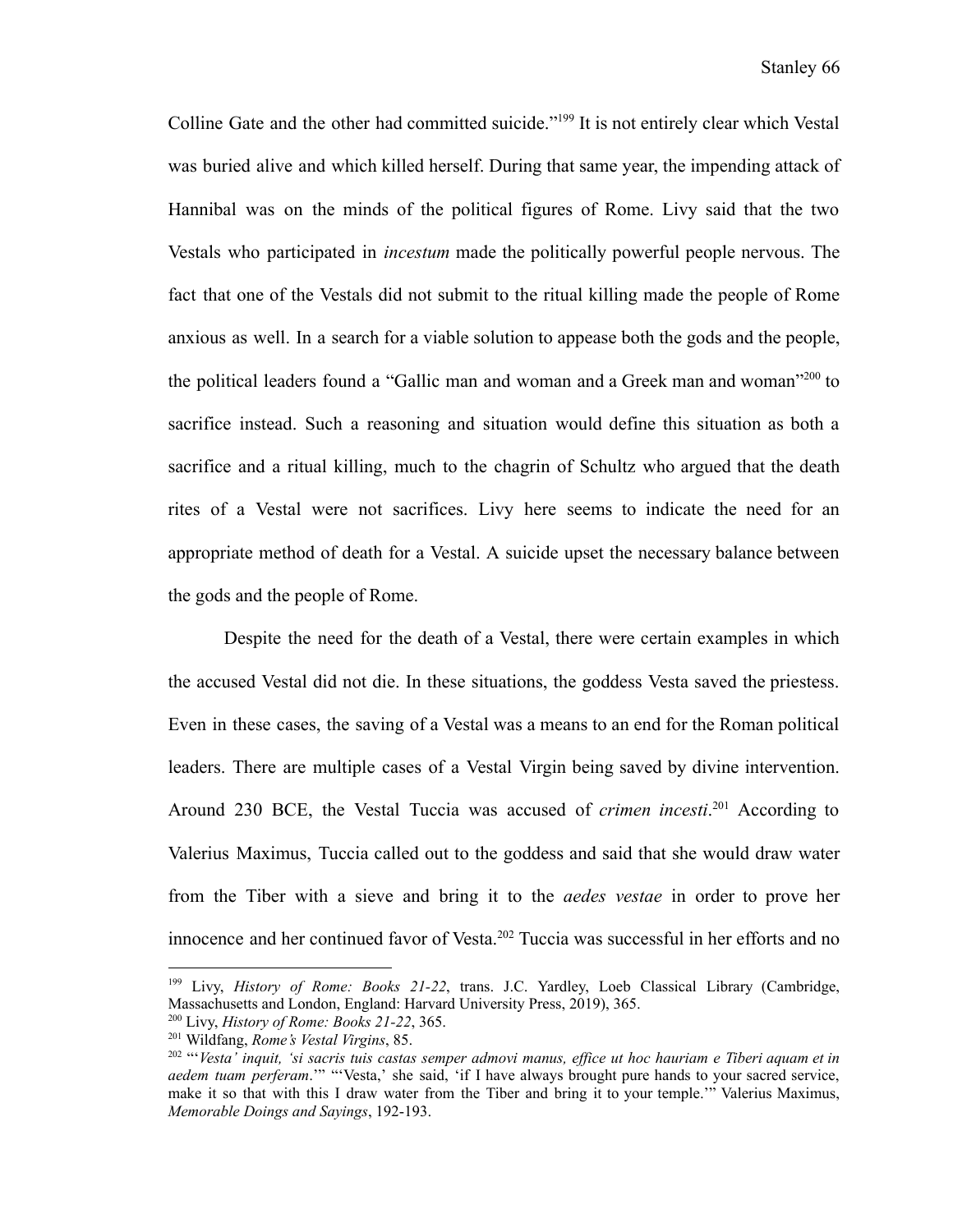Colline Gate and the other had committed suicide."[199] It is not entirely clear which Vestal was buried alive and which killed herself. During that same year, the impending attack of Hannibal was on the minds of the political figures of Rome. Livy said that the two Vestals who participated in *incestum* made the politically powerful people nervous. The fact that one of the Vestals did not submit to the ritual killing made the people of Rome anxious as well. In a search for a viable solution to appease both the gods and the people, the political leaders found a "Gallic man and woman and a Greek man and woman"[200] to sacrifice instead. Such a reasoning and situation would define this situation as both a sacrifice and a ritual killing, much to the chagrin of Schultz who argued that the death rites of a Vestal were not sacrifices. Livy here seems to indicate the need for an appropriate method of death for a Vestal. A suicide upset the necessary balance between the gods and the people of Rome.

Despite the need for the death of a Vestal, there were certain examples in which the accused Vestal did not die. In these situations, the goddess Vesta saved the priestess. Even in these cases, the saving of a Vestal was a means to an end for the Roman political leaders. There are multiple cases of a Vestal Virgin being saved by divine intervention. Around 230 BCE, the Vestal Tuccia was accused of *crimen incesti*.[201] According to Valerius Maximus, Tuccia called out to the goddess and said that she would draw water from the Tiber with a sieve and bring it to the *aedes vestae* in order to prove her innocence and her continued favor of Vesta.[202] Tuccia was successful in her efforts and no

---

[199] Livy, *History of Rome: Books 21-22*, trans. J.C. Yardley, Loeb Classical Library (Cambridge, Massachusetts and London, England: Harvard University Press, 2019), 365.

[200] Livy, *History of Rome: Books 21-22*, 365.

[201] Wildfang, *Rome's Vestal Virgins*, 85.

[202] "'*Vesta' inquit, 'si sacris tuis castas semper admovi manus, effice ut hoc hauriam e Tiberi aquam et in aedem tuam perferam*.'" "'Vesta,' she said, 'if I have always brought pure hands to your sacred service, make it so that with this I draw water from the Tiber and bring it to your temple.'" Valerius Maximus, *Memorable Doings and Sayings*, 192-193.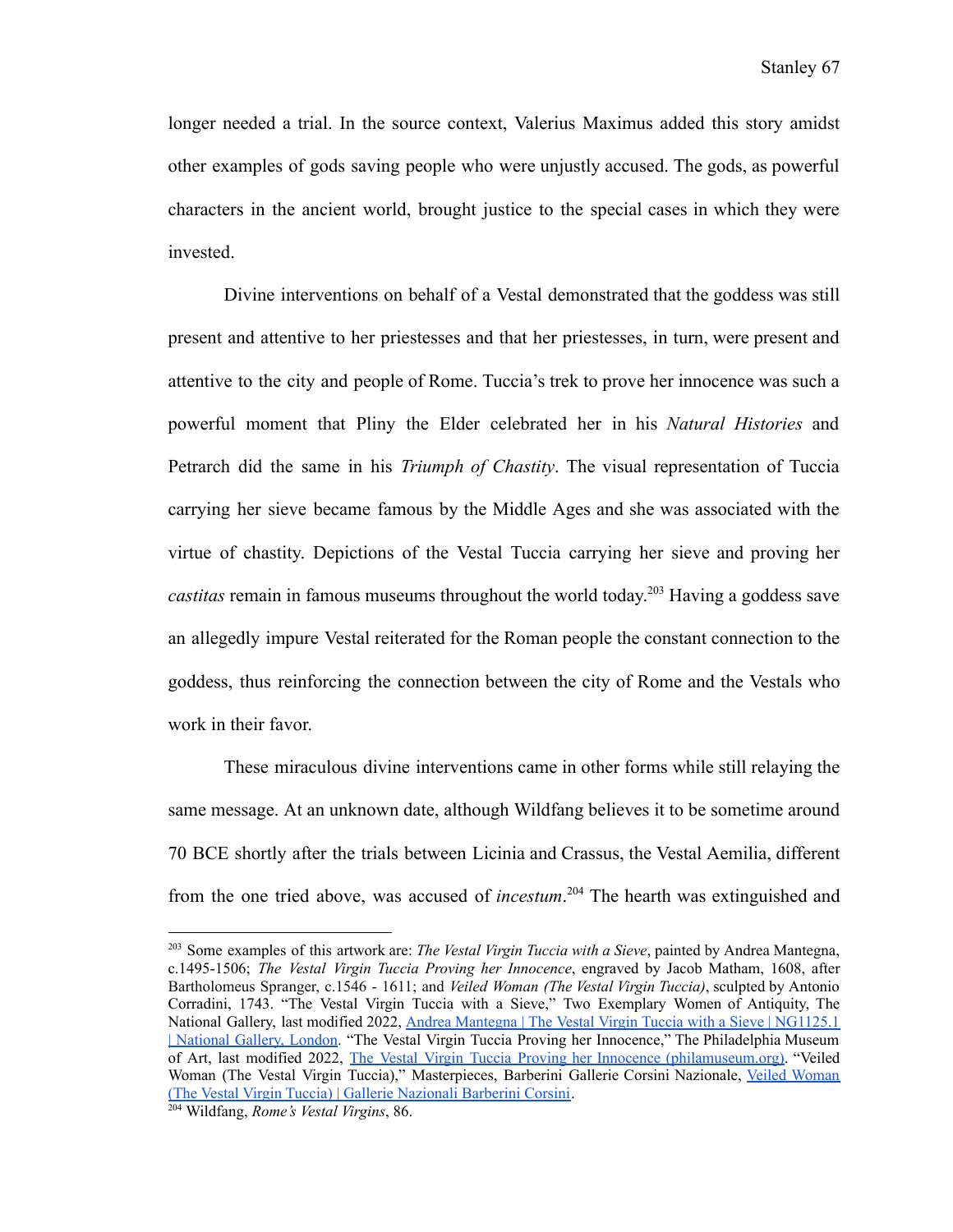longer needed a trial. In the source context, Valerius Maximus added this story amidst other examples of gods saving people who were unjustly accused. The gods, as powerful characters in the ancient world, brought justice to the special cases in which they were invested.

Divine interventions on behalf of a Vestal demonstrated that the goddess was still present and attentive to her priestesses and that her priestesses, in turn, were present and attentive to the city and people of Rome. Tuccia's trek to prove her innocence was such a powerful moment that Pliny the Elder celebrated her in his *Natural Histories* and Petrarch did the same in his *Triumph of Chastity*. The visual representation of Tuccia carrying her sieve became famous by the Middle Ages and she was associated with the virtue of chastity. Depictions of the Vestal Tuccia carrying her sieve and proving her *castitas* remain in famous museums throughout the world today.[203] Having a goddess save an allegedly impure Vestal reiterated for the Roman people the constant connection to the goddess, thus reinforcing the connection between the city of Rome and the Vestals who work in their favor.

These miraculous divine interventions came in other forms while still relaying the same message. At an unknown date, although Wildfang believes it to be sometime around 70 BCE shortly after the trials between Licinia and Crassus, the Vestal Aemilia, different from the one tried above, was accused of *incestum*.[204] The hearth was extinguished and

---

[203] Some examples of this artwork are: *The Vestal Virgin Tuccia with a Sieve*, painted by Andrea Mantegna, c.1495-1506; *The Vestal Virgin Tuccia Proving her Innocence*, engraved by Jacob Matham, 1608, after Bartholomeus Spranger, c.1546 - 1611; and *Veiled Woman (The Vestal Virgin Tuccia)*, sculpted by Antonio Corradini, 1743. "The Vestal Virgin Tuccia with a Sieve," Two Exemplary Women of Antiquity, The National Gallery, last modified 2022, [Andrea Mantegna | The Vestal Virgin Tuccia with a Sieve | NG1125.1 | National Gallery, London](). "The Vestal Virgin Tuccia Proving her Innocence," The Philadelphia Museum of Art, last modified 2022, [The Vestal Virgin Tuccia Proving her Innocence (philamuseum.org)](). "Veiled Woman (The Vestal Virgin Tuccia)," Masterpieces, Barberini Gallerie Corsini Nazionale, [Veiled Woman (The Vestal Virgin Tuccia) | Gallerie Nazionali Barberini Corsini]().

[204] Wildfang, *Rome's Vestal Virgins*, 86.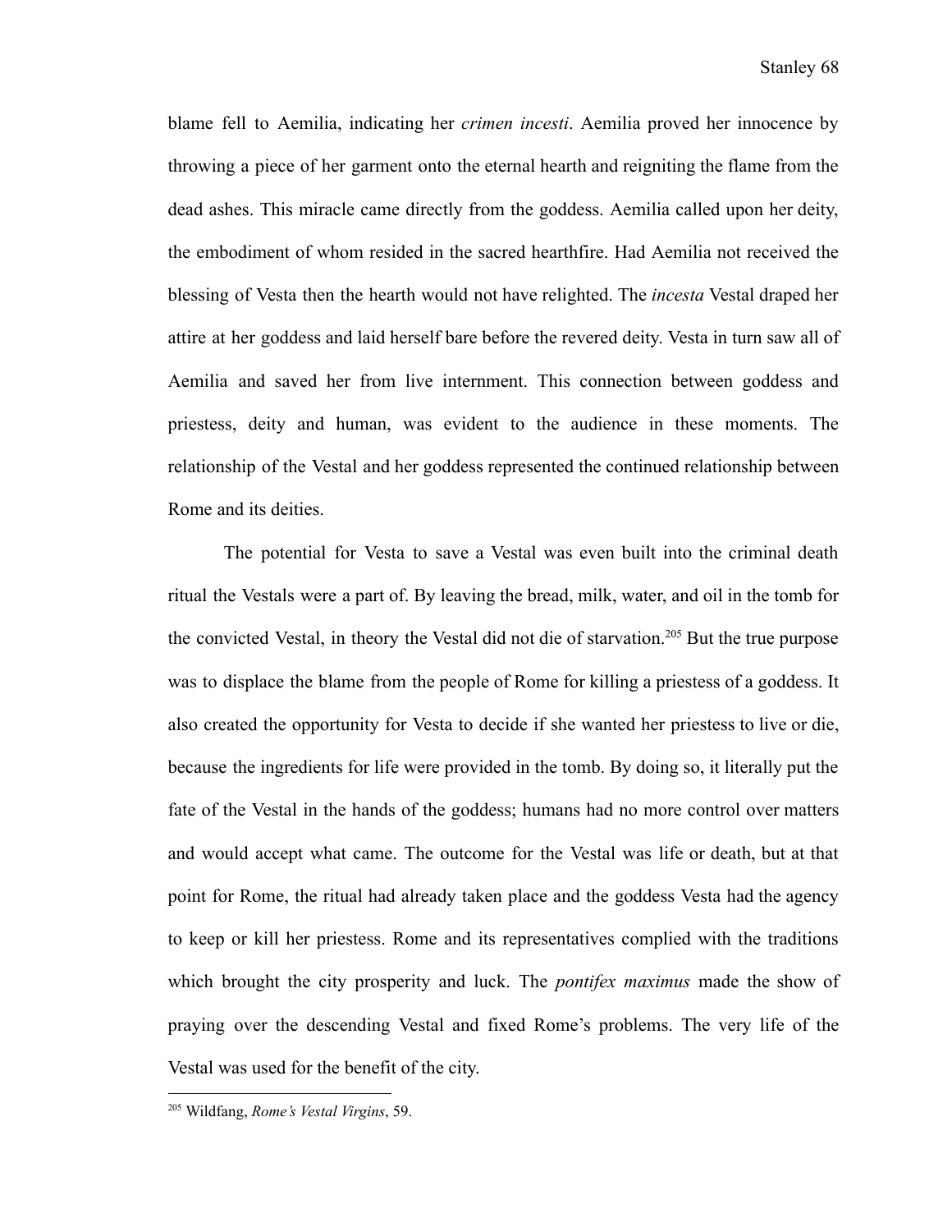blame fell to Aemilia, indicating her *crimen incesti*. Aemilia proved her innocence by throwing a piece of her garment onto the eternal hearth and reigniting the flame from the dead ashes. This miracle came directly from the goddess. Aemilia called upon her deity, the embodiment of whom resided in the sacred hearthfire. Had Aemilia not received the blessing of Vesta then the hearth would not have relighted. The *incesta* Vestal draped her attire at her goddess and laid herself bare before the revered deity. Vesta in turn saw all of Aemilia and saved her from live internment. This connection between goddess and priestess, deity and human, was evident to the audience in these moments. The relationship of the Vestal and her goddess represented the continued relationship between Rome and its deities.

The potential for Vesta to save a Vestal was even built into the criminal death ritual the Vestals were a part of. By leaving the bread, milk, water, and oil in the tomb for the convicted Vestal, in theory the Vestal did not die of starvation.[205] But the true purpose was to displace the blame from the people of Rome for killing a priestess of a goddess. It also created the opportunity for Vesta to decide if she wanted her priestess to live or die, because the ingredients for life were provided in the tomb. By doing so, it literally put the fate of the Vestal in the hands of the goddess; humans had no more control over matters and would accept what came. The outcome for the Vestal was life or death, but at that point for Rome, the ritual had already taken place and the goddess Vesta had the agency to keep or kill her priestess. Rome and its representatives complied with the traditions which brought the city prosperity and luck. The *pontifex maximus* made the show of praying over the descending Vestal and fixed Rome's problems. The very life of the Vestal was used for the benefit of the city.

---

[205] Wildfang, *Rome's Vestal Virgins*, 59.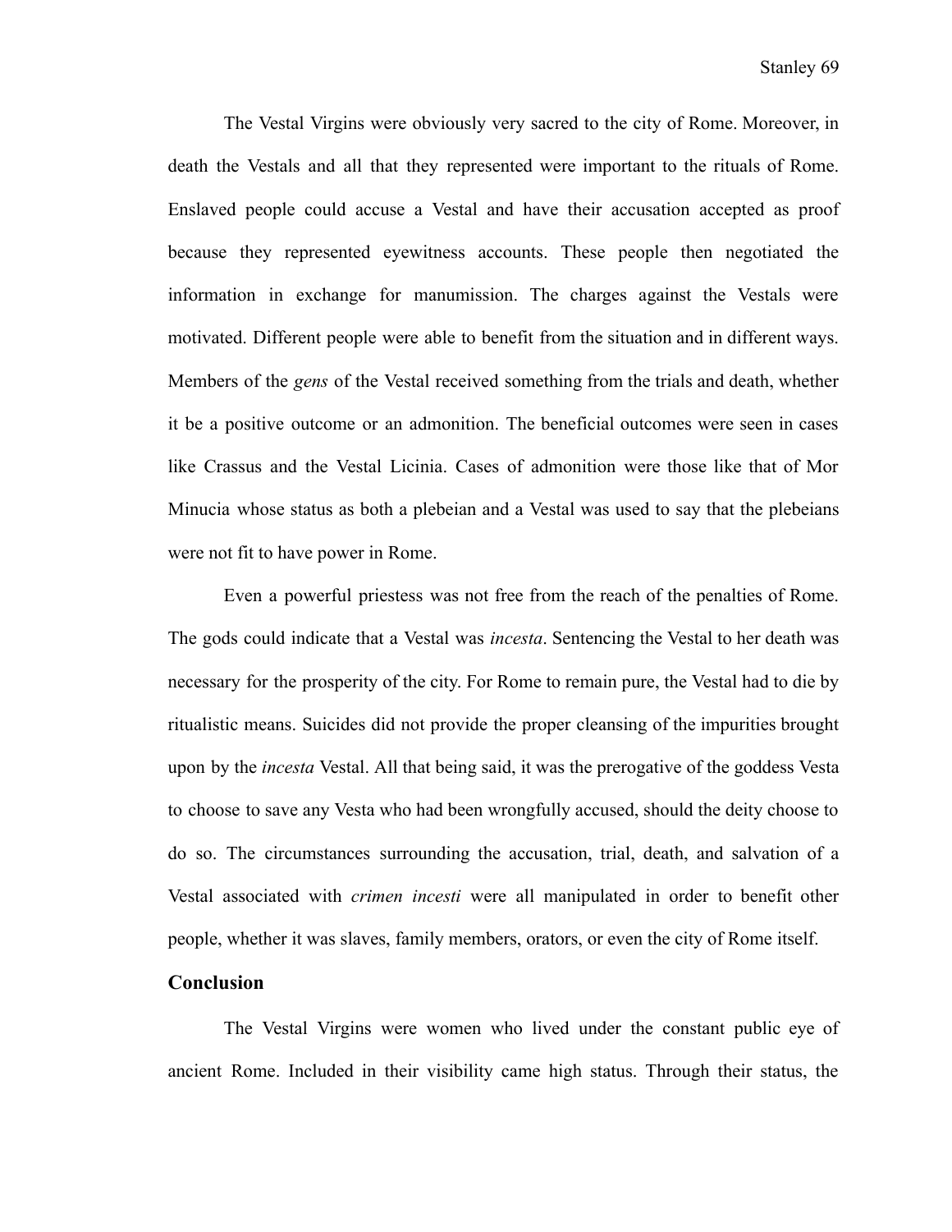The Vestal Virgins were obviously very sacred to the city of Rome. Moreover, in death the Vestals and all that they represented were important to the rituals of Rome. Enslaved people could accuse a Vestal and have their accusation accepted as proof because they represented eyewitness accounts. These people then negotiated the information in exchange for manumission. The charges against the Vestals were motivated. Different people were able to benefit from the situation and in different ways. Members of the *gens* of the Vestal received something from the trials and death, whether it be a positive outcome or an admonition. The beneficial outcomes were seen in cases like Crassus and the Vestal Licinia. Cases of admonition were those like that of Mor Minucia whose status as both a plebeian and a Vestal was used to say that the plebeians were not fit to have power in Rome.

Even a powerful priestess was not free from the reach of the penalties of Rome. The gods could indicate that a Vestal was *incesta*. Sentencing the Vestal to her death was necessary for the prosperity of the city. For Rome to remain pure, the Vestal had to die by ritualistic means. Suicides did not provide the proper cleansing of the impurities brought upon by the *incesta* Vestal. All that being said, it was the prerogative of the goddess Vesta to choose to save any Vesta who had been wrongfully accused, should the deity choose to do so. The circumstances surrounding the accusation, trial, death, and salvation of a Vestal associated with *crimen incesti* were all manipulated in order to benefit other people, whether it was slaves, family members, orators, or even the city of Rome itself.

## Conclusion

The Vestal Virgins were women who lived under the constant public eye of ancient Rome. Included in their visibility came high status. Through their status, the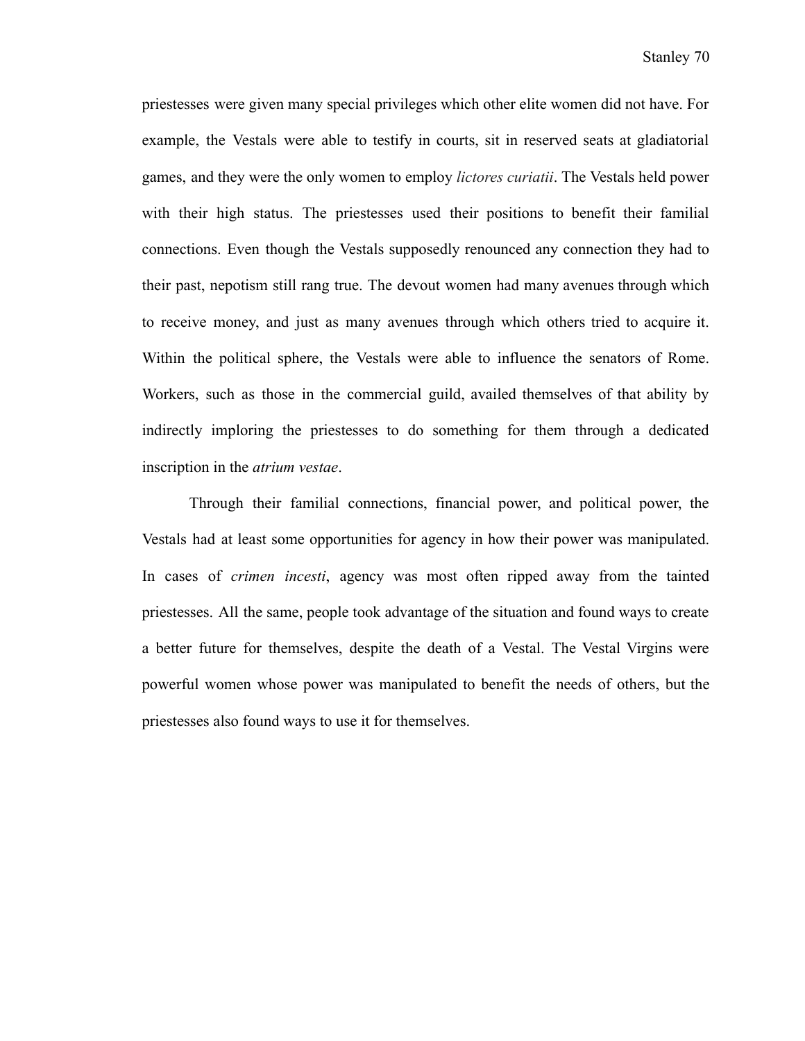priestesses were given many special privileges which other elite women did not have. For example, the Vestals were able to testify in courts, sit in reserved seats at gladiatorial games, and they were the only women to employ *lictores curiatii*. The Vestals held power with their high status. The priestesses used their positions to benefit their familial connections. Even though the Vestals supposedly renounced any connection they had to their past, nepotism still rang true. The devout women had many avenues through which to receive money, and just as many avenues through which others tried to acquire it. Within the political sphere, the Vestals were able to influence the senators of Rome. Workers, such as those in the commercial guild, availed themselves of that ability by indirectly imploring the priestesses to do something for them through a dedicated inscription in the *atrium vestae*.

Through their familial connections, financial power, and political power, the Vestals had at least some opportunities for agency in how their power was manipulated. In cases of *crimen incesti*, agency was most often ripped away from the tainted priestesses. All the same, people took advantage of the situation and found ways to create a better future for themselves, despite the death of a Vestal. The Vestal Virgins were powerful women whose power was manipulated to benefit the needs of others, but the priestesses also found ways to use it for themselves.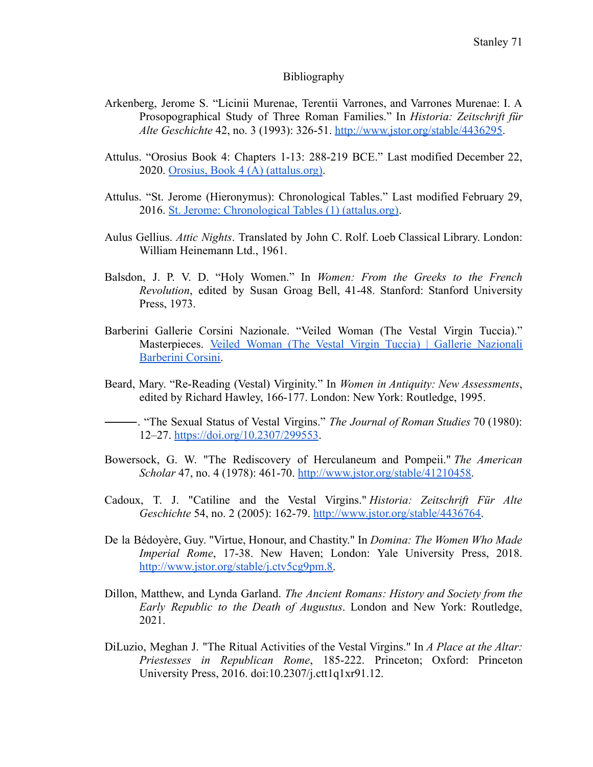# Bibliography

Arkenberg, Jerome S. "Licinii Murenae, Terentii Varrones, and Varrones Murenae: I. A Prosopographical Study of Three Roman Families." In *Historia: Zeitschrift für Alte Geschichte* 42, no. 3 (1993): 326-51. http://www.jstor.org/stable/4436295.

Attulus. "Orosius Book 4: Chapters 1-13: 288-219 BCE." Last modified December 22, 2020. Orosius, Book 4 (A) (attalus.org).

Attulus. "St. Jerome (Hieronymus): Chronological Tables." Last modified February 29, 2016. St. Jerome: Chronological Tables (1) (attalus.org).

Aulus Gellius. *Attic Nights*. Translated by John C. Rolf. Loeb Classical Library. London: William Heinemann Ltd., 1961.

Balsdon, J. P. V. D. "Holy Women." In *Women: From the Greeks to the French Revolution*, edited by Susan Groag Bell, 41-48. Stanford: Stanford University Press, 1973.

Barberini Gallerie Corsini Nazionale. "Veiled Woman (The Vestal Virgin Tuccia)." Masterpieces. Veiled Woman (The Vestal Virgin Tuccia) | Gallerie Nazionali Barberini Corsini.

Beard, Mary. "Re-Reading (Vestal) Virginity." In *Women in Antiquity: New Assessments*, edited by Richard Hawley, 166-177. London: New York: Routledge, 1995.

———. "The Sexual Status of Vestal Virgins." *The Journal of Roman Studies* 70 (1980): 12–27. https://doi.org/10.2307/299553.

Bowersock, G. W. "The Rediscovery of Herculaneum and Pompeii." *The American Scholar* 47, no. 4 (1978): 461-70. http://www.jstor.org/stable/41210458.

Cadoux, T. J. "Catiline and the Vestal Virgins." *Historia: Zeitschrift Für Alte Geschichte* 54, no. 2 (2005): 162-79. http://www.jstor.org/stable/4436764.

De la Bédoyère, Guy. "Virtue, Honour, and Chastity." In *Domina: The Women Who Made Imperial Rome*, 17-38. New Haven; London: Yale University Press, 2018. http://www.jstor.org/stable/j.ctv5cg9pm.8.

Dillon, Matthew, and Lynda Garland. *The Ancient Romans: History and Society from the Early Republic to the Death of Augustus*. London and New York: Routledge, 2021.

DiLuzio, Meghan J. "The Ritual Activities of the Vestal Virgins." In *A Place at the Altar: Priestesses in Republican Rome*, 185-222. Princeton; Oxford: Princeton University Press, 2016. doi:10.2307/j.ctt1q1xr91.12.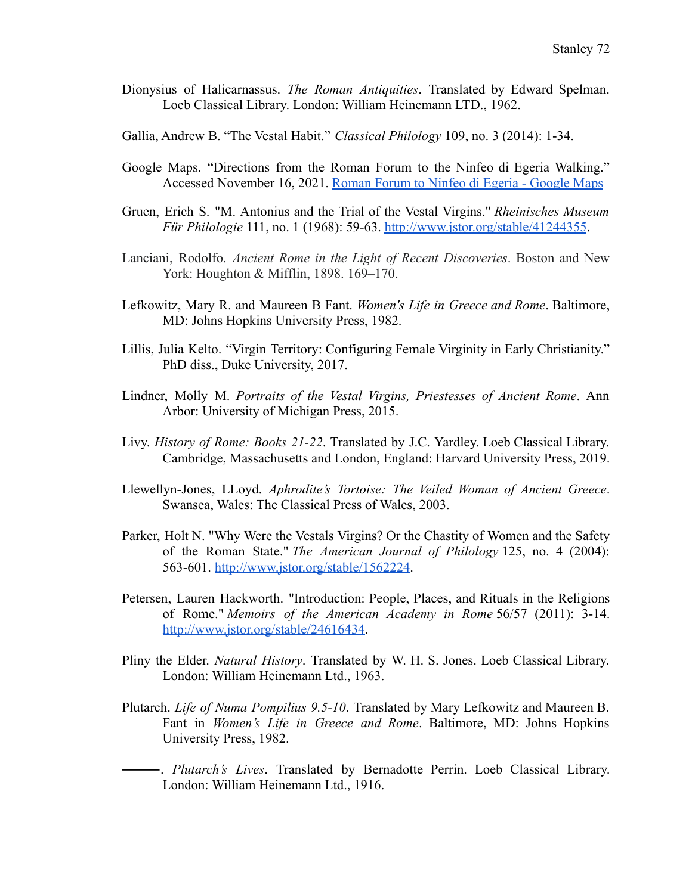Dionysius of Halicarnassus. *The Roman Antiquities*. Translated by Edward Spelman. Loeb Classical Library. London: William Heinemann LTD., 1962.

Gallia, Andrew B. "The Vestal Habit." *Classical Philology* 109, no. 3 (2014): 1-34.

Google Maps. "Directions from the Roman Forum to the Ninfeo di Egeria Walking." Accessed November 16, 2021. [Roman Forum to Ninfeo di Egeria - Google Maps]

Gruen, Erich S. "M. Antonius and the Trial of the Vestal Virgins." *Rheinisches Museum Für Philologie* 111, no. 1 (1968): 59-63. http://www.jstor.org/stable/41244355.

Lanciani, Rodolfo. *Ancient Rome in the Light of Recent Discoveries*. Boston and New York: Houghton & Mifflin, 1898. 169–170.

Lefkowitz, Mary R. and Maureen B Fant. *Women's Life in Greece and Rome*. Baltimore, MD: Johns Hopkins University Press, 1982.

Lillis, Julia Kelto. "Virgin Territory: Configuring Female Virginity in Early Christianity." PhD diss., Duke University, 2017.

Lindner, Molly M. *Portraits of the Vestal Virgins, Priestesses of Ancient Rome*. Ann Arbor: University of Michigan Press, 2015.

Livy. *History of Rome: Books 21-22*. Translated by J.C. Yardley. Loeb Classical Library. Cambridge, Massachusetts and London, England: Harvard University Press, 2019.

Llewellyn-Jones, LLoyd. *Aphrodite's Tortoise: The Veiled Woman of Ancient Greece*. Swansea, Wales: The Classical Press of Wales, 2003.

Parker, Holt N. "Why Were the Vestals Virgins? Or the Chastity of Women and the Safety of the Roman State." *The American Journal of Philology* 125, no. 4 (2004): 563-601. http://www.jstor.org/stable/1562224.

Petersen, Lauren Hackworth. "Introduction: People, Places, and Rituals in the Religions of Rome." *Memoirs of the American Academy in Rome* 56/57 (2011): 3-14. http://www.jstor.org/stable/24616434.

Pliny the Elder. *Natural History*. Translated by W. H. S. Jones. Loeb Classical Library. London: William Heinemann Ltd., 1963.

Plutarch. *Life of Numa Pompilius 9.5-10*. Translated by Mary Lefkowitz and Maureen B. Fant in *Women's Life in Greece and Rome*. Baltimore, MD: Johns Hopkins University Press, 1982.

———. *Plutarch's Lives*. Translated by Bernadotte Perrin. Loeb Classical Library. London: William Heinemann Ltd., 1916.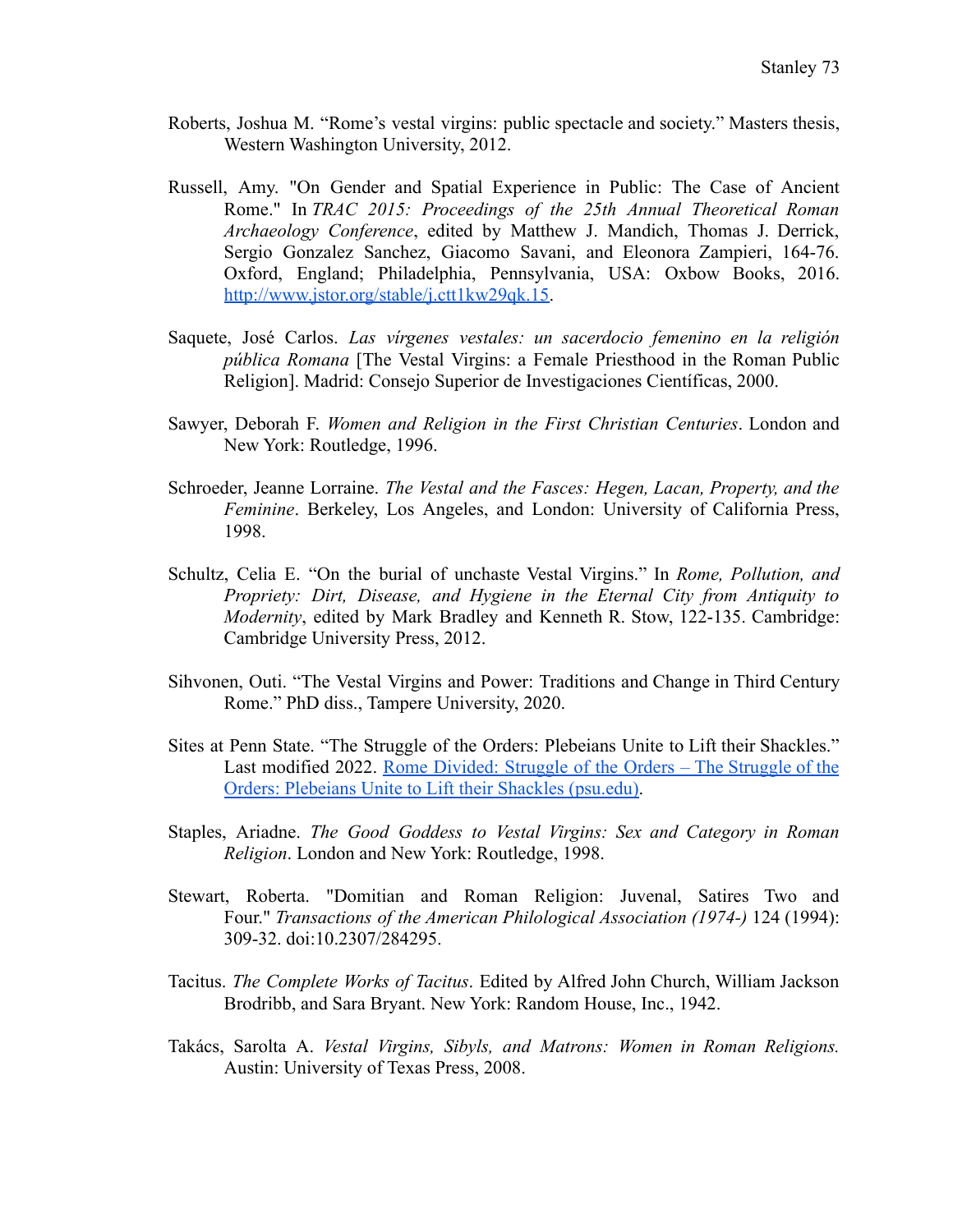Roberts, Joshua M. "Rome's vestal virgins: public spectacle and society." Masters thesis, Western Washington University, 2012.

Russell, Amy. "On Gender and Spatial Experience in Public: The Case of Ancient Rome." In *TRAC 2015: Proceedings of the 25th Annual Theoretical Roman Archaeology Conference*, edited by Matthew J. Mandich, Thomas J. Derrick, Sergio Gonzalez Sanchez, Giacomo Savani, and Eleonora Zampieri, 164-76. Oxford, England; Philadelphia, Pennsylvania, USA: Oxbow Books, 2016. [http://www.jstor.org/stable/j.ctt1kw29qk.15](http://www.jstor.org/stable/j.ctt1kw29qk.15).

Saquete, José Carlos. *Las vírgenes vestales: un sacerdocio femenino en la religión pública Romana* [The Vestal Virgins: a Female Priesthood in the Roman Public Religion]. Madrid: Consejo Superior de Investigaciones Científicas, 2000.

Sawyer, Deborah F. *Women and Religion in the First Christian Centuries*. London and New York: Routledge, 1996.

Schroeder, Jeanne Lorraine. *The Vestal and the Fasces: Hegen, Lacan, Property, and the Feminine*. Berkeley, Los Angeles, and London: University of California Press, 1998.

Schultz, Celia E. "On the burial of unchaste Vestal Virgins." In *Rome, Pollution, and Propriety: Dirt, Disease, and Hygiene in the Eternal City from Antiquity to Modernity*, edited by Mark Bradley and Kenneth R. Stow, 122-135. Cambridge: Cambridge University Press, 2012.

Sihvonen, Outi. "The Vestal Virgins and Power: Traditions and Change in Third Century Rome." PhD diss., Tampere University, 2020.

Sites at Penn State. "The Struggle of the Orders: Plebeians Unite to Lift their Shackles." Last modified 2022. Rome Divided: Struggle of the Orders – The Struggle of the Orders: Plebeians Unite to Lift their Shackles (psu.edu).

Staples, Ariadne. *The Good Goddess to Vestal Virgins: Sex and Category in Roman Religion*. London and New York: Routledge, 1998.

Stewart, Roberta. "Domitian and Roman Religion: Juvenal, Satires Two and Four." *Transactions of the American Philological Association (1974-)* 124 (1994): 309-32. doi:10.2307/284295.

Tacitus. *The Complete Works of Tacitus*. Edited by Alfred John Church, William Jackson Brodribb, and Sara Bryant. New York: Random House, Inc., 1942.

Takács, Sarolta A. *Vestal Virgins, Sibyls, and Matrons: Women in Roman Religions.* Austin: University of Texas Press, 2008.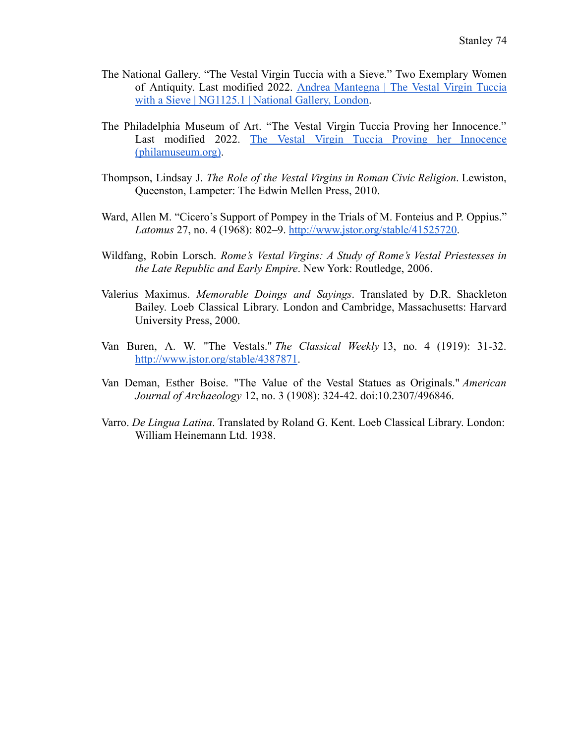The National Gallery. "The Vestal Virgin Tuccia with a Sieve." Two Exemplary Women of Antiquity. Last modified 2022. [Andrea Mantegna | The Vestal Virgin Tuccia with a Sieve | NG1125.1 | National Gallery, London].

The Philadelphia Museum of Art. "The Vestal Virgin Tuccia Proving her Innocence." Last modified 2022. [The Vestal Virgin Tuccia Proving her Innocence (philamuseum.org)].

Thompson, Lindsay J. *The Role of the Vestal Virgins in Roman Civic Religion*. Lewiston, Queenston, Lampeter: The Edwin Mellen Press, 2010.

Ward, Allen M. "Cicero's Support of Pompey in the Trials of M. Fonteius and P. Oppius." *Latomus* 27, no. 4 (1968): 802–9. http://www.jstor.org/stable/41525720.

Wildfang, Robin Lorsch. *Rome's Vestal Virgins: A Study of Rome's Vestal Priestesses in the Late Republic and Early Empire*. New York: Routledge, 2006.

Valerius Maximus. *Memorable Doings and Sayings*. Translated by D.R. Shackleton Bailey. Loeb Classical Library. London and Cambridge, Massachusetts: Harvard University Press, 2000.

Van Buren, A. W. "The Vestals." *The Classical Weekly* 13, no. 4 (1919): 31-32. http://www.jstor.org/stable/4387871.

Van Deman, Esther Boise. "The Value of the Vestal Statues as Originals." *American Journal of Archaeology* 12, no. 3 (1908): 324-42. doi:10.2307/496846.

Varro. *De Lingua Latina*. Translated by Roland G. Kent. Loeb Classical Library. London: William Heinemann Ltd. 1938.